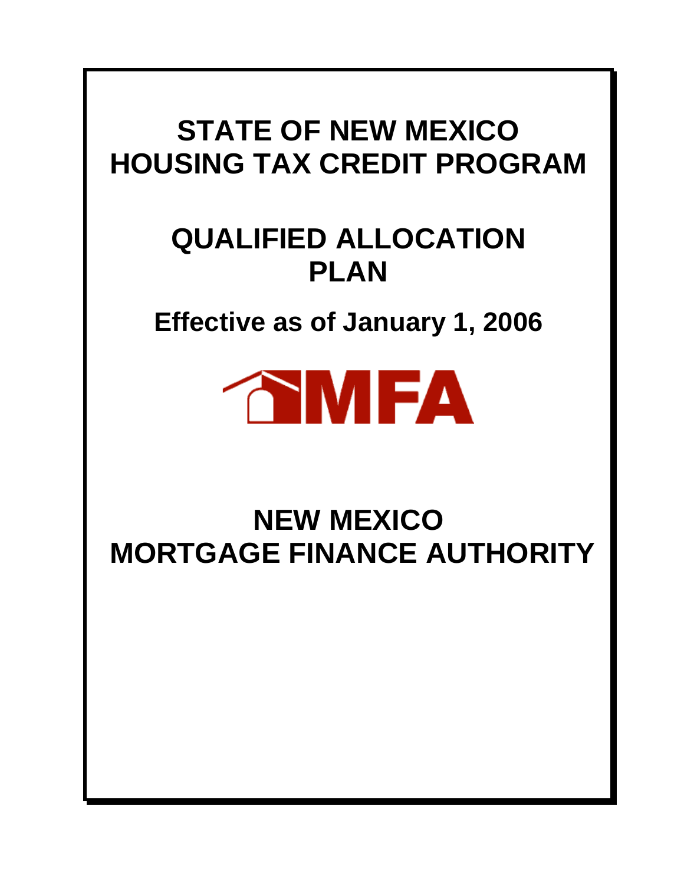# STATE OF NEW MEXICO HOUSING TAX CREDIT PROGRAM

# QUALIFIED ALLOCATION PLAN

## Effective as of January 1, 2006

MFA

# NEW MEXICO MORTGAGE FINANCE AUTHORITY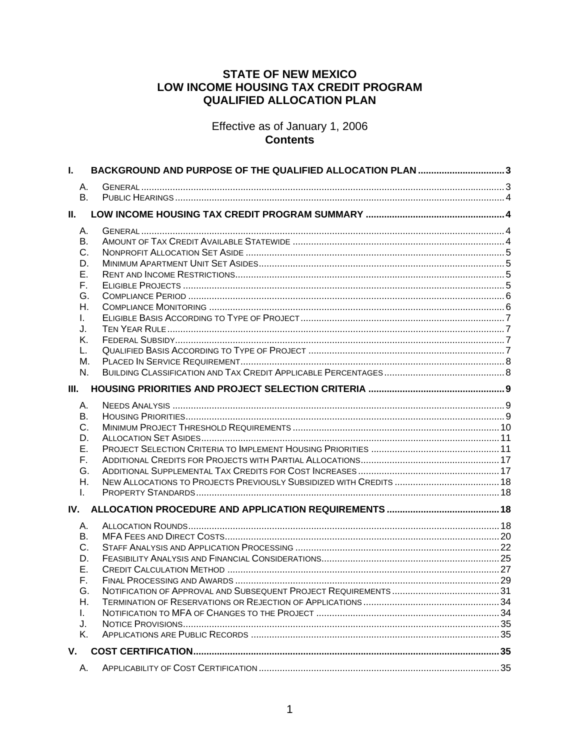# STATE OF NEW MEXICO
# LOW INCOME HOUSING TAX CREDIT PROGRAM
# QUALIFIED ALLOCATION PLAN

Effective as of January 1, 2006

**Contents**

| | | |
|---|---|---|
| **I.** | **BACKGROUND AND PURPOSE OF THE QUALIFIED ALLOCATION PLAN** | **3** |
| A. | GENERAL | 3 |
| B. | PUBLIC HEARINGS | 4 |
| **II.** | **LOW INCOME HOUSING TAX CREDIT PROGRAM SUMMARY** | **4** |
| A. | GENERAL | 4 |
| B. | AMOUNT OF TAX CREDIT AVAILABLE STATEWIDE | 4 |
| C. | NONPROFIT ALLOCATION SET ASIDE | 5 |
| D. | MINIMUM APARTMENT UNIT SET ASIDES | 5 |
| E. | RENT AND INCOME RESTRICTIONS | 5 |
| F. | ELIGIBLE PROJECTS | 5 |
| G. | COMPLIANCE PERIOD | 6 |
| H. | COMPLIANCE MONITORING | 6 |
| I. | ELIGIBLE BASIS ACCORDING TO TYPE OF PROJECT | 7 |
| J. | TEN YEAR RULE | 7 |
| K. | FEDERAL SUBSIDY | 7 |
| L. | QUALIFIED BASIS ACCORDING TO TYPE OF PROJECT | 7 |
| M. | PLACED IN SERVICE REQUIREMENT | 8 |
| N. | BUILDING CLASSIFICATION AND TAX CREDIT APPLICABLE PERCENTAGES | 8 |
| **III.** | **HOUSING PRIORITIES AND PROJECT SELECTION CRITERIA** | **9** |
| A. | NEEDS ANALYSIS | 9 |
| B. | HOUSING PRIORITIES | 9 |
| C. | MINIMUM PROJECT THRESHOLD REQUIREMENTS | 10 |
| D. | ALLOCATION SET ASIDES | 11 |
| E. | PROJECT SELECTION CRITERIA TO IMPLEMENT HOUSING PRIORITIES | 11 |
| F. | ADDITIONAL CREDITS FOR PROJECTS WITH PARTIAL ALLOCATIONS | 17 |
| G. | ADDITIONAL SUPPLEMENTAL TAX CREDITS FOR COST INCREASES | 17 |
| H. | NEW ALLOCATIONS TO PROJECTS PREVIOUSLY SUBSIDIZED WITH CREDITS | 18 |
| I. | PROPERTY STANDARDS | 18 |
| **IV.** | **ALLOCATION PROCEDURE AND APPLICATION REQUIREMENTS** | **18** |
| A. | ALLOCATION ROUNDS | 18 |
| B. | MFA FEES AND DIRECT COSTS | 20 |
| C. | STAFF ANALYSIS AND APPLICATION PROCESSING | 22 |
| D. | FEASIBILITY ANALYSIS AND FINANCIAL CONSIDERATIONS | 25 |
| E. | CREDIT CALCULATION METHOD | 27 |
| F. | FINAL PROCESSING AND AWARDS | 29 |
| G. | NOTIFICATION OF APPROVAL AND SUBSEQUENT PROJECT REQUIREMENTS | 31 |
| H. | TERMINATION OF RESERVATIONS OR REJECTION OF APPLICATIONS | 34 |
| I. | NOTIFICATION TO MFA OF CHANGES TO THE PROJECT | 34 |
| J. | NOTICE PROVISIONS | 35 |
| K. | APPLICATIONS ARE PUBLIC RECORDS | 35 |
| **V.** | **COST CERTIFICATION** | **35** |
| A. | APPLICABILITY OF COST CERTIFICATION | 35 |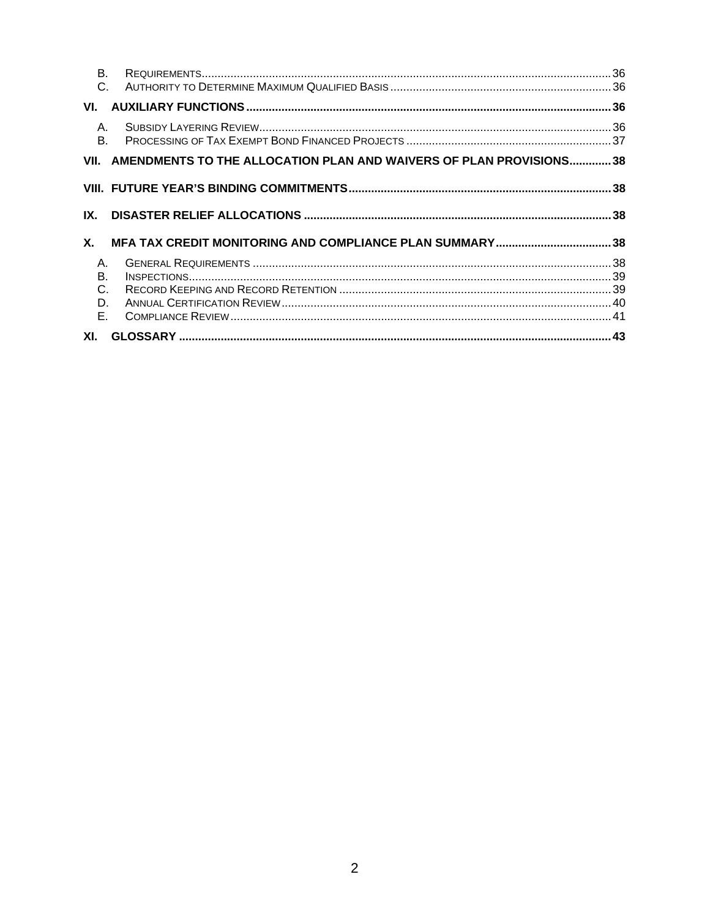B. Requirements ............................................................ 36
C. Authority to Determine Maximum Qualified Basis ............................................................ 36

**VI. AUXILIARY FUNCTIONS ............................................................ 36**

A. Subsidy Layering Review ............................................................ 36
B. Processing of Tax Exempt Bond Financed Projects ............................................................ 37

**VII. AMENDMENTS TO THE ALLOCATION PLAN AND WAIVERS OF PLAN PROVISIONS ............ 38**

**VIII. FUTURE YEAR'S BINDING COMMITMENTS ............................................................ 38**

**IX. DISASTER RELIEF ALLOCATIONS ............................................................ 38**

**X. MFA TAX CREDIT MONITORING AND COMPLIANCE PLAN SUMMARY ............................................................ 38**

A. General Requirements ............................................................ 38
B. Inspections ............................................................ 39
C. Record Keeping and Record Retention ............................................................ 39
D. Annual Certification Review ............................................................ 40
E. Compliance Review ............................................................ 41

**XI. GLOSSARY ............................................................ 43**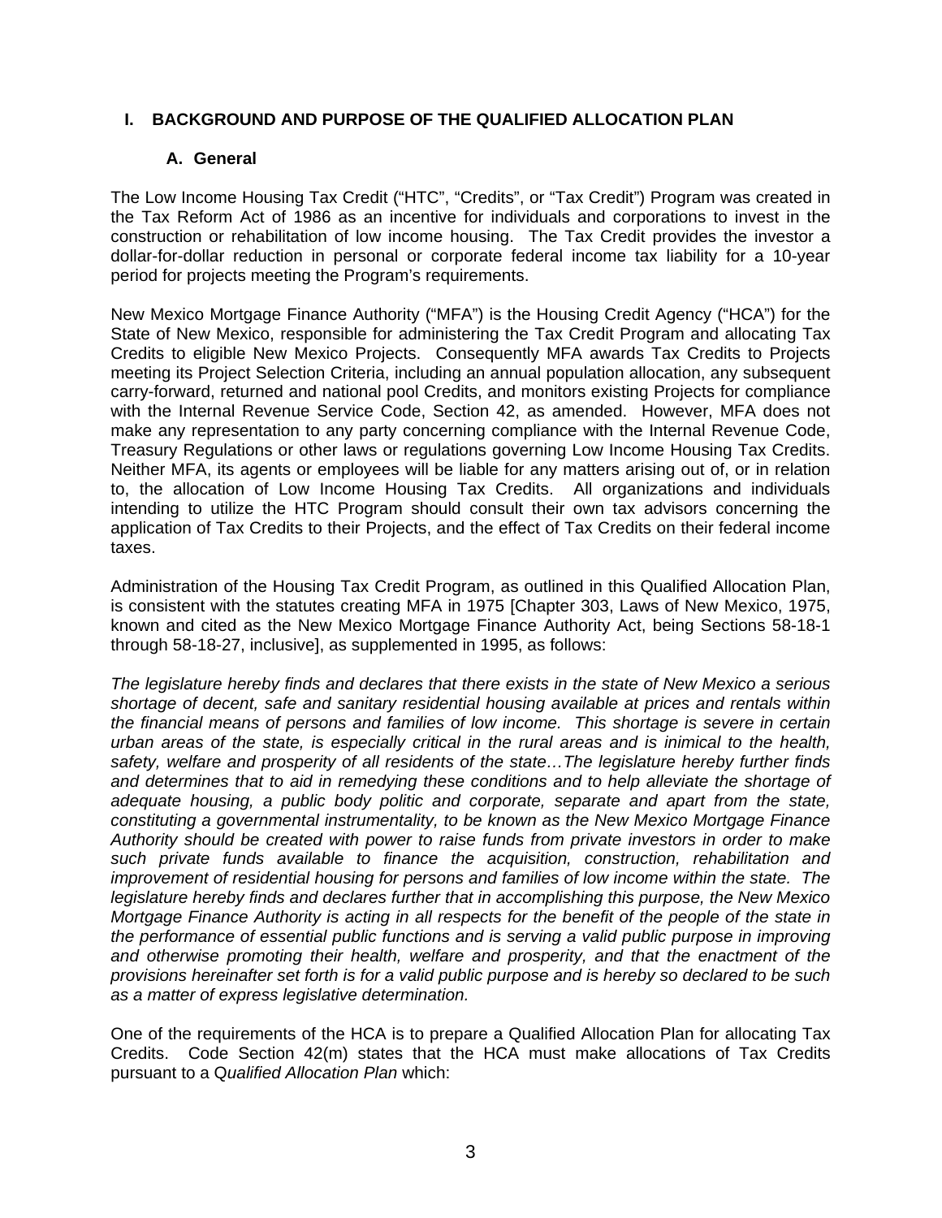## I. BACKGROUND AND PURPOSE OF THE QUALIFIED ALLOCATION PLAN

### A. General

The Low Income Housing Tax Credit ("HTC", "Credits", or "Tax Credit") Program was created in the Tax Reform Act of 1986 as an incentive for individuals and corporations to invest in the construction or rehabilitation of low income housing. The Tax Credit provides the investor a dollar-for-dollar reduction in personal or corporate federal income tax liability for a 10-year period for projects meeting the Program's requirements.

New Mexico Mortgage Finance Authority ("MFA") is the Housing Credit Agency ("HCA") for the State of New Mexico, responsible for administering the Tax Credit Program and allocating Tax Credits to eligible New Mexico Projects. Consequently MFA awards Tax Credits to Projects meeting its Project Selection Criteria, including an annual population allocation, any subsequent carry-forward, returned and national pool Credits, and monitors existing Projects for compliance with the Internal Revenue Service Code, Section 42, as amended. However, MFA does not make any representation to any party concerning compliance with the Internal Revenue Code, Treasury Regulations or other laws or regulations governing Low Income Housing Tax Credits. Neither MFA, its agents or employees will be liable for any matters arising out of, or in relation to, the allocation of Low Income Housing Tax Credits. All organizations and individuals intending to utilize the HTC Program should consult their own tax advisors concerning the application of Tax Credits to their Projects, and the effect of Tax Credits on their federal income taxes.

Administration of the Housing Tax Credit Program, as outlined in this Qualified Allocation Plan, is consistent with the statutes creating MFA in 1975 [Chapter 303, Laws of New Mexico, 1975, known and cited as the New Mexico Mortgage Finance Authority Act, being Sections 58-18-1 through 58-18-27, inclusive], as supplemented in 1995, as follows:

*The legislature hereby finds and declares that there exists in the state of New Mexico a serious shortage of decent, safe and sanitary residential housing available at prices and rentals within the financial means of persons and families of low income. This shortage is severe in certain urban areas of the state, is especially critical in the rural areas and is inimical to the health, safety, welfare and prosperity of all residents of the state…The legislature hereby further finds and determines that to aid in remedying these conditions and to help alleviate the shortage of adequate housing, a public body politic and corporate, separate and apart from the state, constituting a governmental instrumentality, to be known as the New Mexico Mortgage Finance Authority should be created with power to raise funds from private investors in order to make such private funds available to finance the acquisition, construction, rehabilitation and improvement of residential housing for persons and families of low income within the state. The legislature hereby finds and declares further that in accomplishing this purpose, the New Mexico Mortgage Finance Authority is acting in all respects for the benefit of the people of the state in the performance of essential public functions and is serving a valid public purpose in improving and otherwise promoting their health, welfare and prosperity, and that the enactment of the provisions hereinafter set forth is for a valid public purpose and is hereby so declared to be such as a matter of express legislative determination.*

One of the requirements of the HCA is to prepare a Qualified Allocation Plan for allocating Tax Credits. Code Section 42(m) states that the HCA must make allocations of Tax Credits pursuant to a Q*ualified Allocation Plan* which: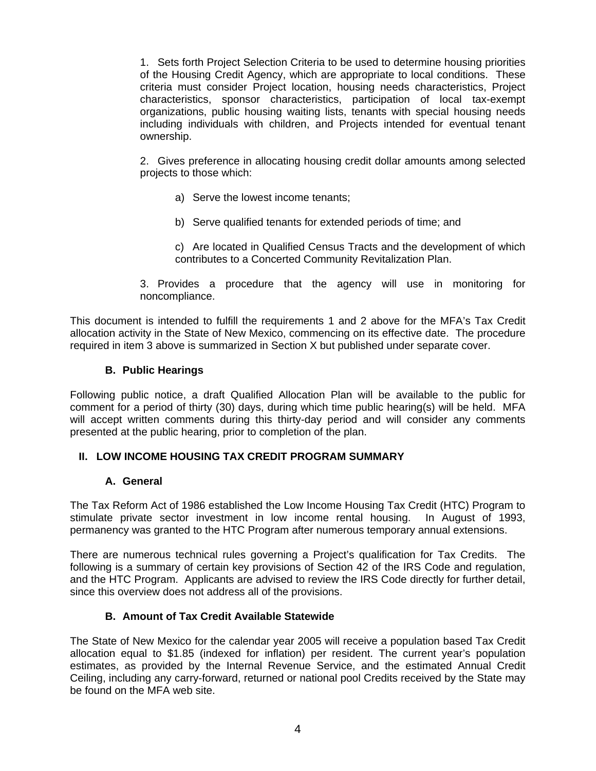1. Sets forth Project Selection Criteria to be used to determine housing priorities of the Housing Credit Agency, which are appropriate to local conditions. These criteria must consider Project location, housing needs characteristics, Project characteristics, sponsor characteristics, participation of local tax-exempt organizations, public housing waiting lists, tenants with special housing needs including individuals with children, and Projects intended for eventual tenant ownership.

2. Gives preference in allocating housing credit dollar amounts among selected projects to those which:

   a) Serve the lowest income tenants;

   b) Serve qualified tenants for extended periods of time; and

   c) Are located in Qualified Census Tracts and the development of which contributes to a Concerted Community Revitalization Plan.

3. Provides a procedure that the agency will use in monitoring for noncompliance.

This document is intended to fulfill the requirements 1 and 2 above for the MFA's Tax Credit allocation activity in the State of New Mexico, commencing on its effective date. The procedure required in item 3 above is summarized in Section X but published under separate cover.

### B. Public Hearings

Following public notice, a draft Qualified Allocation Plan will be available to the public for comment for a period of thirty (30) days, during which time public hearing(s) will be held. MFA will accept written comments during this thirty-day period and will consider any comments presented at the public hearing, prior to completion of the plan.

## II. LOW INCOME HOUSING TAX CREDIT PROGRAM SUMMARY

### A. General

The Tax Reform Act of 1986 established the Low Income Housing Tax Credit (HTC) Program to stimulate private sector investment in low income rental housing. In August of 1993, permanency was granted to the HTC Program after numerous temporary annual extensions.

There are numerous technical rules governing a Project's qualification for Tax Credits. The following is a summary of certain key provisions of Section 42 of the IRS Code and regulation, and the HTC Program. Applicants are advised to review the IRS Code directly for further detail, since this overview does not address all of the provisions.

### B. Amount of Tax Credit Available Statewide

The State of New Mexico for the calendar year 2005 will receive a population based Tax Credit allocation equal to $1.85 (indexed for inflation) per resident. The current year's population estimates, as provided by the Internal Revenue Service, and the estimated Annual Credit Ceiling, including any carry-forward, returned or national pool Credits received by the State may be found on the MFA web site.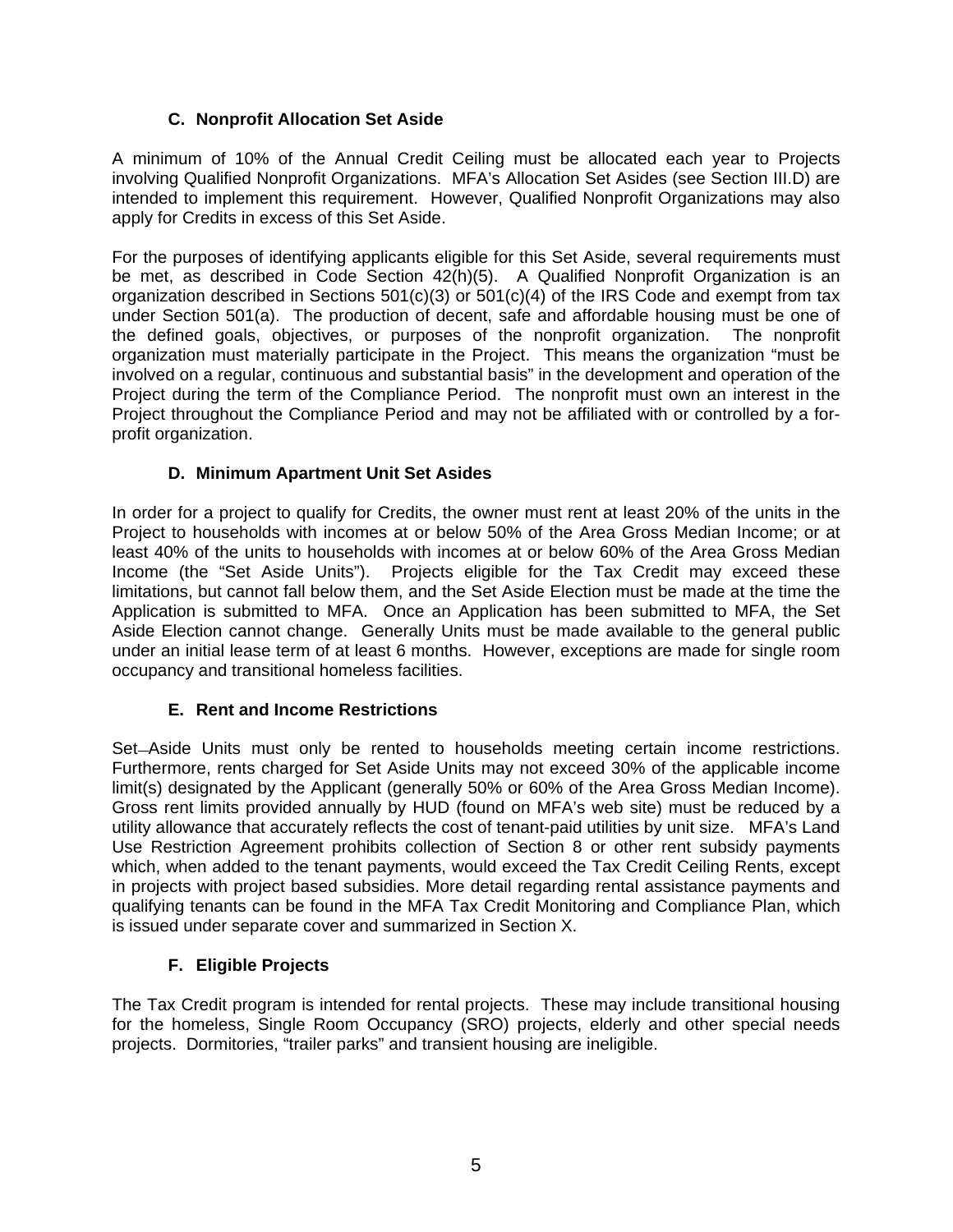### C. Nonprofit Allocation Set Aside

A minimum of 10% of the Annual Credit Ceiling must be allocated each year to Projects involving Qualified Nonprofit Organizations. MFA's Allocation Set Asides (see Section III.D) are intended to implement this requirement. However, Qualified Nonprofit Organizations may also apply for Credits in excess of this Set Aside.

For the purposes of identifying applicants eligible for this Set Aside, several requirements must be met, as described in Code Section 42(h)(5). A Qualified Nonprofit Organization is an organization described in Sections 501(c)(3) or 501(c)(4) of the IRS Code and exempt from tax under Section 501(a). The production of decent, safe and affordable housing must be one of the defined goals, objectives, or purposes of the nonprofit organization. The nonprofit organization must materially participate in the Project. This means the organization "must be involved on a regular, continuous and substantial basis" in the development and operation of the Project during the term of the Compliance Period. The nonprofit must own an interest in the Project throughout the Compliance Period and may not be affiliated with or controlled by a for-profit organization.

### D. Minimum Apartment Unit Set Asides

In order for a project to qualify for Credits, the owner must rent at least 20% of the units in the Project to households with incomes at or below 50% of the Area Gross Median Income; or at least 40% of the units to households with incomes at or below 60% of the Area Gross Median Income (the "Set Aside Units"). Projects eligible for the Tax Credit may exceed these limitations, but cannot fall below them, and the Set Aside Election must be made at the time the Application is submitted to MFA. Once an Application has been submitted to MFA, the Set Aside Election cannot change. Generally Units must be made available to the general public under an initial lease term of at least 6 months. However, exceptions are made for single room occupancy and transitional homeless facilities.

### E. Rent and Income Restrictions

Set-Aside Units must only be rented to households meeting certain income restrictions. Furthermore, rents charged for Set Aside Units may not exceed 30% of the applicable income limit(s) designated by the Applicant (generally 50% or 60% of the Area Gross Median Income). Gross rent limits provided annually by HUD (found on MFA's web site) must be reduced by a utility allowance that accurately reflects the cost of tenant-paid utilities by unit size. MFA's Land Use Restriction Agreement prohibits collection of Section 8 or other rent subsidy payments which, when added to the tenant payments, would exceed the Tax Credit Ceiling Rents, except in projects with project based subsidies. More detail regarding rental assistance payments and qualifying tenants can be found in the MFA Tax Credit Monitoring and Compliance Plan, which is issued under separate cover and summarized in Section X.

### F. Eligible Projects

The Tax Credit program is intended for rental projects. These may include transitional housing for the homeless, Single Room Occupancy (SRO) projects, elderly and other special needs projects. Dormitories, "trailer parks" and transient housing are ineligible.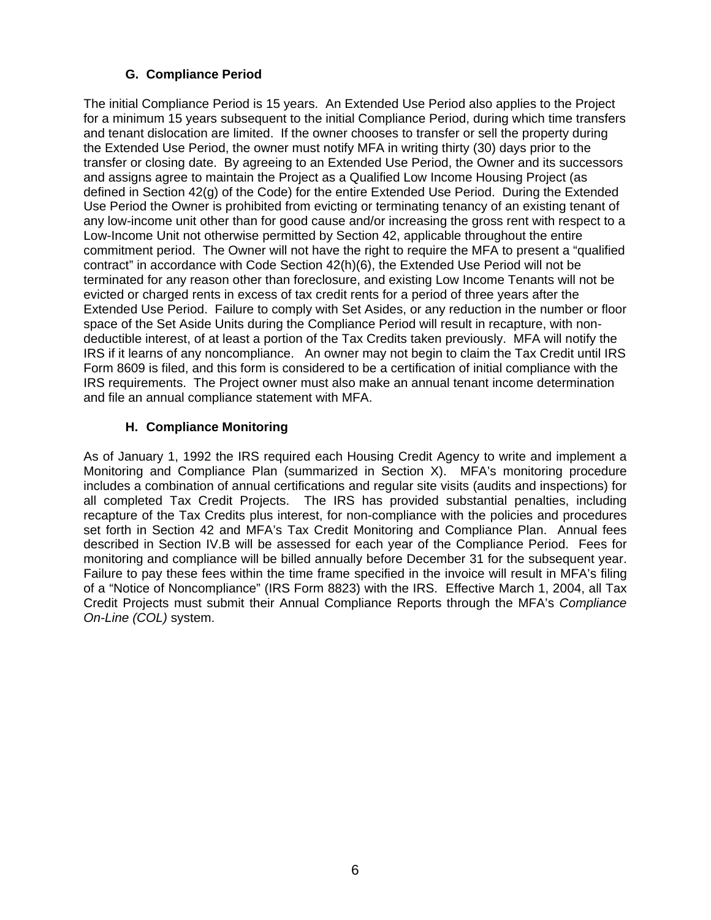### G. Compliance Period

The initial Compliance Period is 15 years. An Extended Use Period also applies to the Project for a minimum 15 years subsequent to the initial Compliance Period, during which time transfers and tenant dislocation are limited. If the owner chooses to transfer or sell the property during the Extended Use Period, the owner must notify MFA in writing thirty (30) days prior to the transfer or closing date. By agreeing to an Extended Use Period, the Owner and its successors and assigns agree to maintain the Project as a Qualified Low Income Housing Project (as defined in Section 42(g) of the Code) for the entire Extended Use Period. During the Extended Use Period the Owner is prohibited from evicting or terminating tenancy of an existing tenant of any low-income unit other than for good cause and/or increasing the gross rent with respect to a Low-Income Unit not otherwise permitted by Section 42, applicable throughout the entire commitment period. The Owner will not have the right to require the MFA to present a "qualified contract" in accordance with Code Section 42(h)(6), the Extended Use Period will not be terminated for any reason other than foreclosure, and existing Low Income Tenants will not be evicted or charged rents in excess of tax credit rents for a period of three years after the Extended Use Period. Failure to comply with Set Asides, or any reduction in the number or floor space of the Set Aside Units during the Compliance Period will result in recapture, with non-deductible interest, of at least a portion of the Tax Credits taken previously. MFA will notify the IRS if it learns of any noncompliance. An owner may not begin to claim the Tax Credit until IRS Form 8609 is filed, and this form is considered to be a certification of initial compliance with the IRS requirements. The Project owner must also make an annual tenant income determination and file an annual compliance statement with MFA.

### H. Compliance Monitoring

As of January 1, 1992 the IRS required each Housing Credit Agency to write and implement a Monitoring and Compliance Plan (summarized in Section X). MFA's monitoring procedure includes a combination of annual certifications and regular site visits (audits and inspections) for all completed Tax Credit Projects. The IRS has provided substantial penalties, including recapture of the Tax Credits plus interest, for non-compliance with the policies and procedures set forth in Section 42 and MFA's Tax Credit Monitoring and Compliance Plan. Annual fees described in Section IV.B will be assessed for each year of the Compliance Period. Fees for monitoring and compliance will be billed annually before December 31 for the subsequent year. Failure to pay these fees within the time frame specified in the invoice will result in MFA's filing of a "Notice of Noncompliance" (IRS Form 8823) with the IRS. Effective March 1, 2004, all Tax Credit Projects must submit their Annual Compliance Reports through the MFA's *Compliance On-Line (COL)* system.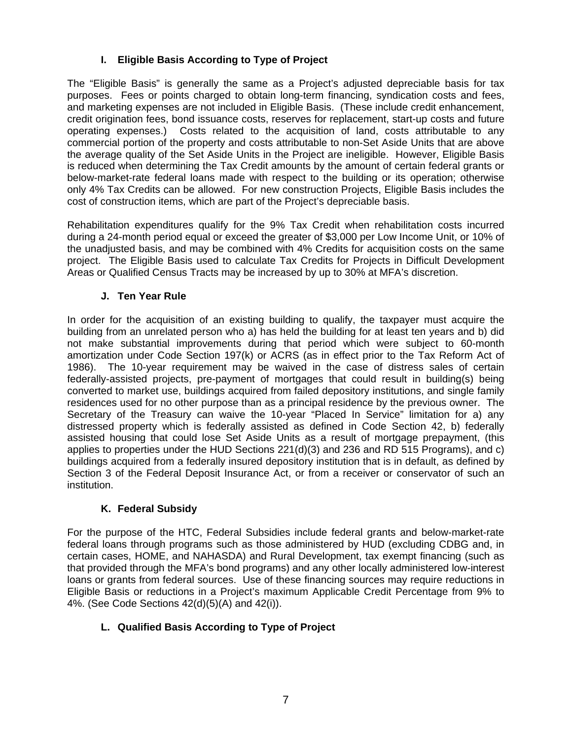### I. Eligible Basis According to Type of Project

The "Eligible Basis" is generally the same as a Project's adjusted depreciable basis for tax purposes. Fees or points charged to obtain long-term financing, syndication costs and fees, and marketing expenses are not included in Eligible Basis. (These include credit enhancement, credit origination fees, bond issuance costs, reserves for replacement, start-up costs and future operating expenses.) Costs related to the acquisition of land, costs attributable to any commercial portion of the property and costs attributable to non-Set Aside Units that are above the average quality of the Set Aside Units in the Project are ineligible. However, Eligible Basis is reduced when determining the Tax Credit amounts by the amount of certain federal grants or below-market-rate federal loans made with respect to the building or its operation; otherwise only 4% Tax Credits can be allowed. For new construction Projects, Eligible Basis includes the cost of construction items, which are part of the Project's depreciable basis.

Rehabilitation expenditures qualify for the 9% Tax Credit when rehabilitation costs incurred during a 24-month period equal or exceed the greater of $3,000 per Low Income Unit, or 10% of the unadjusted basis, and may be combined with 4% Credits for acquisition costs on the same project. The Eligible Basis used to calculate Tax Credits for Projects in Difficult Development Areas or Qualified Census Tracts may be increased by up to 30% at MFA's discretion.

### J. Ten Year Rule

In order for the acquisition of an existing building to qualify, the taxpayer must acquire the building from an unrelated person who a) has held the building for at least ten years and b) did not make substantial improvements during that period which were subject to 60-month amortization under Code Section 197(k) or ACRS (as in effect prior to the Tax Reform Act of 1986). The 10-year requirement may be waived in the case of distress sales of certain federally-assisted projects, pre-payment of mortgages that could result in building(s) being converted to market use, buildings acquired from failed depository institutions, and single family residences used for no other purpose than as a principal residence by the previous owner. The Secretary of the Treasury can waive the 10-year "Placed In Service" limitation for a) any distressed property which is federally assisted as defined in Code Section 42, b) federally assisted housing that could lose Set Aside Units as a result of mortgage prepayment, (this applies to properties under the HUD Sections 221(d)(3) and 236 and RD 515 Programs), and c) buildings acquired from a federally insured depository institution that is in default, as defined by Section 3 of the Federal Deposit Insurance Act, or from a receiver or conservator of such an institution.

### K. Federal Subsidy

For the purpose of the HTC, Federal Subsidies include federal grants and below-market-rate federal loans through programs such as those administered by HUD (excluding CDBG and, in certain cases, HOME, and NAHASDA) and Rural Development, tax exempt financing (such as that provided through the MFA's bond programs) and any other locally administered low-interest loans or grants from federal sources. Use of these financing sources may require reductions in Eligible Basis or reductions in a Project's maximum Applicable Credit Percentage from 9% to 4%. (See Code Sections 42(d)(5)(A) and 42(i)).

### L. Qualified Basis According to Type of Project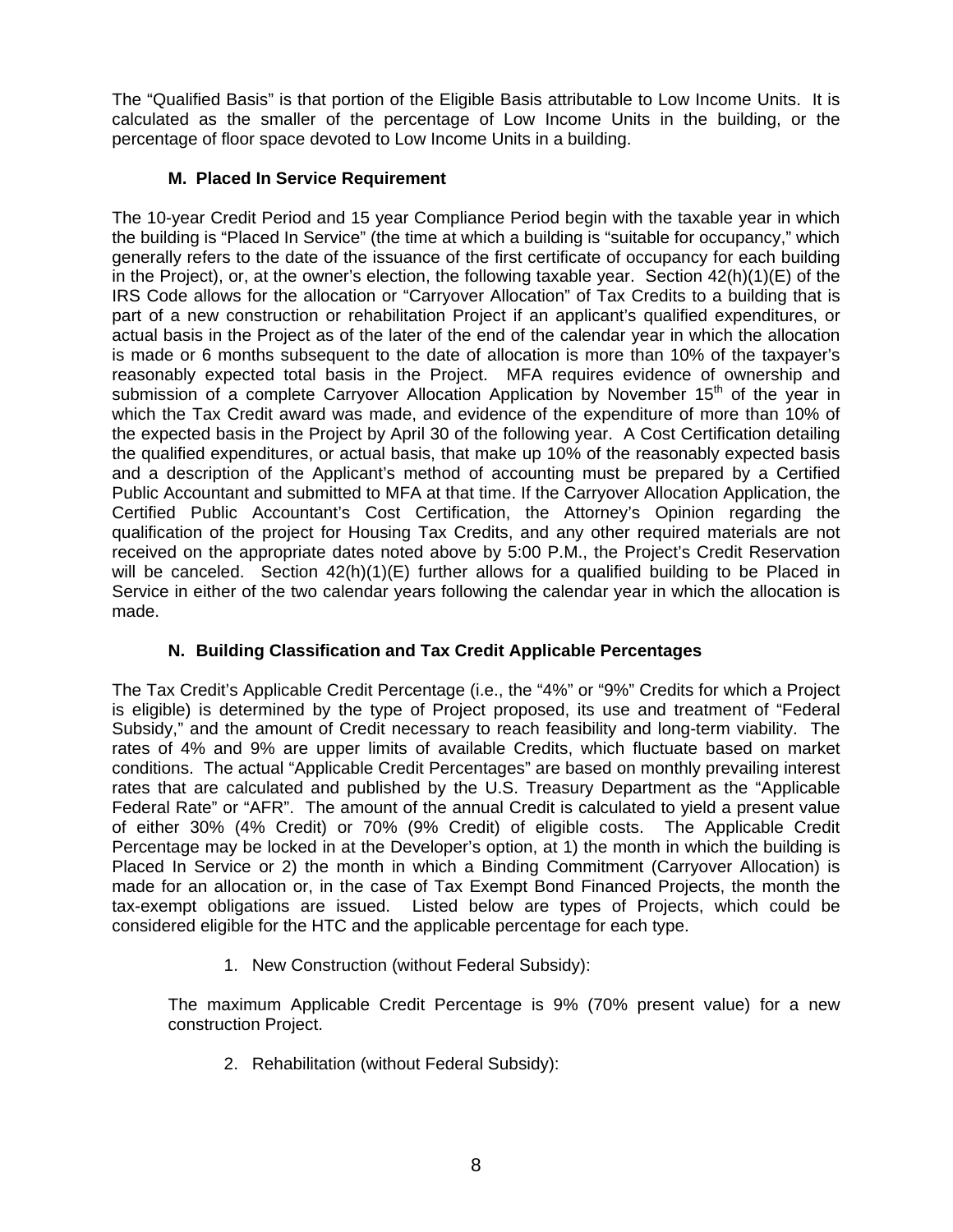The "Qualified Basis" is that portion of the Eligible Basis attributable to Low Income Units. It is calculated as the smaller of the percentage of Low Income Units in the building, or the percentage of floor space devoted to Low Income Units in a building.

### M. Placed In Service Requirement

The 10-year Credit Period and 15 year Compliance Period begin with the taxable year in which the building is "Placed In Service" (the time at which a building is "suitable for occupancy," which generally refers to the date of the issuance of the first certificate of occupancy for each building in the Project), or, at the owner's election, the following taxable year. Section 42(h)(1)(E) of the IRS Code allows for the allocation or "Carryover Allocation" of Tax Credits to a building that is part of a new construction or rehabilitation Project if an applicant's qualified expenditures, or actual basis in the Project as of the later of the end of the calendar year in which the allocation is made or 6 months subsequent to the date of allocation is more than 10% of the taxpayer's reasonably expected total basis in the Project. MFA requires evidence of ownership and submission of a complete Carryover Allocation Application by November 15th of the year in which the Tax Credit award was made, and evidence of the expenditure of more than 10% of the expected basis in the Project by April 30 of the following year. A Cost Certification detailing the qualified expenditures, or actual basis, that make up 10% of the reasonably expected basis and a description of the Applicant's method of accounting must be prepared by a Certified Public Accountant and submitted to MFA at that time. If the Carryover Allocation Application, the Certified Public Accountant's Cost Certification, the Attorney's Opinion regarding the qualification of the project for Housing Tax Credits, and any other required materials are not received on the appropriate dates noted above by 5:00 P.M., the Project's Credit Reservation will be canceled. Section 42(h)(1)(E) further allows for a qualified building to be Placed in Service in either of the two calendar years following the calendar year in which the allocation is made.

### N. Building Classification and Tax Credit Applicable Percentages

The Tax Credit's Applicable Credit Percentage (i.e., the "4%" or "9%" Credits for which a Project is eligible) is determined by the type of Project proposed, its use and treatment of "Federal Subsidy," and the amount of Credit necessary to reach feasibility and long-term viability. The rates of 4% and 9% are upper limits of available Credits, which fluctuate based on market conditions. The actual "Applicable Credit Percentages" are based on monthly prevailing interest rates that are calculated and published by the U.S. Treasury Department as the "Applicable Federal Rate" or "AFR". The amount of the annual Credit is calculated to yield a present value of either 30% (4% Credit) or 70% (9% Credit) of eligible costs. The Applicable Credit Percentage may be locked in at the Developer's option, at 1) the month in which the building is Placed In Service or 2) the month in which a Binding Commitment (Carryover Allocation) is made for an allocation or, in the case of Tax Exempt Bond Financed Projects, the month the tax-exempt obligations are issued. Listed below are types of Projects, which could be considered eligible for the HTC and the applicable percentage for each type.

1. New Construction (without Federal Subsidy):

The maximum Applicable Credit Percentage is 9% (70% present value) for a new construction Project.

2. Rehabilitation (without Federal Subsidy):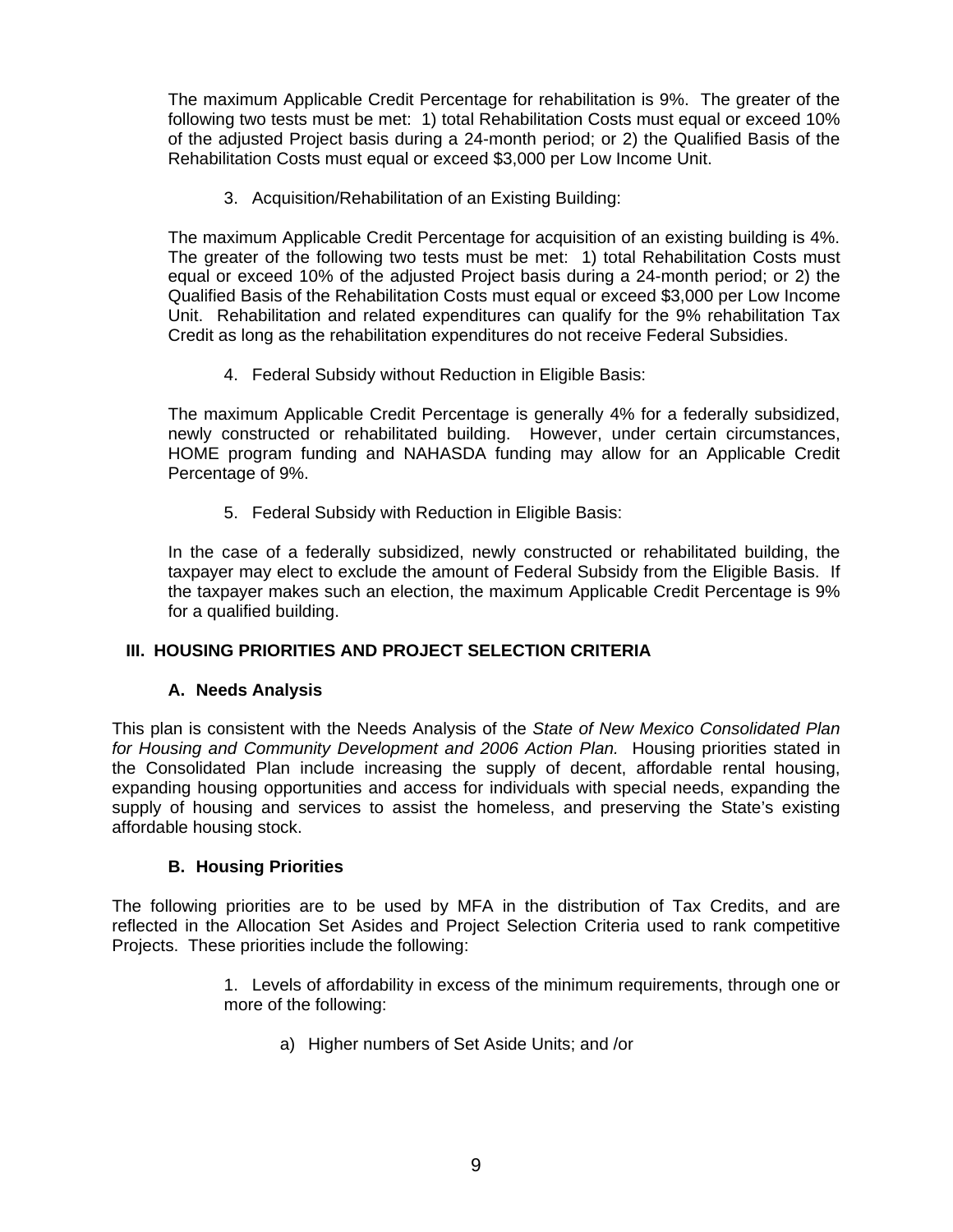The maximum Applicable Credit Percentage for rehabilitation is 9%. The greater of the following two tests must be met: 1) total Rehabilitation Costs must equal or exceed 10% of the adjusted Project basis during a 24-month period; or 2) the Qualified Basis of the Rehabilitation Costs must equal or exceed $3,000 per Low Income Unit.

3. Acquisition/Rehabilitation of an Existing Building:

The maximum Applicable Credit Percentage for acquisition of an existing building is 4%. The greater of the following two tests must be met: 1) total Rehabilitation Costs must equal or exceed 10% of the adjusted Project basis during a 24-month period; or 2) the Qualified Basis of the Rehabilitation Costs must equal or exceed $3,000 per Low Income Unit. Rehabilitation and related expenditures can qualify for the 9% rehabilitation Tax Credit as long as the rehabilitation expenditures do not receive Federal Subsidies.

4. Federal Subsidy without Reduction in Eligible Basis:

The maximum Applicable Credit Percentage is generally 4% for a federally subsidized, newly constructed or rehabilitated building. However, under certain circumstances, HOME program funding and NAHASDA funding may allow for an Applicable Credit Percentage of 9%.

5. Federal Subsidy with Reduction in Eligible Basis:

In the case of a federally subsidized, newly constructed or rehabilitated building, the taxpayer may elect to exclude the amount of Federal Subsidy from the Eligible Basis. If the taxpayer makes such an election, the maximum Applicable Credit Percentage is 9% for a qualified building.

## III. HOUSING PRIORITIES AND PROJECT SELECTION CRITERIA

### A. Needs Analysis

This plan is consistent with the Needs Analysis of the *State of New Mexico Consolidated Plan for Housing and Community Development and 2006 Action Plan.* Housing priorities stated in the Consolidated Plan include increasing the supply of decent, affordable rental housing, expanding housing opportunities and access for individuals with special needs, expanding the supply of housing and services to assist the homeless, and preserving the State's existing affordable housing stock.

### B. Housing Priorities

The following priorities are to be used by MFA in the distribution of Tax Credits, and are reflected in the Allocation Set Asides and Project Selection Criteria used to rank competitive Projects. These priorities include the following:

1. Levels of affordability in excess of the minimum requirements, through one or more of the following:

   a) Higher numbers of Set Aside Units; and /or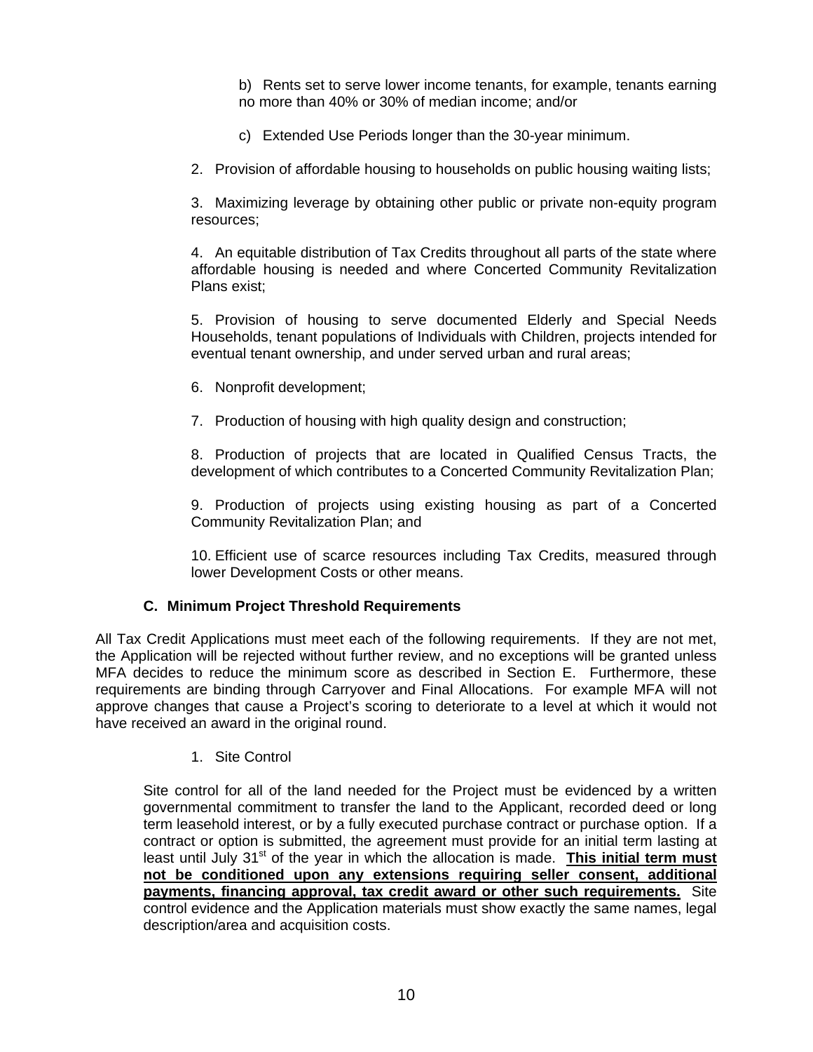b) Rents set to serve lower income tenants, for example, tenants earning no more than 40% or 30% of median income; and/or

c) Extended Use Periods longer than the 30-year minimum.

2. Provision of affordable housing to households on public housing waiting lists;

3. Maximizing leverage by obtaining other public or private non-equity program resources;

4. An equitable distribution of Tax Credits throughout all parts of the state where affordable housing is needed and where Concerted Community Revitalization Plans exist;

5. Provision of housing to serve documented Elderly and Special Needs Households, tenant populations of Individuals with Children, projects intended for eventual tenant ownership, and under served urban and rural areas;

6. Nonprofit development;

7. Production of housing with high quality design and construction;

8. Production of projects that are located in Qualified Census Tracts, the development of which contributes to a Concerted Community Revitalization Plan;

9. Production of projects using existing housing as part of a Concerted Community Revitalization Plan; and

10. Efficient use of scarce resources including Tax Credits, measured through lower Development Costs or other means.

### C. Minimum Project Threshold Requirements

All Tax Credit Applications must meet each of the following requirements. If they are not met, the Application will be rejected without further review, and no exceptions will be granted unless MFA decides to reduce the minimum score as described in Section E. Furthermore, these requirements are binding through Carryover and Final Allocations. For example MFA will not approve changes that cause a Project's scoring to deteriorate to a level at which it would not have received an award in the original round.

1. Site Control

Site control for all of the land needed for the Project must be evidenced by a written governmental commitment to transfer the land to the Applicant, recorded deed or long term leasehold interest, or by a fully executed purchase contract or purchase option. If a contract or option is submitted, the agreement must provide for an initial term lasting at least until July 31st of the year in which the allocation is made. **This initial term must not be conditioned upon any extensions requiring seller consent, additional payments, financing approval, tax credit award or other such requirements.** Site control evidence and the Application materials must show exactly the same names, legal description/area and acquisition costs.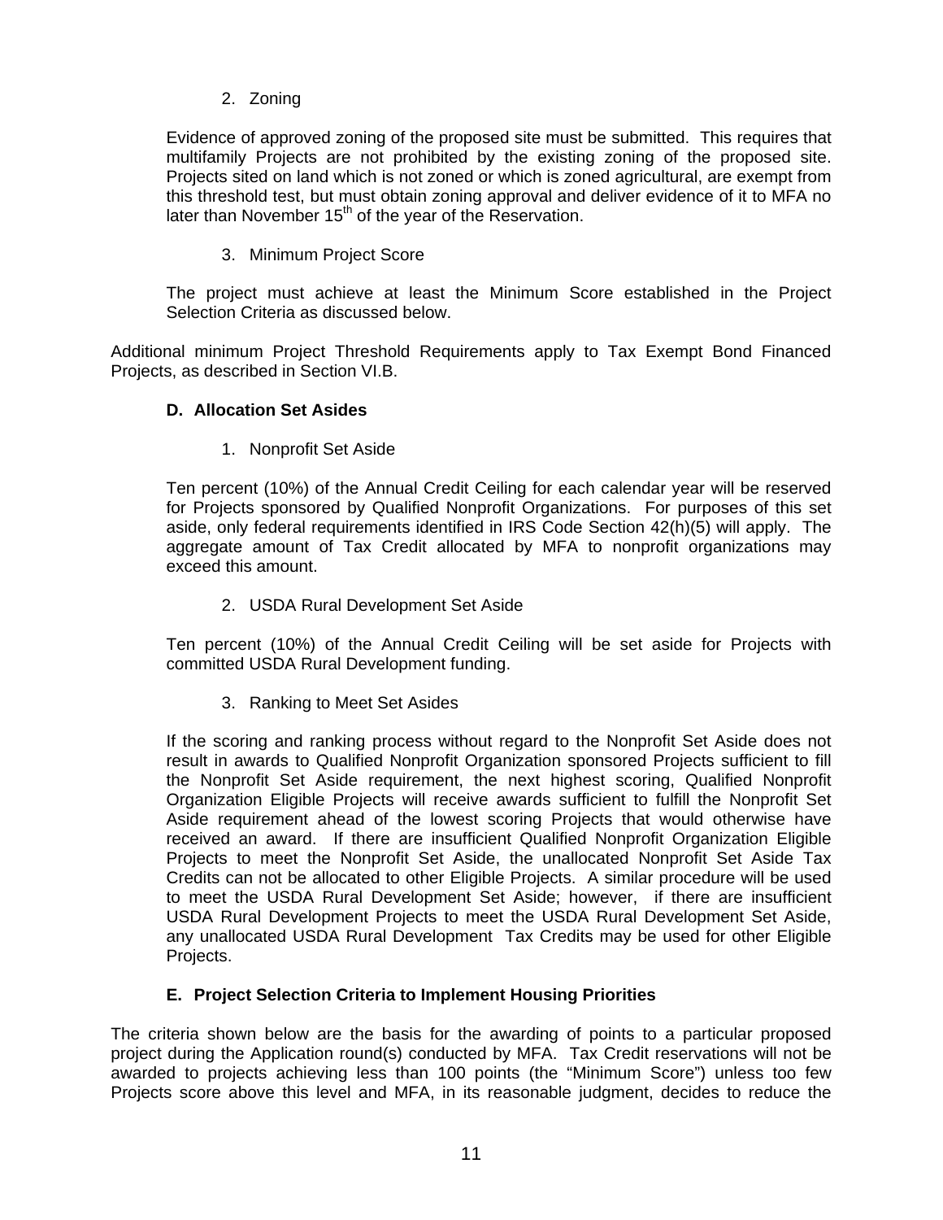2. Zoning

Evidence of approved zoning of the proposed site must be submitted. This requires that multifamily Projects are not prohibited by the existing zoning of the proposed site. Projects sited on land which is not zoned or which is zoned agricultural, are exempt from this threshold test, but must obtain zoning approval and deliver evidence of it to MFA no later than November 15th of the year of the Reservation.

3. Minimum Project Score

The project must achieve at least the Minimum Score established in the Project Selection Criteria as discussed below.

Additional minimum Project Threshold Requirements apply to Tax Exempt Bond Financed Projects, as described in Section VI.B.

### D. Allocation Set Asides

1. Nonprofit Set Aside

Ten percent (10%) of the Annual Credit Ceiling for each calendar year will be reserved for Projects sponsored by Qualified Nonprofit Organizations. For purposes of this set aside, only federal requirements identified in IRS Code Section 42(h)(5) will apply. The aggregate amount of Tax Credit allocated by MFA to nonprofit organizations may exceed this amount.

2. USDA Rural Development Set Aside

Ten percent (10%) of the Annual Credit Ceiling will be set aside for Projects with committed USDA Rural Development funding.

3. Ranking to Meet Set Asides

If the scoring and ranking process without regard to the Nonprofit Set Aside does not result in awards to Qualified Nonprofit Organization sponsored Projects sufficient to fill the Nonprofit Set Aside requirement, the next highest scoring, Qualified Nonprofit Organization Eligible Projects will receive awards sufficient to fulfill the Nonprofit Set Aside requirement ahead of the lowest scoring Projects that would otherwise have received an award. If there are insufficient Qualified Nonprofit Organization Eligible Projects to meet the Nonprofit Set Aside, the unallocated Nonprofit Set Aside Tax Credits can not be allocated to other Eligible Projects. A similar procedure will be used to meet the USDA Rural Development Set Aside; however, if there are insufficient USDA Rural Development Projects to meet the USDA Rural Development Set Aside, any unallocated USDA Rural Development Tax Credits may be used for other Eligible Projects.

### E. Project Selection Criteria to Implement Housing Priorities

The criteria shown below are the basis for the awarding of points to a particular proposed project during the Application round(s) conducted by MFA. Tax Credit reservations will not be awarded to projects achieving less than 100 points (the "Minimum Score") unless too few Projects score above this level and MFA, in its reasonable judgment, decides to reduce the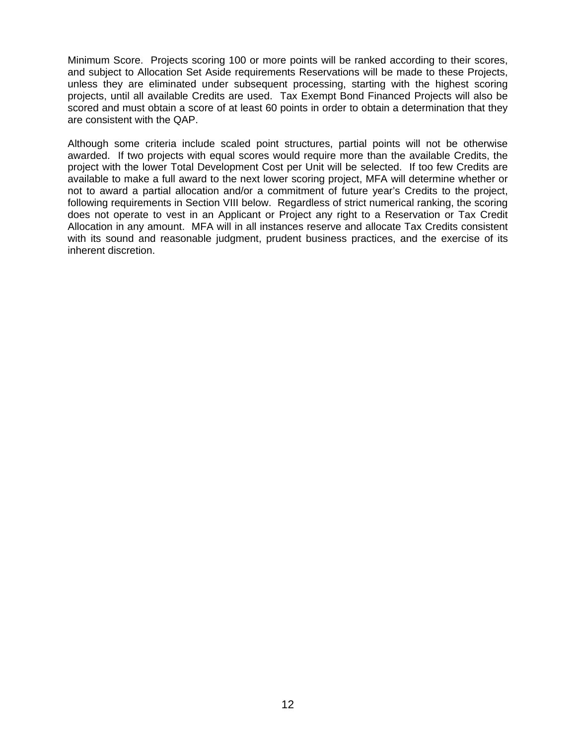Minimum Score. Projects scoring 100 or more points will be ranked according to their scores, and subject to Allocation Set Aside requirements Reservations will be made to these Projects, unless they are eliminated under subsequent processing, starting with the highest scoring projects, until all available Credits are used. Tax Exempt Bond Financed Projects will also be scored and must obtain a score of at least 60 points in order to obtain a determination that they are consistent with the QAP.

Although some criteria include scaled point structures, partial points will not be otherwise awarded. If two projects with equal scores would require more than the available Credits, the project with the lower Total Development Cost per Unit will be selected. If too few Credits are available to make a full award to the next lower scoring project, MFA will determine whether or not to award a partial allocation and/or a commitment of future year's Credits to the project, following requirements in Section VIII below. Regardless of strict numerical ranking, the scoring does not operate to vest in an Applicant or Project any right to a Reservation or Tax Credit Allocation in any amount. MFA will in all instances reserve and allocate Tax Credits consistent with its sound and reasonable judgment, prudent business practices, and the exercise of its inherent discretion.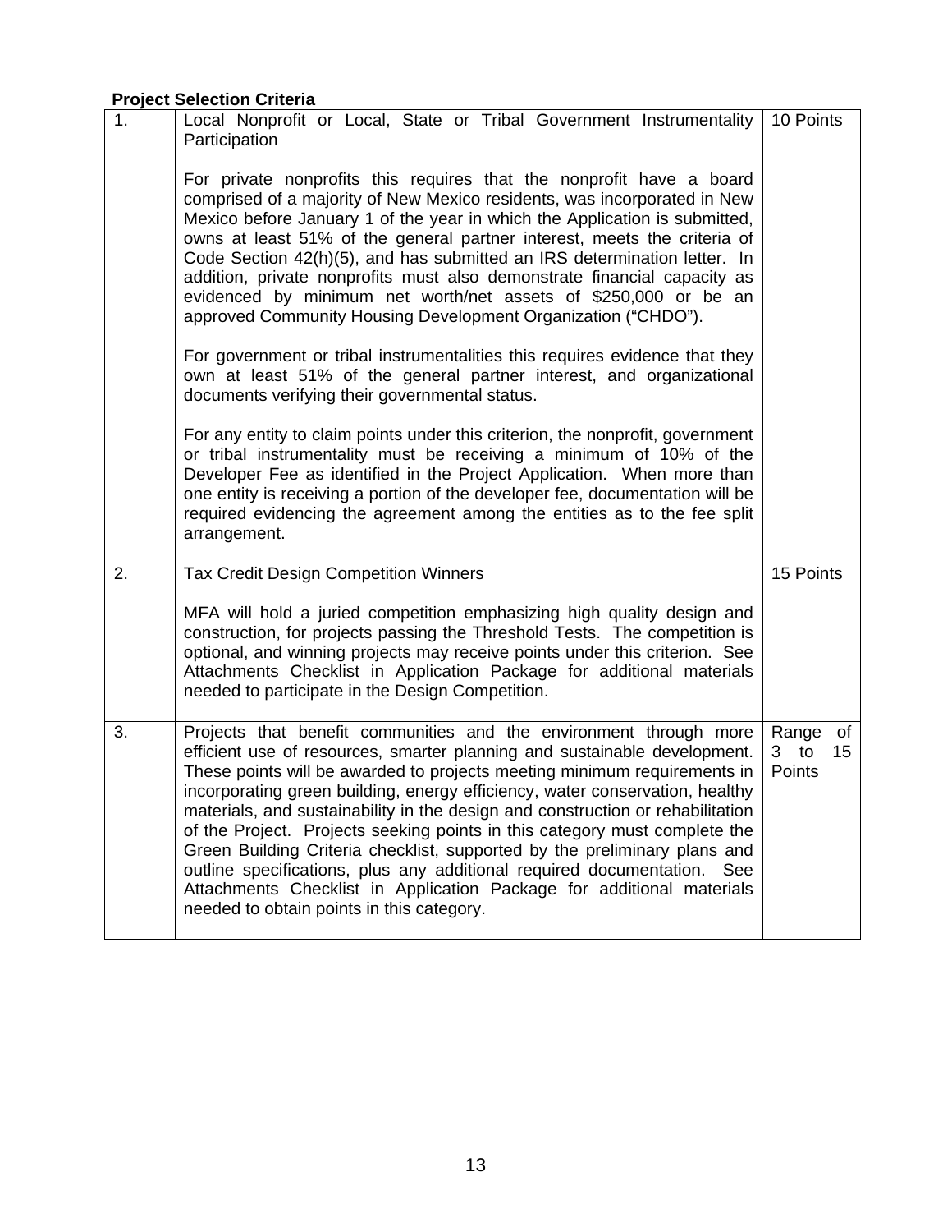**Project Selection Criteria**

| | | |
|---|---|---|
| 1. | Local Nonprofit or Local, State or Tribal Government Instrumentality Participation<br><br>For private nonprofits this requires that the nonprofit have a board comprised of a majority of New Mexico residents, was incorporated in New Mexico before January 1 of the year in which the Application is submitted, owns at least 51% of the general partner interest, meets the criteria of Code Section 42(h)(5), and has submitted an IRS determination letter. In addition, private nonprofits must also demonstrate financial capacity as evidenced by minimum net worth/net assets of $250,000 or be an approved Community Housing Development Organization ("CHDO").<br><br>For government or tribal instrumentalities this requires evidence that they own at least 51% of the general partner interest, and organizational documents verifying their governmental status.<br><br>For any entity to claim points under this criterion, the nonprofit, government or tribal instrumentality must be receiving a minimum of 10% of the Developer Fee as identified in the Project Application. When more than one entity is receiving a portion of the developer fee, documentation will be required evidencing the agreement among the entities as to the fee split arrangement. | 10 Points |
| 2. | Tax Credit Design Competition Winners<br><br>MFA will hold a juried competition emphasizing high quality design and construction, for projects passing the Threshold Tests. The competition is optional, and winning projects may receive points under this criterion. See Attachments Checklist in Application Package for additional materials needed to participate in the Design Competition. | 15 Points |
| 3. | Projects that benefit communities and the environment through more efficient use of resources, smarter planning and sustainable development. These points will be awarded to projects meeting minimum requirements in incorporating green building, energy efficiency, water conservation, healthy materials, and sustainability in the design and construction or rehabilitation of the Project. Projects seeking points in this category must complete the Green Building Criteria checklist, supported by the preliminary plans and outline specifications, plus any additional required documentation. See Attachments Checklist in Application Package for additional materials needed to obtain points in this category. | Range of 3 to 15 Points |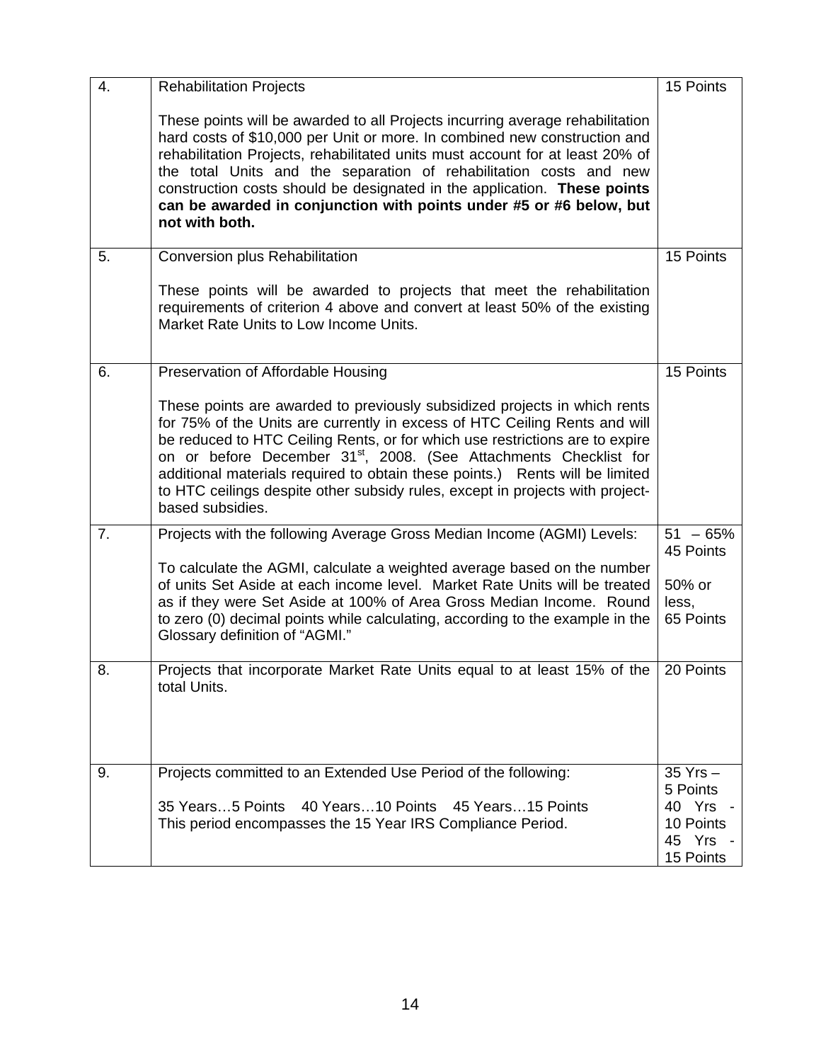| | | |
|---|---|---|
| 4. | Rehabilitation Projects<br><br>These points will be awarded to all Projects incurring average rehabilitation hard costs of $10,000 per Unit or more. In combined new construction and rehabilitation Projects, rehabilitated units must account for at least 20% of the total Units and the separation of rehabilitation costs and new construction costs should be designated in the application. **These points can be awarded in conjunction with points under #5 or #6 below, but not with both.** | 15 Points |
| 5. | Conversion plus Rehabilitation<br><br>These points will be awarded to projects that meet the rehabilitation requirements of criterion 4 above and convert at least 50% of the existing Market Rate Units to Low Income Units. | 15 Points |
| 6. | Preservation of Affordable Housing<br><br>These points are awarded to previously subsidized projects in which rents for 75% of the Units are currently in excess of HTC Ceiling Rents and will be reduced to HTC Ceiling Rents, or for which use restrictions are to expire on or before December 31st, 2008. (See Attachments Checklist for additional materials required to obtain these points.) Rents will be limited to HTC ceilings despite other subsidy rules, except in projects with project-based subsidies. | 15 Points |
| 7. | Projects with the following Average Gross Median Income (AGMI) Levels:<br><br>To calculate the AGMI, calculate a weighted average based on the number of units Set Aside at each income level. Market Rate Units will be treated as if they were Set Aside at 100% of Area Gross Median Income. Round to zero (0) decimal points while calculating, according to the example in the Glossary definition of "AGMI." | 51 – 65% 45 Points<br><br>50% or less, 65 Points |
| 8. | Projects that incorporate Market Rate Units equal to at least 15% of the total Units. | 20 Points |
| 9. | Projects committed to an Extended Use Period of the following:<br><br>35 Years…5 Points 40 Years…10 Points 45 Years…15 Points<br>This period encompasses the 15 Year IRS Compliance Period. | 35 Yrs – 5 Points<br>40 Yrs - 10 Points<br>45 Yrs - 15 Points |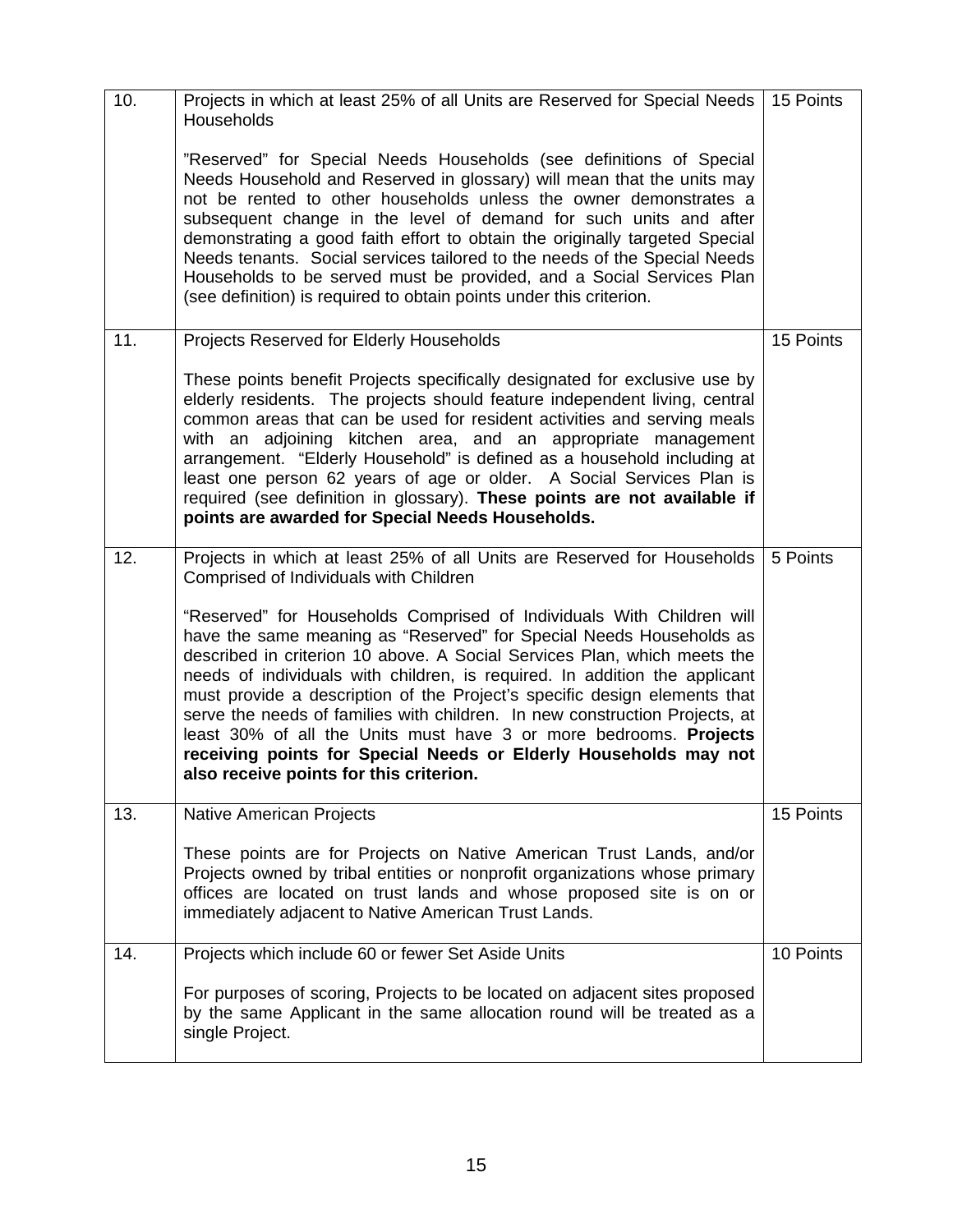| | | |
|---|---|---|
| 10. | Projects in which at least 25% of all Units are Reserved for Special Needs Households<br><br>"Reserved" for Special Needs Households (see definitions of Special Needs Household and Reserved in glossary) will mean that the units may not be rented to other households unless the owner demonstrates a subsequent change in the level of demand for such units and after demonstrating a good faith effort to obtain the originally targeted Special Needs tenants. Social services tailored to the needs of the Special Needs Households to be served must be provided, and a Social Services Plan (see definition) is required to obtain points under this criterion. | 15 Points |
| 11. | Projects Reserved for Elderly Households<br><br>These points benefit Projects specifically designated for exclusive use by elderly residents. The projects should feature independent living, central common areas that can be used for resident activities and serving meals with an adjoining kitchen area, and an appropriate management arrangement. "Elderly Household" is defined as a household including at least one person 62 years of age or older. A Social Services Plan is required (see definition in glossary). **These points are not available if points are awarded for Special Needs Households.** | 15 Points |
| 12. | Projects in which at least 25% of all Units are Reserved for Households Comprised of Individuals with Children<br><br>"Reserved" for Households Comprised of Individuals With Children will have the same meaning as "Reserved" for Special Needs Households as described in criterion 10 above. A Social Services Plan, which meets the needs of individuals with children, is required. In addition the applicant must provide a description of the Project's specific design elements that serve the needs of families with children. In new construction Projects, at least 30% of all the Units must have 3 or more bedrooms. **Projects receiving points for Special Needs or Elderly Households may not also receive points for this criterion.** | 5 Points |
| 13. | Native American Projects<br><br>These points are for Projects on Native American Trust Lands, and/or Projects owned by tribal entities or nonprofit organizations whose primary offices are located on trust lands and whose proposed site is on or immediately adjacent to Native American Trust Lands. | 15 Points |
| 14. | Projects which include 60 or fewer Set Aside Units<br><br>For purposes of scoring, Projects to be located on adjacent sites proposed by the same Applicant in the same allocation round will be treated as a single Project. | 10 Points |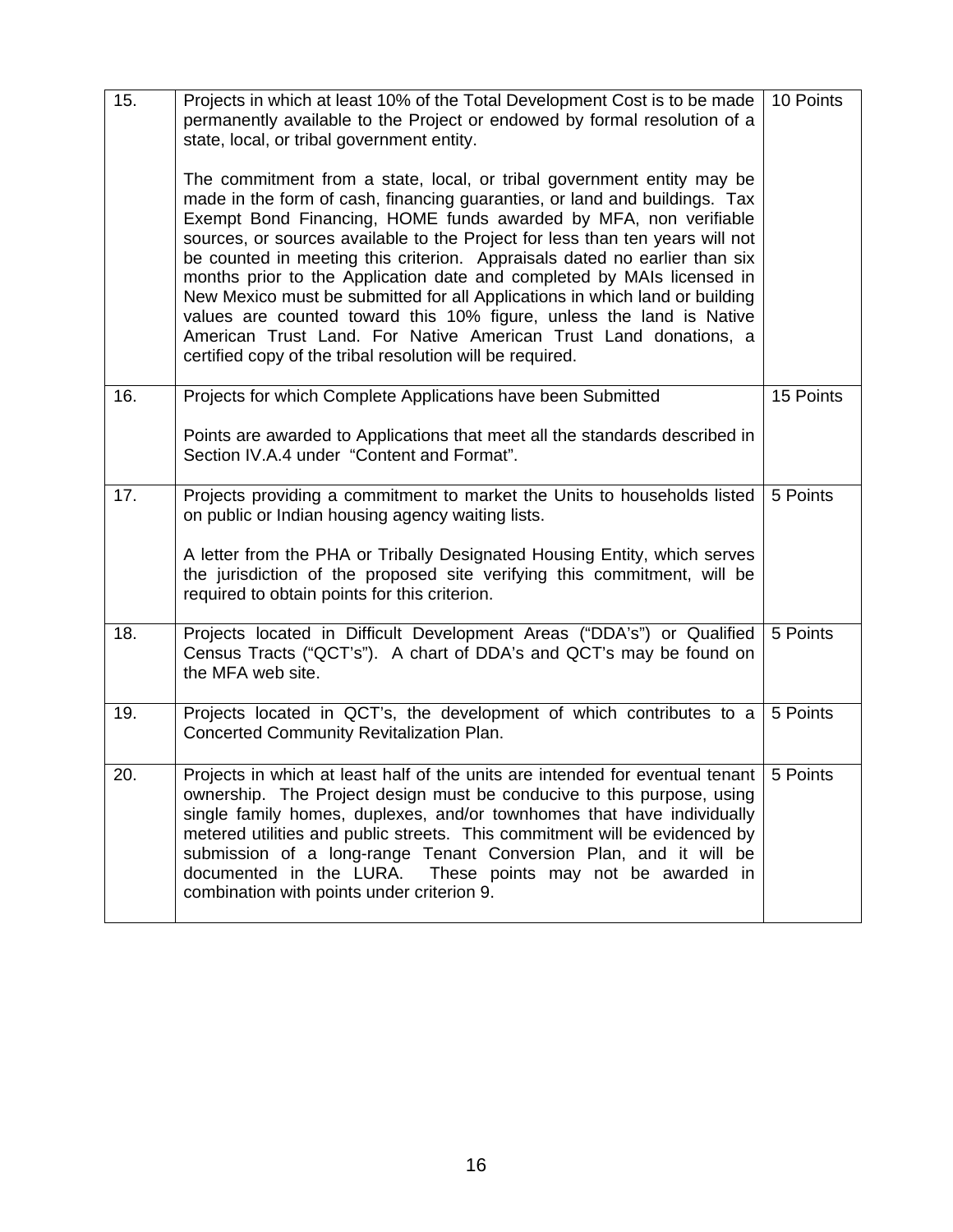| | | |
|---|---|---|
| 15. | Projects in which at least 10% of the Total Development Cost is to be made permanently available to the Project or endowed by formal resolution of a state, local, or tribal government entity.<br><br>The commitment from a state, local, or tribal government entity may be made in the form of cash, financing guaranties, or land and buildings. Tax Exempt Bond Financing, HOME funds awarded by MFA, non verifiable sources, or sources available to the Project for less than ten years will not be counted in meeting this criterion. Appraisals dated no earlier than six months prior to the Application date and completed by MAIs licensed in New Mexico must be submitted for all Applications in which land or building values are counted toward this 10% figure, unless the land is Native American Trust Land. For Native American Trust Land donations, a certified copy of the tribal resolution will be required. | 10 Points |
| 16. | Projects for which Complete Applications have been Submitted<br><br>Points are awarded to Applications that meet all the standards described in Section IV.A.4 under "Content and Format". | 15 Points |
| 17. | Projects providing a commitment to market the Units to households listed on public or Indian housing agency waiting lists.<br><br>A letter from the PHA or Tribally Designated Housing Entity, which serves the jurisdiction of the proposed site verifying this commitment, will be required to obtain points for this criterion. | 5 Points |
| 18. | Projects located in Difficult Development Areas ("DDA's") or Qualified Census Tracts ("QCT's"). A chart of DDA's and QCT's may be found on the MFA web site. | 5 Points |
| 19. | Projects located in QCT's, the development of which contributes to a Concerted Community Revitalization Plan. | 5 Points |
| 20. | Projects in which at least half of the units are intended for eventual tenant ownership. The Project design must be conducive to this purpose, using single family homes, duplexes, and/or townhomes that have individually metered utilities and public streets. This commitment will be evidenced by submission of a long-range Tenant Conversion Plan, and it will be documented in the LURA. These points may not be awarded in combination with points under criterion 9. | 5 Points |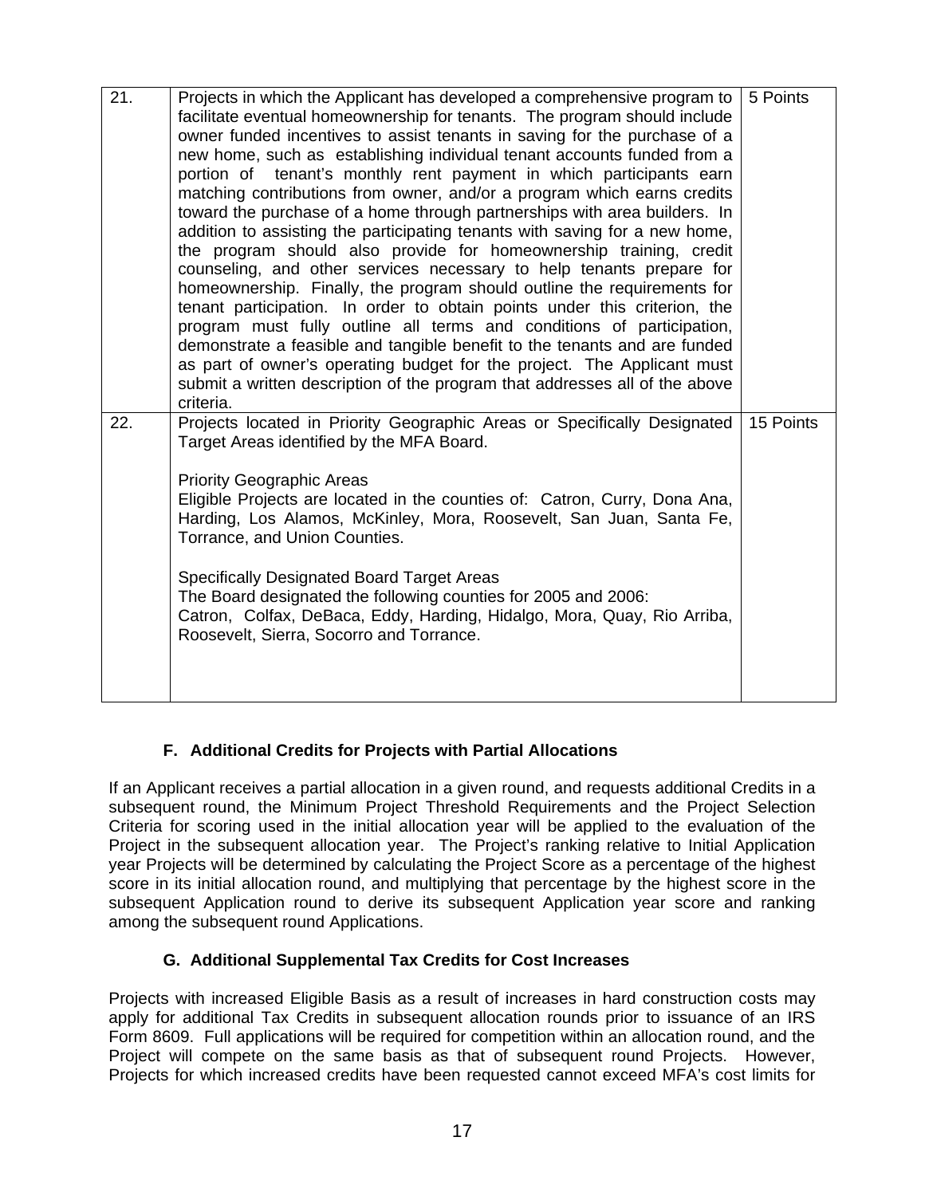| | | |
|---|---|---|
| 21. | Projects in which the Applicant has developed a comprehensive program to facilitate eventual homeownership for tenants. The program should include owner funded incentives to assist tenants in saving for the purchase of a new home, such as establishing individual tenant accounts funded from a portion of tenant's monthly rent payment in which participants earn matching contributions from owner, and/or a program which earns credits toward the purchase of a home through partnerships with area builders. In addition to assisting the participating tenants with saving for a new home, the program should also provide for homeownership training, credit counseling, and other services necessary to help tenants prepare for homeownership. Finally, the program should outline the requirements for tenant participation. In order to obtain points under this criterion, the program must fully outline all terms and conditions of participation, demonstrate a feasible and tangible benefit to the tenants and are funded as part of owner's operating budget for the project. The Applicant must submit a written description of the program that addresses all of the above criteria. | 5 Points |
| 22. | Projects located in Priority Geographic Areas or Specifically Designated Target Areas identified by the MFA Board.<br><br>Priority Geographic Areas<br>Eligible Projects are located in the counties of: Catron, Curry, Dona Ana, Harding, Los Alamos, McKinley, Mora, Roosevelt, San Juan, Santa Fe, Torrance, and Union Counties.<br><br>Specifically Designated Board Target Areas<br>The Board designated the following counties for 2005 and 2006:<br>Catron, Colfax, DeBaca, Eddy, Harding, Hidalgo, Mora, Quay, Rio Arriba, Roosevelt, Sierra, Socorro and Torrance. | 15 Points |

### F. Additional Credits for Projects with Partial Allocations

If an Applicant receives a partial allocation in a given round, and requests additional Credits in a subsequent round, the Minimum Project Threshold Requirements and the Project Selection Criteria for scoring used in the initial allocation year will be applied to the evaluation of the Project in the subsequent allocation year. The Project's ranking relative to Initial Application year Projects will be determined by calculating the Project Score as a percentage of the highest score in its initial allocation round, and multiplying that percentage by the highest score in the subsequent Application round to derive its subsequent Application year score and ranking among the subsequent round Applications.

### G. Additional Supplemental Tax Credits for Cost Increases

Projects with increased Eligible Basis as a result of increases in hard construction costs may apply for additional Tax Credits in subsequent allocation rounds prior to issuance of an IRS Form 8609. Full applications will be required for competition within an allocation round, and the Project will compete on the same basis as that of subsequent round Projects. However, Projects for which increased credits have been requested cannot exceed MFA's cost limits for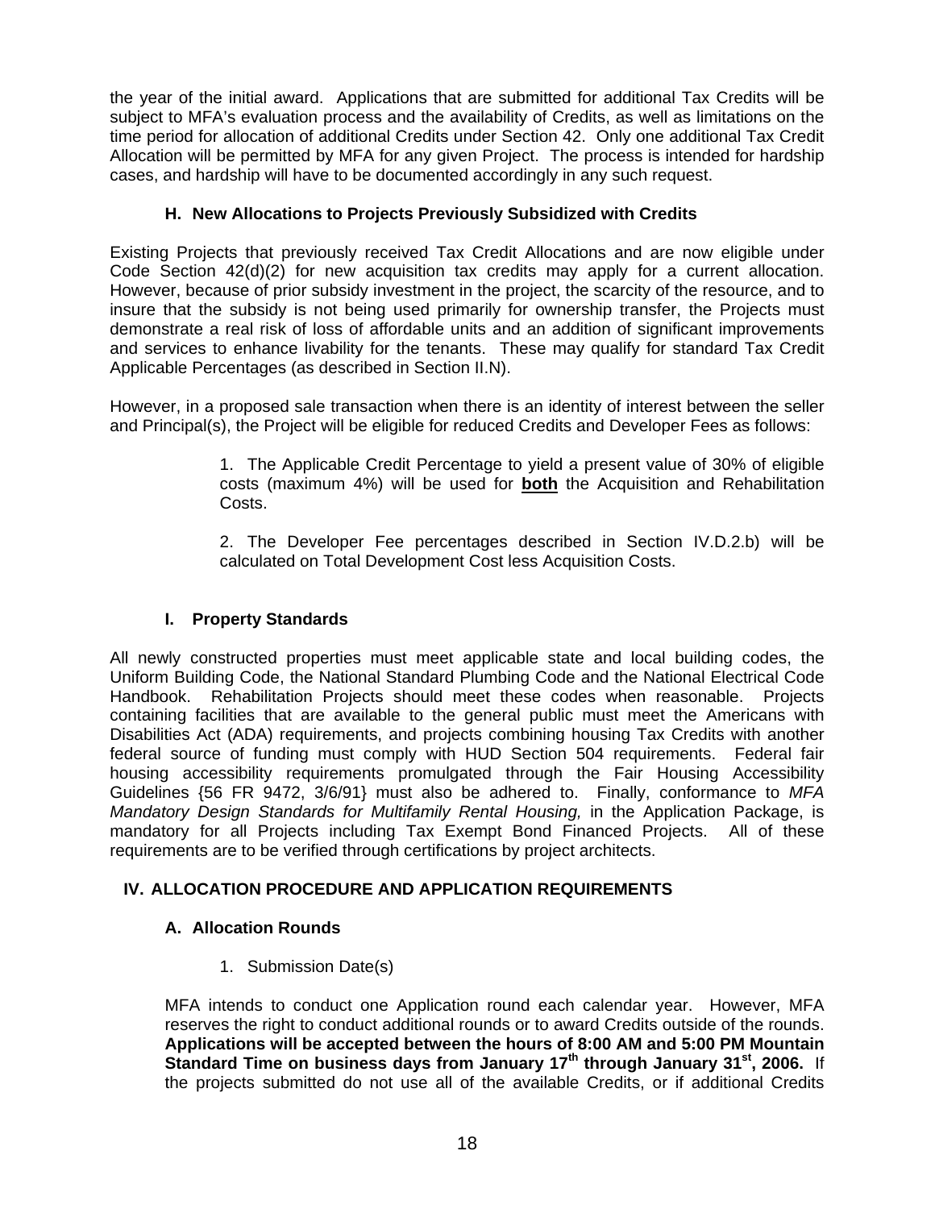the year of the initial award. Applications that are submitted for additional Tax Credits will be subject to MFA's evaluation process and the availability of Credits, as well as limitations on the time period for allocation of additional Credits under Section 42. Only one additional Tax Credit Allocation will be permitted by MFA for any given Project. The process is intended for hardship cases, and hardship will have to be documented accordingly in any such request.

### H. New Allocations to Projects Previously Subsidized with Credits

Existing Projects that previously received Tax Credit Allocations and are now eligible under Code Section 42(d)(2) for new acquisition tax credits may apply for a current allocation. However, because of prior subsidy investment in the project, the scarcity of the resource, and to insure that the subsidy is not being used primarily for ownership transfer, the Projects must demonstrate a real risk of loss of affordable units and an addition of significant improvements and services to enhance livability for the tenants. These may qualify for standard Tax Credit Applicable Percentages (as described in Section II.N).

However, in a proposed sale transaction when there is an identity of interest between the seller and Principal(s), the Project will be eligible for reduced Credits and Developer Fees as follows:

1. The Applicable Credit Percentage to yield a present value of 30% of eligible costs (maximum 4%) will be used for **both** the Acquisition and Rehabilitation Costs.

2. The Developer Fee percentages described in Section IV.D.2.b) will be calculated on Total Development Cost less Acquisition Costs.

### I. Property Standards

All newly constructed properties must meet applicable state and local building codes, the Uniform Building Code, the National Standard Plumbing Code and the National Electrical Code Handbook. Rehabilitation Projects should meet these codes when reasonable. Projects containing facilities that are available to the general public must meet the Americans with Disabilities Act (ADA) requirements, and projects combining housing Tax Credits with another federal source of funding must comply with HUD Section 504 requirements. Federal fair housing accessibility requirements promulgated through the Fair Housing Accessibility Guidelines {56 FR 9472, 3/6/91} must also be adhered to. Finally, conformance to *MFA Mandatory Design Standards for Multifamily Rental Housing,* in the Application Package, is mandatory for all Projects including Tax Exempt Bond Financed Projects. All of these requirements are to be verified through certifications by project architects.

## IV. ALLOCATION PROCEDURE AND APPLICATION REQUIREMENTS

### A. Allocation Rounds

1. Submission Date(s)

MFA intends to conduct one Application round each calendar year. However, MFA reserves the right to conduct additional rounds or to award Credits outside of the rounds. **Applications will be accepted between the hours of 8:00 AM and 5:00 PM Mountain Standard Time on business days from January 17th through January 31st, 2006.** If the projects submitted do not use all of the available Credits, or if additional Credits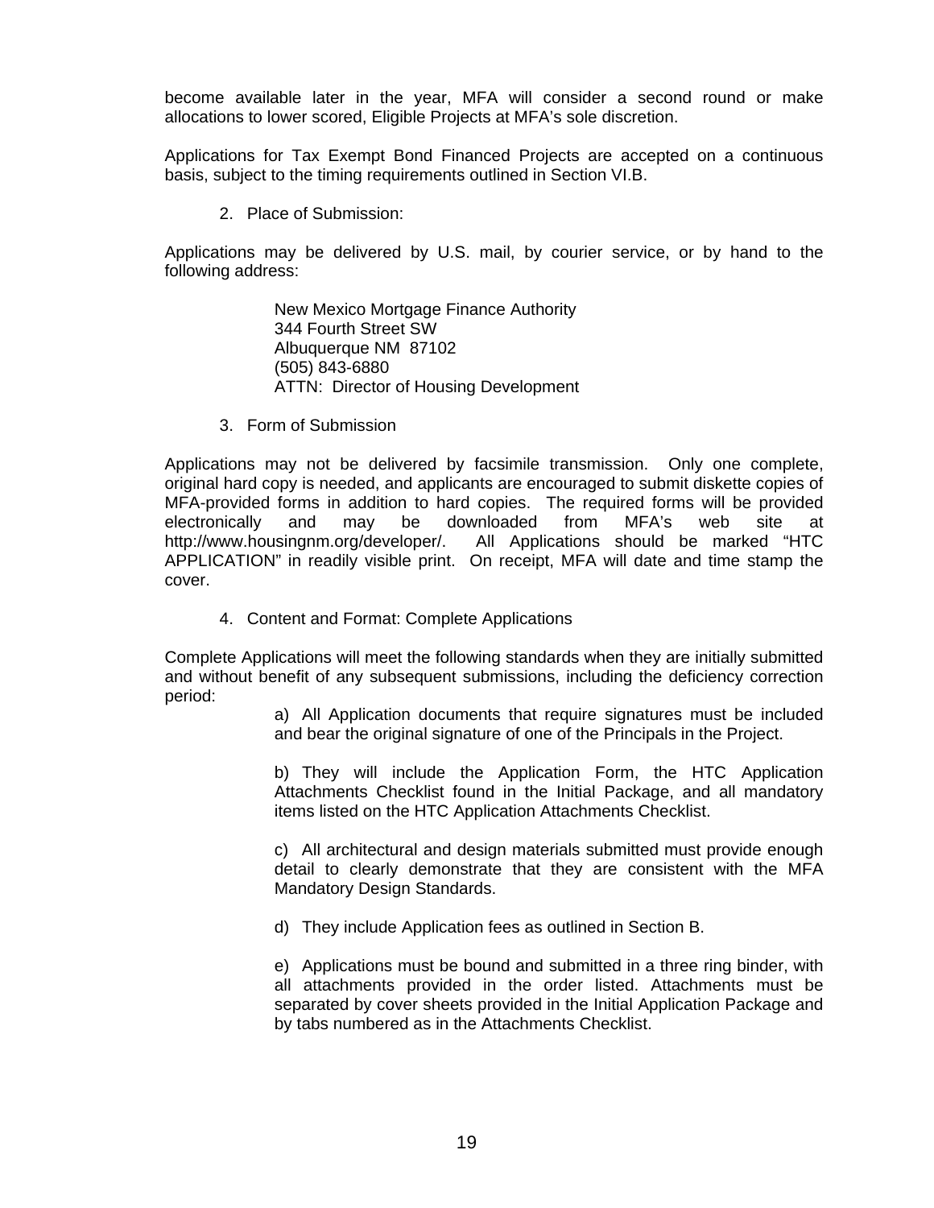become available later in the year, MFA will consider a second round or make allocations to lower scored, Eligible Projects at MFA's sole discretion.

Applications for Tax Exempt Bond Financed Projects are accepted on a continuous basis, subject to the timing requirements outlined in Section VI.B.

2. Place of Submission:

Applications may be delivered by U.S. mail, by courier service, or by hand to the following address:

> New Mexico Mortgage Finance Authority
> 344 Fourth Street SW
> Albuquerque NM 87102
> (505) 843-6880
> ATTN: Director of Housing Development

3. Form of Submission

Applications may not be delivered by facsimile transmission. Only one complete, original hard copy is needed, and applicants are encouraged to submit diskette copies of MFA-provided forms in addition to hard copies. The required forms will be provided electronically and may be downloaded from MFA's web site at http://www.housingnm.org/developer/. All Applications should be marked "HTC APPLICATION" in readily visible print. On receipt, MFA will date and time stamp the cover.

4. Content and Format: Complete Applications

Complete Applications will meet the following standards when they are initially submitted and without benefit of any subsequent submissions, including the deficiency correction period:

a) All Application documents that require signatures must be included and bear the original signature of one of the Principals in the Project.

b) They will include the Application Form, the HTC Application Attachments Checklist found in the Initial Package, and all mandatory items listed on the HTC Application Attachments Checklist.

c) All architectural and design materials submitted must provide enough detail to clearly demonstrate that they are consistent with the MFA Mandatory Design Standards.

d) They include Application fees as outlined in Section B.

e) Applications must be bound and submitted in a three ring binder, with all attachments provided in the order listed. Attachments must be separated by cover sheets provided in the Initial Application Package and by tabs numbered as in the Attachments Checklist.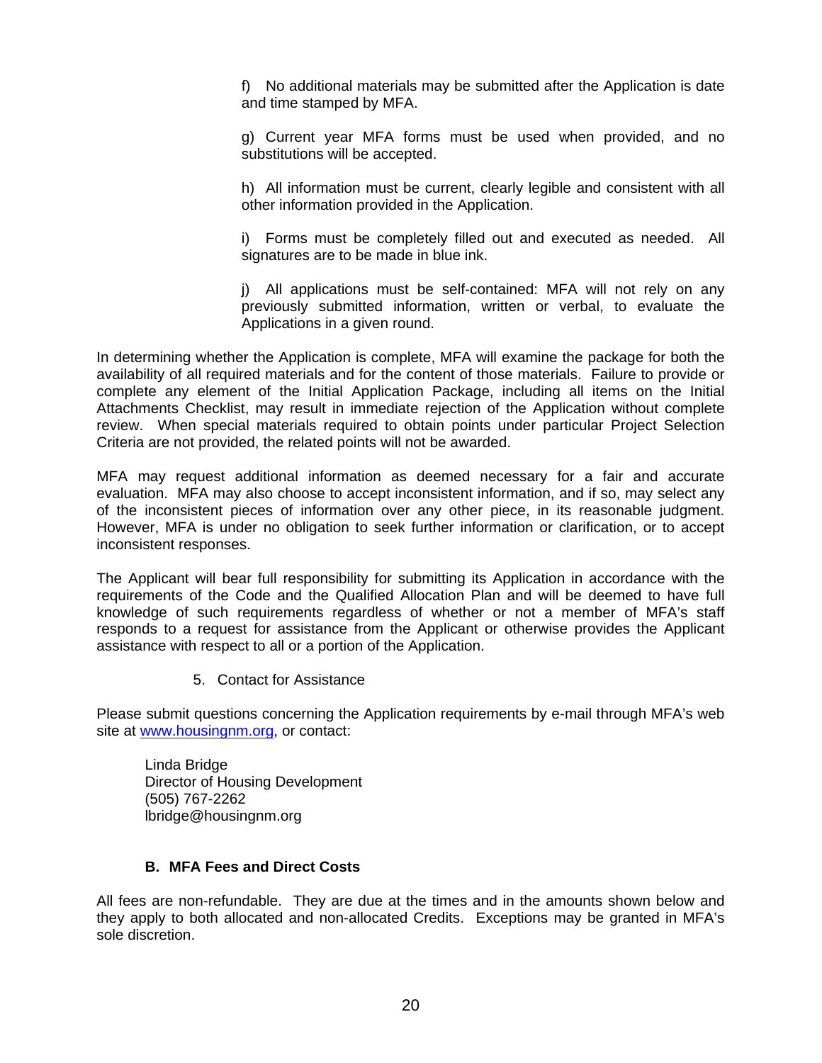f) No additional materials may be submitted after the Application is date and time stamped by MFA.

g) Current year MFA forms must be used when provided, and no substitutions will be accepted.

h) All information must be current, clearly legible and consistent with all other information provided in the Application.

i) Forms must be completely filled out and executed as needed. All signatures are to be made in blue ink.

j) All applications must be self-contained: MFA will not rely on any previously submitted information, written or verbal, to evaluate the Applications in a given round.

In determining whether the Application is complete, MFA will examine the package for both the availability of all required materials and for the content of those materials. Failure to provide or complete any element of the Initial Application Package, including all items on the Initial Attachments Checklist, may result in immediate rejection of the Application without complete review. When special materials required to obtain points under particular Project Selection Criteria are not provided, the related points will not be awarded.

MFA may request additional information as deemed necessary for a fair and accurate evaluation. MFA may also choose to accept inconsistent information, and if so, may select any of the inconsistent pieces of information over any other piece, in its reasonable judgment. However, MFA is under no obligation to seek further information or clarification, or to accept inconsistent responses.

The Applicant will bear full responsibility for submitting its Application in accordance with the requirements of the Code and the Qualified Allocation Plan and will be deemed to have full knowledge of such requirements regardless of whether or not a member of MFA's staff responds to a request for assistance from the Applicant or otherwise provides the Applicant assistance with respect to all or a portion of the Application.

5. Contact for Assistance

Please submit questions concerning the Application requirements by e-mail through MFA's web site at www.housingnm.org, or contact:

Linda Bridge
Director of Housing Development
(505) 767-2262
lbridge@housingnm.org

### B. MFA Fees and Direct Costs

All fees are non-refundable. They are due at the times and in the amounts shown below and they apply to both allocated and non-allocated Credits. Exceptions may be granted in MFA's sole discretion.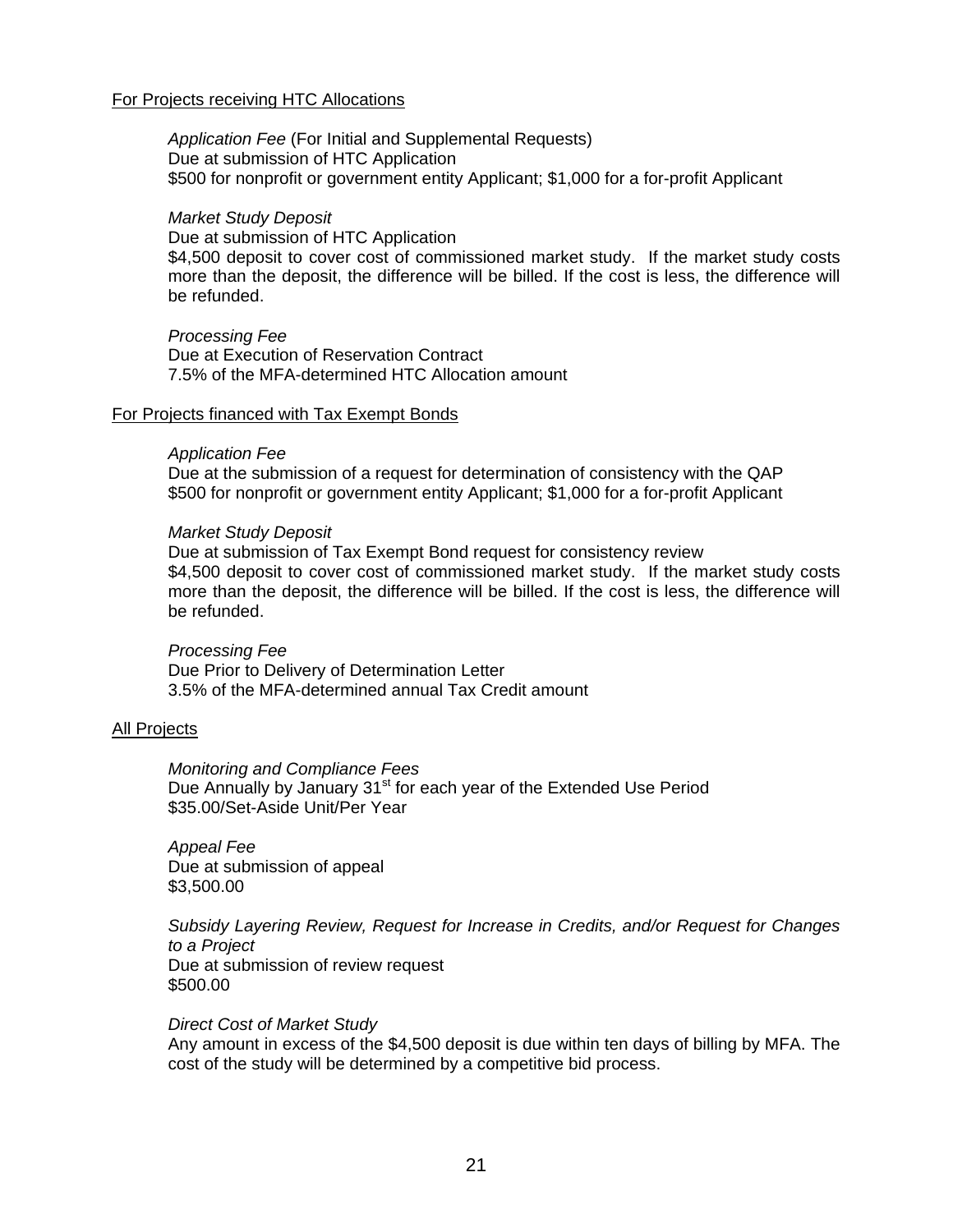For Projects receiving HTC Allocations

*Application Fee* (For Initial and Supplemental Requests)
Due at submission of HTC Application
\$500 for nonprofit or government entity Applicant; \$1,000 for a for-profit Applicant

*Market Study Deposit*
Due at submission of HTC Application
\$4,500 deposit to cover cost of commissioned market study. If the market study costs more than the deposit, the difference will be billed. If the cost is less, the difference will be refunded.

*Processing Fee*
Due at Execution of Reservation Contract
7.5% of the MFA-determined HTC Allocation amount

For Projects financed with Tax Exempt Bonds

*Application Fee*
Due at the submission of a request for determination of consistency with the QAP
\$500 for nonprofit or government entity Applicant; \$1,000 for a for-profit Applicant

*Market Study Deposit*
Due at submission of Tax Exempt Bond request for consistency review
\$4,500 deposit to cover cost of commissioned market study. If the market study costs more than the deposit, the difference will be billed. If the cost is less, the difference will be refunded.

*Processing Fee*
Due Prior to Delivery of Determination Letter
3.5% of the MFA-determined annual Tax Credit amount

All Projects

*Monitoring and Compliance Fees*
Due Annually by January 31st for each year of the Extended Use Period
\$35.00/Set-Aside Unit/Per Year

*Appeal Fee*
Due at submission of appeal
\$3,500.00

*Subsidy Layering Review, Request for Increase in Credits, and/or Request for Changes to a Project*
Due at submission of review request
\$500.00

*Direct Cost of Market Study*
Any amount in excess of the \$4,500 deposit is due within ten days of billing by MFA. The cost of the study will be determined by a competitive bid process.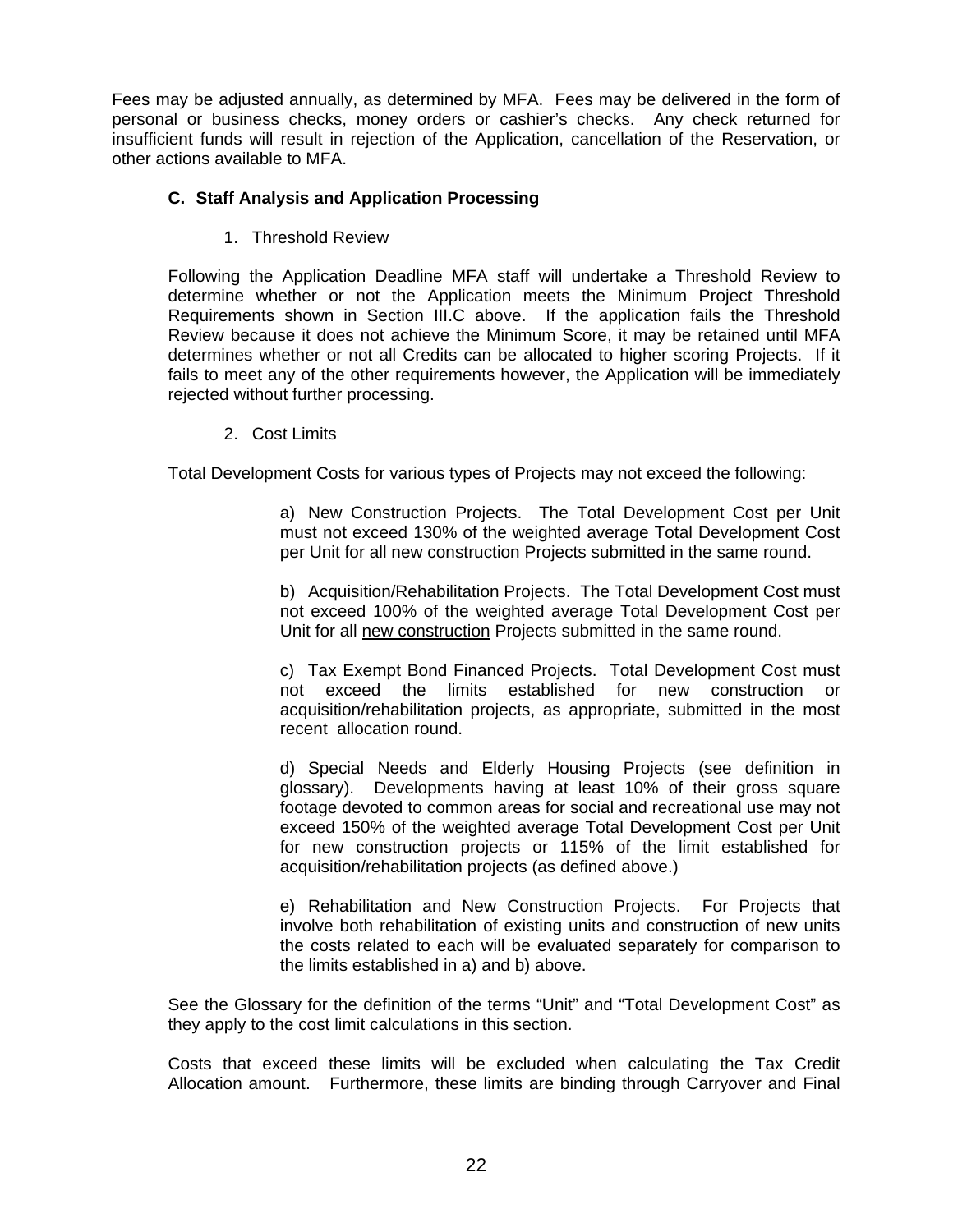Fees may be adjusted annually, as determined by MFA. Fees may be delivered in the form of personal or business checks, money orders or cashier's checks. Any check returned for insufficient funds will result in rejection of the Application, cancellation of the Reservation, or other actions available to MFA.

### C. Staff Analysis and Application Processing

1. Threshold Review

Following the Application Deadline MFA staff will undertake a Threshold Review to determine whether or not the Application meets the Minimum Project Threshold Requirements shown in Section III.C above. If the application fails the Threshold Review because it does not achieve the Minimum Score, it may be retained until MFA determines whether or not all Credits can be allocated to higher scoring Projects. If it fails to meet any of the other requirements however, the Application will be immediately rejected without further processing.

2. Cost Limits

Total Development Costs for various types of Projects may not exceed the following:

a) New Construction Projects. The Total Development Cost per Unit must not exceed 130% of the weighted average Total Development Cost per Unit for all new construction Projects submitted in the same round.

b) Acquisition/Rehabilitation Projects. The Total Development Cost must not exceed 100% of the weighted average Total Development Cost per Unit for all new construction Projects submitted in the same round.

c) Tax Exempt Bond Financed Projects. Total Development Cost must not exceed the limits established for new construction or acquisition/rehabilitation projects, as appropriate, submitted in the most recent allocation round.

d) Special Needs and Elderly Housing Projects (see definition in glossary). Developments having at least 10% of their gross square footage devoted to common areas for social and recreational use may not exceed 150% of the weighted average Total Development Cost per Unit for new construction projects or 115% of the limit established for acquisition/rehabilitation projects (as defined above.)

e) Rehabilitation and New Construction Projects. For Projects that involve both rehabilitation of existing units and construction of new units the costs related to each will be evaluated separately for comparison to the limits established in a) and b) above.

See the Glossary for the definition of the terms "Unit" and "Total Development Cost" as they apply to the cost limit calculations in this section.

Costs that exceed these limits will be excluded when calculating the Tax Credit Allocation amount. Furthermore, these limits are binding through Carryover and Final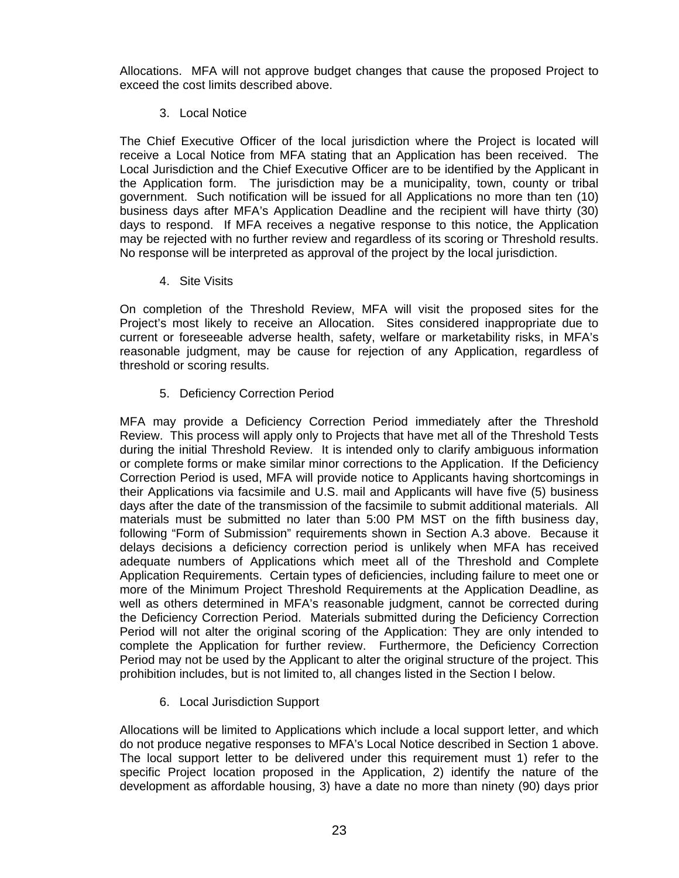Allocations. MFA will not approve budget changes that cause the proposed Project to exceed the cost limits described above.

3. Local Notice

The Chief Executive Officer of the local jurisdiction where the Project is located will receive a Local Notice from MFA stating that an Application has been received. The Local Jurisdiction and the Chief Executive Officer are to be identified by the Applicant in the Application form. The jurisdiction may be a municipality, town, county or tribal government. Such notification will be issued for all Applications no more than ten (10) business days after MFA's Application Deadline and the recipient will have thirty (30) days to respond. If MFA receives a negative response to this notice, the Application may be rejected with no further review and regardless of its scoring or Threshold results. No response will be interpreted as approval of the project by the local jurisdiction.

4. Site Visits

On completion of the Threshold Review, MFA will visit the proposed sites for the Project's most likely to receive an Allocation. Sites considered inappropriate due to current or foreseeable adverse health, safety, welfare or marketability risks, in MFA's reasonable judgment, may be cause for rejection of any Application, regardless of threshold or scoring results.

5. Deficiency Correction Period

MFA may provide a Deficiency Correction Period immediately after the Threshold Review. This process will apply only to Projects that have met all of the Threshold Tests during the initial Threshold Review. It is intended only to clarify ambiguous information or complete forms or make similar minor corrections to the Application. If the Deficiency Correction Period is used, MFA will provide notice to Applicants having shortcomings in their Applications via facsimile and U.S. mail and Applicants will have five (5) business days after the date of the transmission of the facsimile to submit additional materials. All materials must be submitted no later than 5:00 PM MST on the fifth business day, following "Form of Submission" requirements shown in Section A.3 above. Because it delays decisions a deficiency correction period is unlikely when MFA has received adequate numbers of Applications which meet all of the Threshold and Complete Application Requirements. Certain types of deficiencies, including failure to meet one or more of the Minimum Project Threshold Requirements at the Application Deadline, as well as others determined in MFA's reasonable judgment, cannot be corrected during the Deficiency Correction Period. Materials submitted during the Deficiency Correction Period will not alter the original scoring of the Application: They are only intended to complete the Application for further review. Furthermore, the Deficiency Correction Period may not be used by the Applicant to alter the original structure of the project. This prohibition includes, but is not limited to, all changes listed in the Section I below.

6. Local Jurisdiction Support

Allocations will be limited to Applications which include a local support letter, and which do not produce negative responses to MFA's Local Notice described in Section 1 above. The local support letter to be delivered under this requirement must 1) refer to the specific Project location proposed in the Application, 2) identify the nature of the development as affordable housing, 3) have a date no more than ninety (90) days prior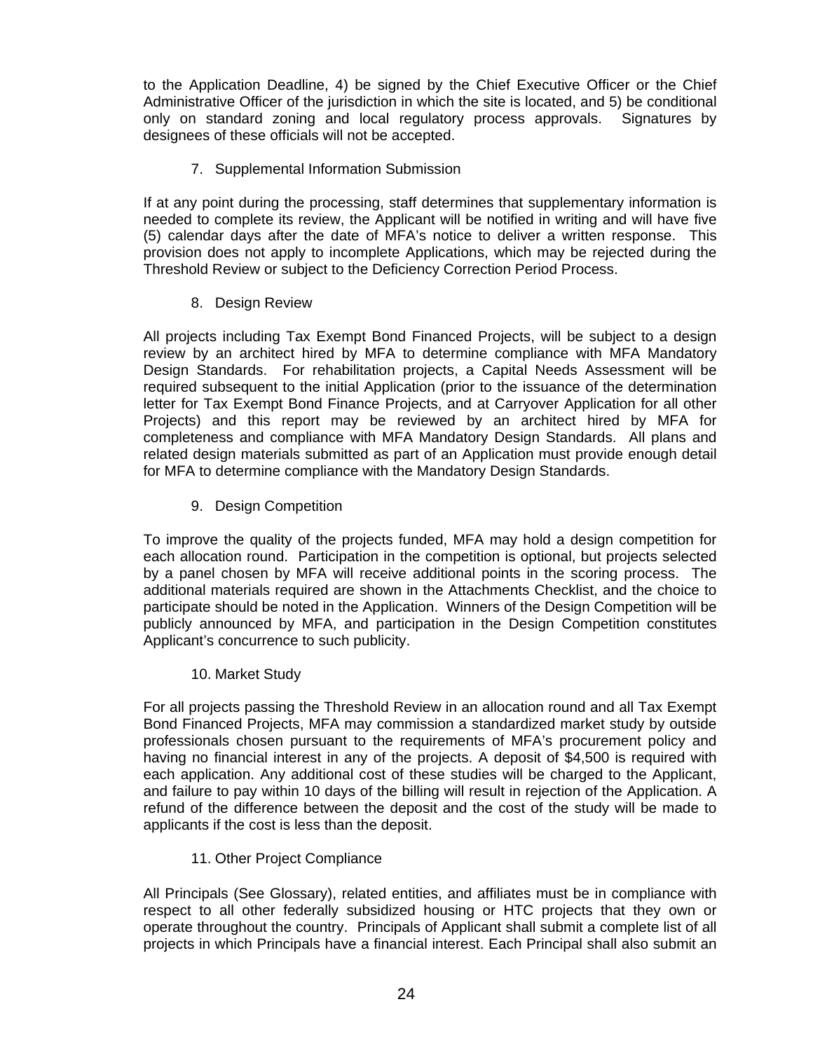to the Application Deadline, 4) be signed by the Chief Executive Officer or the Chief Administrative Officer of the jurisdiction in which the site is located, and 5) be conditional only on standard zoning and local regulatory process approvals. Signatures by designees of these officials will not be accepted.

7. Supplemental Information Submission

If at any point during the processing, staff determines that supplementary information is needed to complete its review, the Applicant will be notified in writing and will have five (5) calendar days after the date of MFA's notice to deliver a written response. This provision does not apply to incomplete Applications, which may be rejected during the Threshold Review or subject to the Deficiency Correction Period Process.

8. Design Review

All projects including Tax Exempt Bond Financed Projects, will be subject to a design review by an architect hired by MFA to determine compliance with MFA Mandatory Design Standards. For rehabilitation projects, a Capital Needs Assessment will be required subsequent to the initial Application (prior to the issuance of the determination letter for Tax Exempt Bond Finance Projects, and at Carryover Application for all other Projects) and this report may be reviewed by an architect hired by MFA for completeness and compliance with MFA Mandatory Design Standards. All plans and related design materials submitted as part of an Application must provide enough detail for MFA to determine compliance with the Mandatory Design Standards.

9. Design Competition

To improve the quality of the projects funded, MFA may hold a design competition for each allocation round. Participation in the competition is optional, but projects selected by a panel chosen by MFA will receive additional points in the scoring process. The additional materials required are shown in the Attachments Checklist, and the choice to participate should be noted in the Application. Winners of the Design Competition will be publicly announced by MFA, and participation in the Design Competition constitutes Applicant's concurrence to such publicity.

10. Market Study

For all projects passing the Threshold Review in an allocation round and all Tax Exempt Bond Financed Projects, MFA may commission a standardized market study by outside professionals chosen pursuant to the requirements of MFA's procurement policy and having no financial interest in any of the projects. A deposit of $4,500 is required with each application. Any additional cost of these studies will be charged to the Applicant, and failure to pay within 10 days of the billing will result in rejection of the Application. A refund of the difference between the deposit and the cost of the study will be made to applicants if the cost is less than the deposit.

11. Other Project Compliance

All Principals (See Glossary), related entities, and affiliates must be in compliance with respect to all other federally subsidized housing or HTC projects that they own or operate throughout the country. Principals of Applicant shall submit a complete list of all projects in which Principals have a financial interest. Each Principal shall also submit an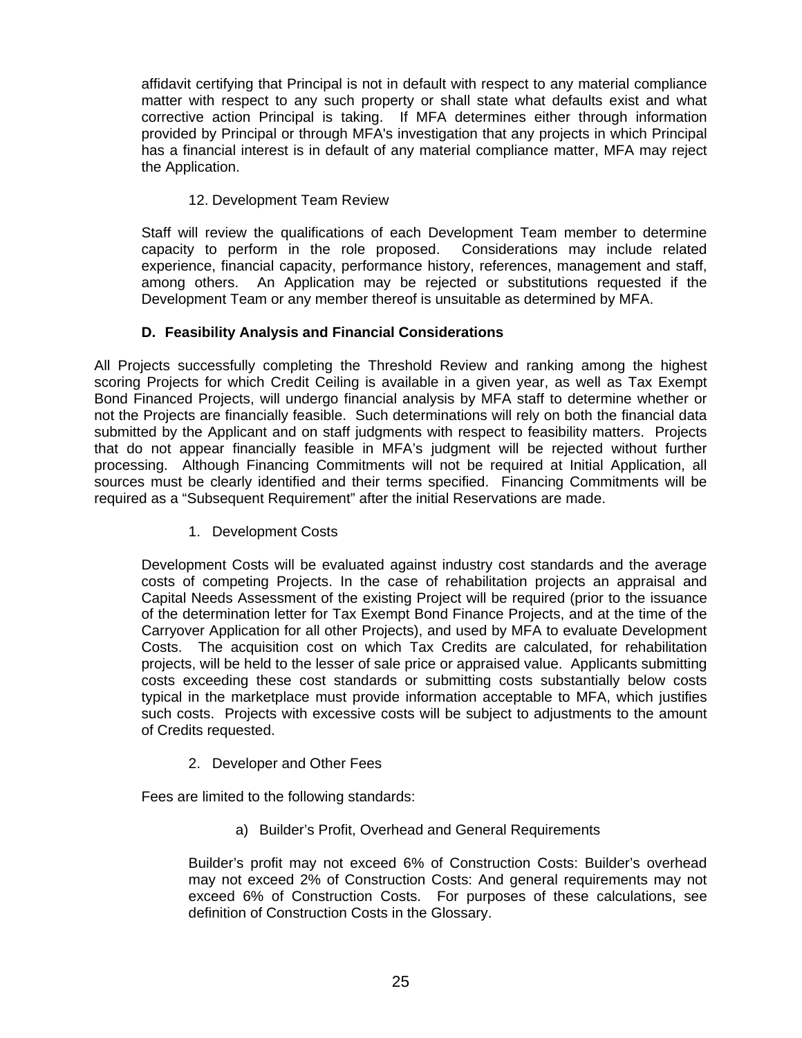affidavit certifying that Principal is not in default with respect to any material compliance matter with respect to any such property or shall state what defaults exist and what corrective action Principal is taking. If MFA determines either through information provided by Principal or through MFA's investigation that any projects in which Principal has a financial interest is in default of any material compliance matter, MFA may reject the Application.

12. Development Team Review

Staff will review the qualifications of each Development Team member to determine capacity to perform in the role proposed. Considerations may include related experience, financial capacity, performance history, references, management and staff, among others. An Application may be rejected or substitutions requested if the Development Team or any member thereof is unsuitable as determined by MFA.

### D. Feasibility Analysis and Financial Considerations

All Projects successfully completing the Threshold Review and ranking among the highest scoring Projects for which Credit Ceiling is available in a given year, as well as Tax Exempt Bond Financed Projects, will undergo financial analysis by MFA staff to determine whether or not the Projects are financially feasible. Such determinations will rely on both the financial data submitted by the Applicant and on staff judgments with respect to feasibility matters. Projects that do not appear financially feasible in MFA's judgment will be rejected without further processing. Although Financing Commitments will not be required at Initial Application, all sources must be clearly identified and their terms specified. Financing Commitments will be required as a "Subsequent Requirement" after the initial Reservations are made.

1. Development Costs

Development Costs will be evaluated against industry cost standards and the average costs of competing Projects. In the case of rehabilitation projects an appraisal and Capital Needs Assessment of the existing Project will be required (prior to the issuance of the determination letter for Tax Exempt Bond Finance Projects, and at the time of the Carryover Application for all other Projects), and used by MFA to evaluate Development Costs. The acquisition cost on which Tax Credits are calculated, for rehabilitation projects, will be held to the lesser of sale price or appraised value. Applicants submitting costs exceeding these cost standards or submitting costs substantially below costs typical in the marketplace must provide information acceptable to MFA, which justifies such costs. Projects with excessive costs will be subject to adjustments to the amount of Credits requested.

2. Developer and Other Fees

Fees are limited to the following standards:

a) Builder's Profit, Overhead and General Requirements

Builder's profit may not exceed 6% of Construction Costs: Builder's overhead may not exceed 2% of Construction Costs: And general requirements may not exceed 6% of Construction Costs. For purposes of these calculations, see definition of Construction Costs in the Glossary.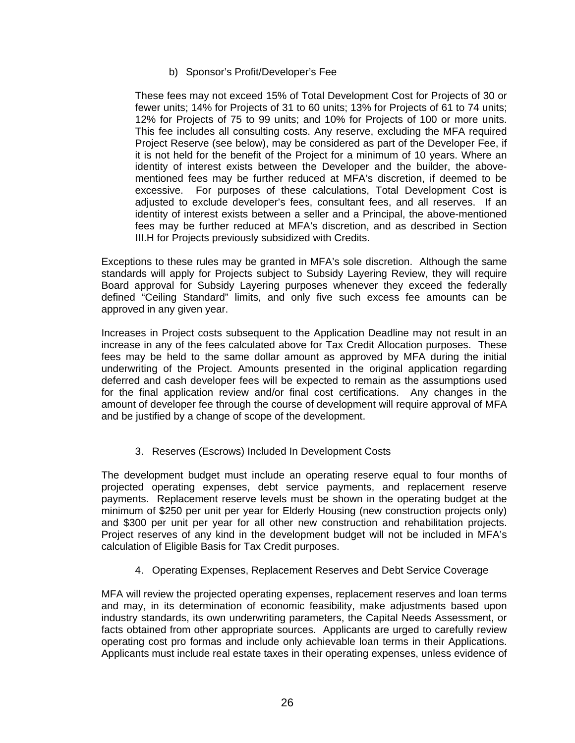b) Sponsor's Profit/Developer's Fee

These fees may not exceed 15% of Total Development Cost for Projects of 30 or fewer units; 14% for Projects of 31 to 60 units; 13% for Projects of 61 to 74 units; 12% for Projects of 75 to 99 units; and 10% for Projects of 100 or more units. This fee includes all consulting costs. Any reserve, excluding the MFA required Project Reserve (see below), may be considered as part of the Developer Fee, if it is not held for the benefit of the Project for a minimum of 10 years. Where an identity of interest exists between the Developer and the builder, the above-mentioned fees may be further reduced at MFA's discretion, if deemed to be excessive. For purposes of these calculations, Total Development Cost is adjusted to exclude developer's fees, consultant fees, and all reserves. If an identity of interest exists between a seller and a Principal, the above-mentioned fees may be further reduced at MFA's discretion, and as described in Section III.H for Projects previously subsidized with Credits.

Exceptions to these rules may be granted in MFA's sole discretion. Although the same standards will apply for Projects subject to Subsidy Layering Review, they will require Board approval for Subsidy Layering purposes whenever they exceed the federally defined "Ceiling Standard" limits, and only five such excess fee amounts can be approved in any given year.

Increases in Project costs subsequent to the Application Deadline may not result in an increase in any of the fees calculated above for Tax Credit Allocation purposes. These fees may be held to the same dollar amount as approved by MFA during the initial underwriting of the Project. Amounts presented in the original application regarding deferred and cash developer fees will be expected to remain as the assumptions used for the final application review and/or final cost certifications. Any changes in the amount of developer fee through the course of development will require approval of MFA and be justified by a change of scope of the development.

3. Reserves (Escrows) Included In Development Costs

The development budget must include an operating reserve equal to four months of projected operating expenses, debt service payments, and replacement reserve payments. Replacement reserve levels must be shown in the operating budget at the minimum of $250 per unit per year for Elderly Housing (new construction projects only) and $300 per unit per year for all other new construction and rehabilitation projects. Project reserves of any kind in the development budget will not be included in MFA's calculation of Eligible Basis for Tax Credit purposes.

4. Operating Expenses, Replacement Reserves and Debt Service Coverage

MFA will review the projected operating expenses, replacement reserves and loan terms and may, in its determination of economic feasibility, make adjustments based upon industry standards, its own underwriting parameters, the Capital Needs Assessment, or facts obtained from other appropriate sources. Applicants are urged to carefully review operating cost pro formas and include only achievable loan terms in their Applications. Applicants must include real estate taxes in their operating expenses, unless evidence of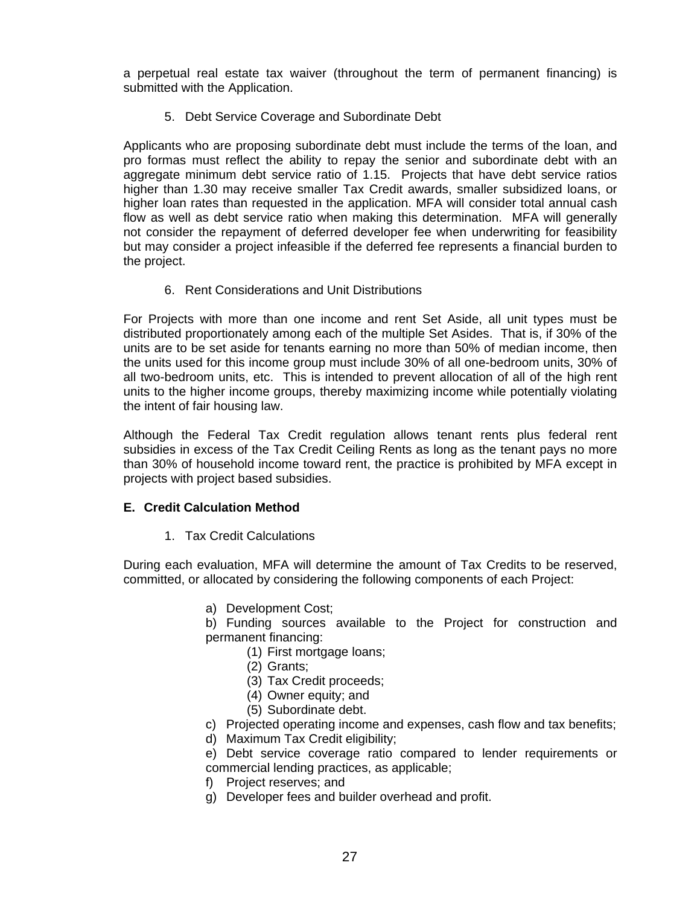a perpetual real estate tax waiver (throughout the term of permanent financing) is submitted with the Application.

5. Debt Service Coverage and Subordinate Debt

Applicants who are proposing subordinate debt must include the terms of the loan, and pro formas must reflect the ability to repay the senior and subordinate debt with an aggregate minimum debt service ratio of 1.15. Projects that have debt service ratios higher than 1.30 may receive smaller Tax Credit awards, smaller subsidized loans, or higher loan rates than requested in the application. MFA will consider total annual cash flow as well as debt service ratio when making this determination. MFA will generally not consider the repayment of deferred developer fee when underwriting for feasibility but may consider a project infeasible if the deferred fee represents a financial burden to the project.

6. Rent Considerations and Unit Distributions

For Projects with more than one income and rent Set Aside, all unit types must be distributed proportionately among each of the multiple Set Asides. That is, if 30% of the units are to be set aside for tenants earning no more than 50% of median income, then the units used for this income group must include 30% of all one-bedroom units, 30% of all two-bedroom units, etc. This is intended to prevent allocation of all of the high rent units to the higher income groups, thereby maximizing income while potentially violating the intent of fair housing law.

Although the Federal Tax Credit regulation allows tenant rents plus federal rent subsidies in excess of the Tax Credit Ceiling Rents as long as the tenant pays no more than 30% of household income toward rent, the practice is prohibited by MFA except in projects with project based subsidies.

## E. Credit Calculation Method

1. Tax Credit Calculations

During each evaluation, MFA will determine the amount of Tax Credits to be reserved, committed, or allocated by considering the following components of each Project:

a) Development Cost;

b) Funding sources available to the Project for construction and permanent financing:

   (1) First mortgage loans;
   (2) Grants;
   (3) Tax Credit proceeds;
   (4) Owner equity; and
   (5) Subordinate debt.

c) Projected operating income and expenses, cash flow and tax benefits;

d) Maximum Tax Credit eligibility;

e) Debt service coverage ratio compared to lender requirements or commercial lending practices, as applicable;

f) Project reserves; and

g) Developer fees and builder overhead and profit.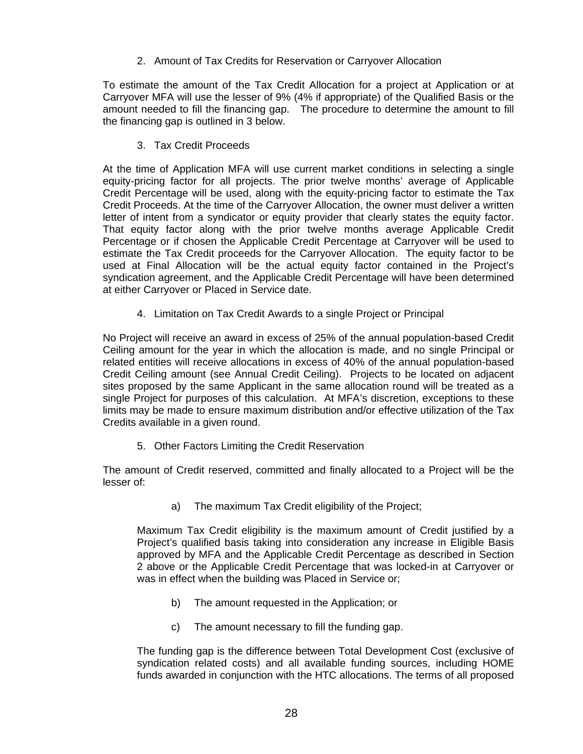2. Amount of Tax Credits for Reservation or Carryover Allocation

To estimate the amount of the Tax Credit Allocation for a project at Application or at Carryover MFA will use the lesser of 9% (4% if appropriate) of the Qualified Basis or the amount needed to fill the financing gap. The procedure to determine the amount to fill the financing gap is outlined in 3 below.

3. Tax Credit Proceeds

At the time of Application MFA will use current market conditions in selecting a single equity-pricing factor for all projects. The prior twelve months' average of Applicable Credit Percentage will be used, along with the equity-pricing factor to estimate the Tax Credit Proceeds. At the time of the Carryover Allocation, the owner must deliver a written letter of intent from a syndicator or equity provider that clearly states the equity factor. That equity factor along with the prior twelve months average Applicable Credit Percentage or if chosen the Applicable Credit Percentage at Carryover will be used to estimate the Tax Credit proceeds for the Carryover Allocation. The equity factor to be used at Final Allocation will be the actual equity factor contained in the Project's syndication agreement, and the Applicable Credit Percentage will have been determined at either Carryover or Placed in Service date.

4. Limitation on Tax Credit Awards to a single Project or Principal

No Project will receive an award in excess of 25% of the annual population-based Credit Ceiling amount for the year in which the allocation is made, and no single Principal or related entities will receive allocations in excess of 40% of the annual population-based Credit Ceiling amount (see Annual Credit Ceiling). Projects to be located on adjacent sites proposed by the same Applicant in the same allocation round will be treated as a single Project for purposes of this calculation. At MFA's discretion, exceptions to these limits may be made to ensure maximum distribution and/or effective utilization of the Tax Credits available in a given round.

5. Other Factors Limiting the Credit Reservation

The amount of Credit reserved, committed and finally allocated to a Project will be the lesser of:

a) The maximum Tax Credit eligibility of the Project;

Maximum Tax Credit eligibility is the maximum amount of Credit justified by a Project's qualified basis taking into consideration any increase in Eligible Basis approved by MFA and the Applicable Credit Percentage as described in Section 2 above or the Applicable Credit Percentage that was locked-in at Carryover or was in effect when the building was Placed in Service or;

b) The amount requested in the Application; or

c) The amount necessary to fill the funding gap.

The funding gap is the difference between Total Development Cost (exclusive of syndication related costs) and all available funding sources, including HOME funds awarded in conjunction with the HTC allocations. The terms of all proposed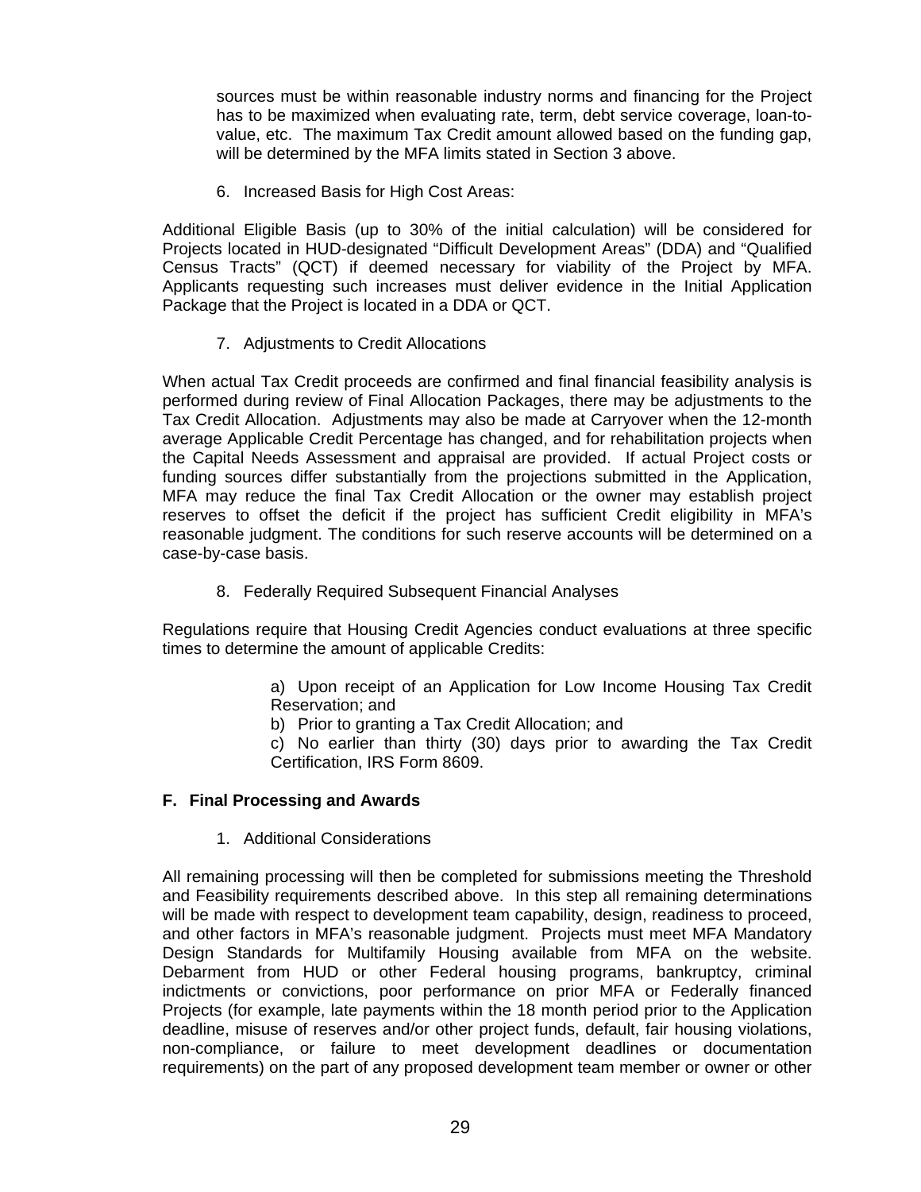sources must be within reasonable industry norms and financing for the Project has to be maximized when evaluating rate, term, debt service coverage, loan-to-value, etc. The maximum Tax Credit amount allowed based on the funding gap, will be determined by the MFA limits stated in Section 3 above.

6. Increased Basis for High Cost Areas:

Additional Eligible Basis (up to 30% of the initial calculation) will be considered for Projects located in HUD-designated "Difficult Development Areas" (DDA) and "Qualified Census Tracts" (QCT) if deemed necessary for viability of the Project by MFA. Applicants requesting such increases must deliver evidence in the Initial Application Package that the Project is located in a DDA or QCT.

7. Adjustments to Credit Allocations

When actual Tax Credit proceeds are confirmed and final financial feasibility analysis is performed during review of Final Allocation Packages, there may be adjustments to the Tax Credit Allocation. Adjustments may also be made at Carryover when the 12-month average Applicable Credit Percentage has changed, and for rehabilitation projects when the Capital Needs Assessment and appraisal are provided. If actual Project costs or funding sources differ substantially from the projections submitted in the Application, MFA may reduce the final Tax Credit Allocation or the owner may establish project reserves to offset the deficit if the project has sufficient Credit eligibility in MFA's reasonable judgment. The conditions for such reserve accounts will be determined on a case-by-case basis.

8. Federally Required Subsequent Financial Analyses

Regulations require that Housing Credit Agencies conduct evaluations at three specific times to determine the amount of applicable Credits:

a) Upon receipt of an Application for Low Income Housing Tax Credit Reservation; and

b) Prior to granting a Tax Credit Allocation; and

c) No earlier than thirty (30) days prior to awarding the Tax Credit Certification, IRS Form 8609.

## F. Final Processing and Awards

1. Additional Considerations

All remaining processing will then be completed for submissions meeting the Threshold and Feasibility requirements described above. In this step all remaining determinations will be made with respect to development team capability, design, readiness to proceed, and other factors in MFA's reasonable judgment. Projects must meet MFA Mandatory Design Standards for Multifamily Housing available from MFA on the website. Debarment from HUD or other Federal housing programs, bankruptcy, criminal indictments or convictions, poor performance on prior MFA or Federally financed Projects (for example, late payments within the 18 month period prior to the Application deadline, misuse of reserves and/or other project funds, default, fair housing violations, non-compliance, or failure to meet development deadlines or documentation requirements) on the part of any proposed development team member or owner or other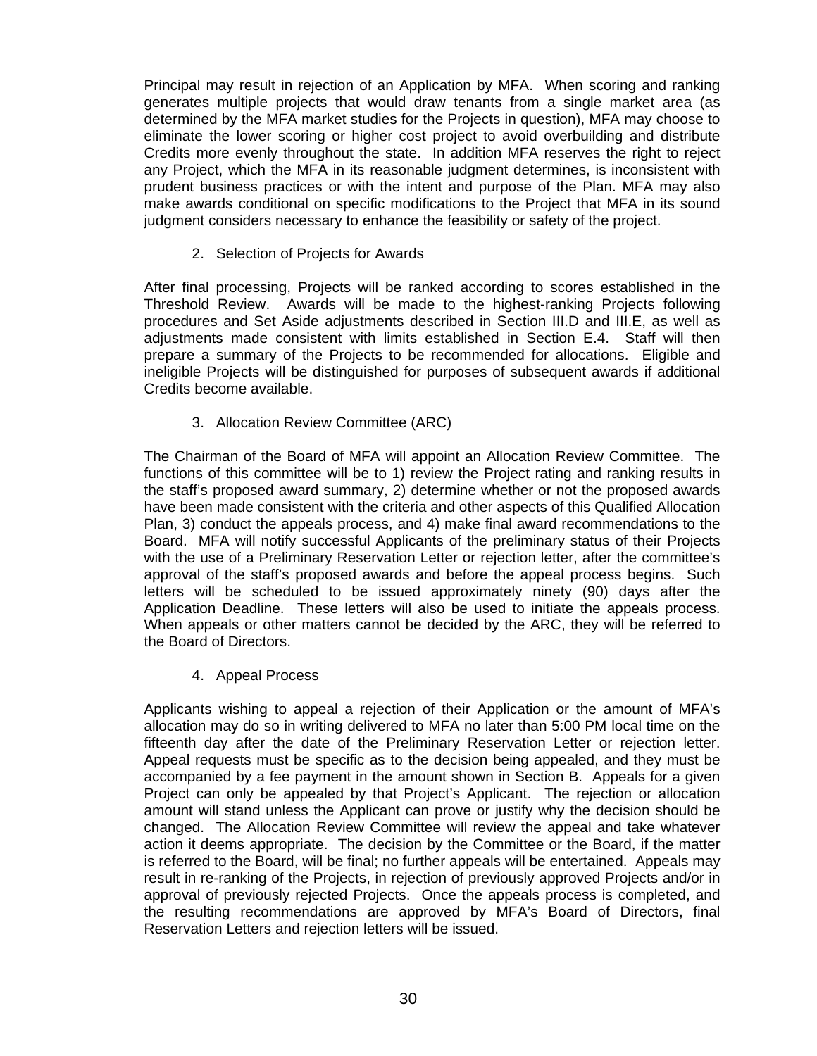Principal may result in rejection of an Application by MFA. When scoring and ranking generates multiple projects that would draw tenants from a single market area (as determined by the MFA market studies for the Projects in question), MFA may choose to eliminate the lower scoring or higher cost project to avoid overbuilding and distribute Credits more evenly throughout the state. In addition MFA reserves the right to reject any Project, which the MFA in its reasonable judgment determines, is inconsistent with prudent business practices or with the intent and purpose of the Plan. MFA may also make awards conditional on specific modifications to the Project that MFA in its sound judgment considers necessary to enhance the feasibility or safety of the project.

2. Selection of Projects for Awards

After final processing, Projects will be ranked according to scores established in the Threshold Review. Awards will be made to the highest-ranking Projects following procedures and Set Aside adjustments described in Section III.D and III.E, as well as adjustments made consistent with limits established in Section E.4. Staff will then prepare a summary of the Projects to be recommended for allocations. Eligible and ineligible Projects will be distinguished for purposes of subsequent awards if additional Credits become available.

3. Allocation Review Committee (ARC)

The Chairman of the Board of MFA will appoint an Allocation Review Committee. The functions of this committee will be to 1) review the Project rating and ranking results in the staff's proposed award summary, 2) determine whether or not the proposed awards have been made consistent with the criteria and other aspects of this Qualified Allocation Plan, 3) conduct the appeals process, and 4) make final award recommendations to the Board. MFA will notify successful Applicants of the preliminary status of their Projects with the use of a Preliminary Reservation Letter or rejection letter, after the committee's approval of the staff's proposed awards and before the appeal process begins. Such letters will be scheduled to be issued approximately ninety (90) days after the Application Deadline. These letters will also be used to initiate the appeals process. When appeals or other matters cannot be decided by the ARC, they will be referred to the Board of Directors.

4. Appeal Process

Applicants wishing to appeal a rejection of their Application or the amount of MFA's allocation may do so in writing delivered to MFA no later than 5:00 PM local time on the fifteenth day after the date of the Preliminary Reservation Letter or rejection letter. Appeal requests must be specific as to the decision being appealed, and they must be accompanied by a fee payment in the amount shown in Section B. Appeals for a given Project can only be appealed by that Project's Applicant. The rejection or allocation amount will stand unless the Applicant can prove or justify why the decision should be changed. The Allocation Review Committee will review the appeal and take whatever action it deems appropriate. The decision by the Committee or the Board, if the matter is referred to the Board, will be final; no further appeals will be entertained. Appeals may result in re-ranking of the Projects, in rejection of previously approved Projects and/or in approval of previously rejected Projects. Once the appeals process is completed, and the resulting recommendations are approved by MFA's Board of Directors, final Reservation Letters and rejection letters will be issued.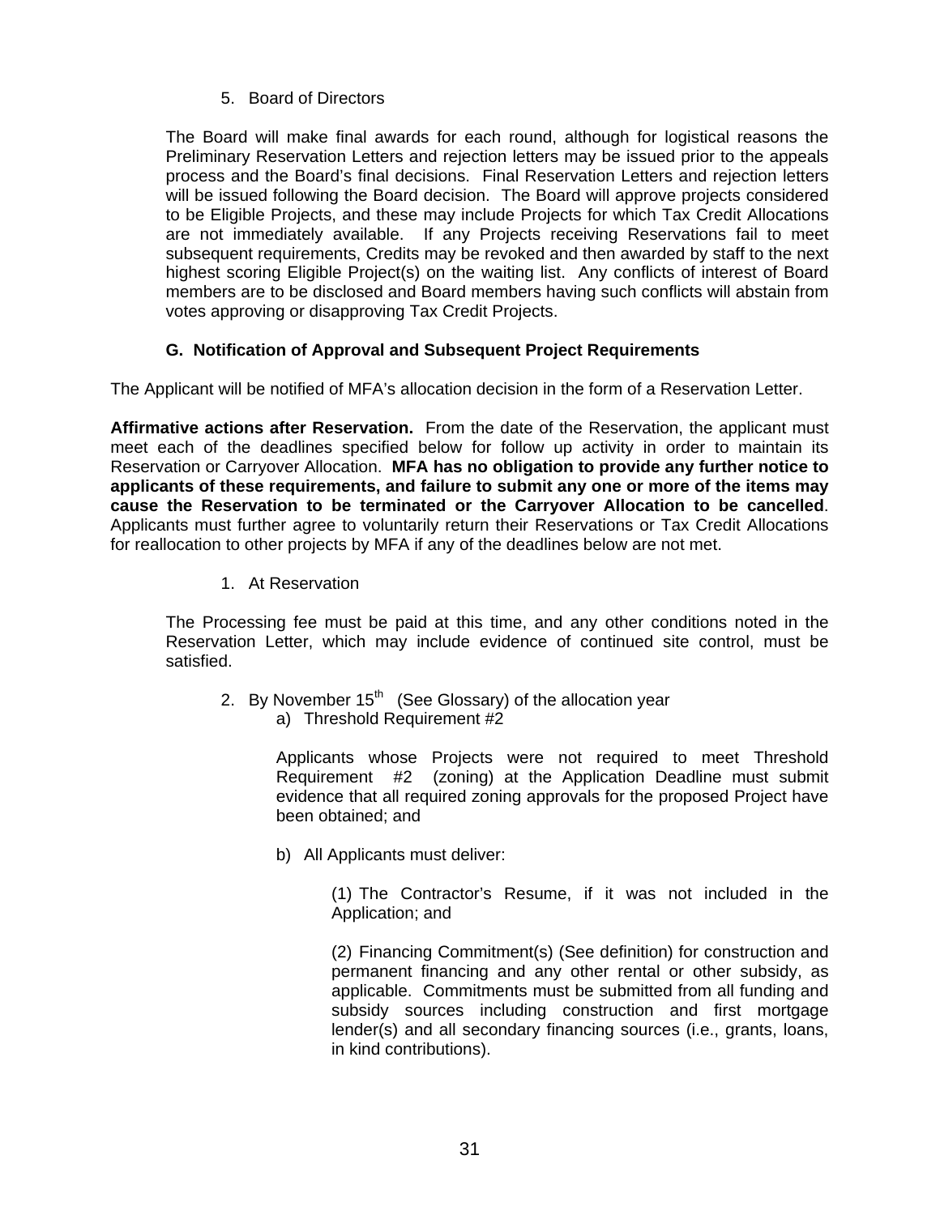5. Board of Directors

The Board will make final awards for each round, although for logistical reasons the Preliminary Reservation Letters and rejection letters may be issued prior to the appeals process and the Board's final decisions. Final Reservation Letters and rejection letters will be issued following the Board decision. The Board will approve projects considered to be Eligible Projects, and these may include Projects for which Tax Credit Allocations are not immediately available. If any Projects receiving Reservations fail to meet subsequent requirements, Credits may be revoked and then awarded by staff to the next highest scoring Eligible Project(s) on the waiting list. Any conflicts of interest of Board members are to be disclosed and Board members having such conflicts will abstain from votes approving or disapproving Tax Credit Projects.

### G. Notification of Approval and Subsequent Project Requirements

The Applicant will be notified of MFA's allocation decision in the form of a Reservation Letter.

**Affirmative actions after Reservation.** From the date of the Reservation, the applicant must meet each of the deadlines specified below for follow up activity in order to maintain its Reservation or Carryover Allocation. **MFA has no obligation to provide any further notice to applicants of these requirements, and failure to submit any one or more of the items may cause the Reservation to be terminated or the Carryover Allocation to be cancelled**. Applicants must further agree to voluntarily return their Reservations or Tax Credit Allocations for reallocation to other projects by MFA if any of the deadlines below are not met.

1. At Reservation

The Processing fee must be paid at this time, and any other conditions noted in the Reservation Letter, which may include evidence of continued site control, must be satisfied.

2. By November 15th (See Glossary) of the allocation year
   a) Threshold Requirement #2

      Applicants whose Projects were not required to meet Threshold Requirement #2 (zoning) at the Application Deadline must submit evidence that all required zoning approvals for the proposed Project have been obtained; and

   b) All Applicants must deliver:

      (1) The Contractor's Resume, if it was not included in the Application; and

      (2) Financing Commitment(s) (See definition) for construction and permanent financing and any other rental or other subsidy, as applicable. Commitments must be submitted from all funding and subsidy sources including construction and first mortgage lender(s) and all secondary financing sources (i.e., grants, loans, in kind contributions).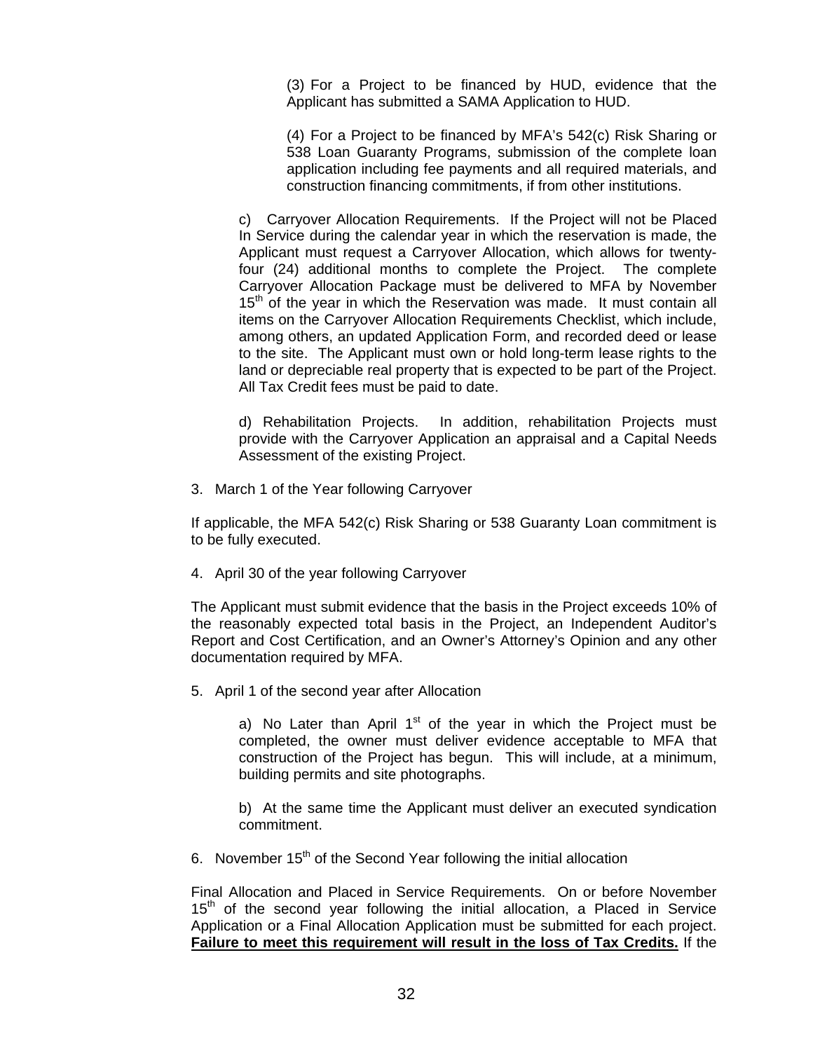(3) For a Project to be financed by HUD, evidence that the Applicant has submitted a SAMA Application to HUD.

(4) For a Project to be financed by MFA's 542(c) Risk Sharing or 538 Loan Guaranty Programs, submission of the complete loan application including fee payments and all required materials, and construction financing commitments, if from other institutions.

c) Carryover Allocation Requirements. If the Project will not be Placed In Service during the calendar year in which the reservation is made, the Applicant must request a Carryover Allocation, which allows for twenty-four (24) additional months to complete the Project. The complete Carryover Allocation Package must be delivered to MFA by November 15th of the year in which the Reservation was made. It must contain all items on the Carryover Allocation Requirements Checklist, which include, among others, an updated Application Form, and recorded deed or lease to the site. The Applicant must own or hold long-term lease rights to the land or depreciable real property that is expected to be part of the Project. All Tax Credit fees must be paid to date.

d) Rehabilitation Projects. In addition, rehabilitation Projects must provide with the Carryover Application an appraisal and a Capital Needs Assessment of the existing Project.

3. March 1 of the Year following Carryover

If applicable, the MFA 542(c) Risk Sharing or 538 Guaranty Loan commitment is to be fully executed.

4. April 30 of the year following Carryover

The Applicant must submit evidence that the basis in the Project exceeds 10% of the reasonably expected total basis in the Project, an Independent Auditor's Report and Cost Certification, and an Owner's Attorney's Opinion and any other documentation required by MFA.

5. April 1 of the second year after Allocation

a) No Later than April 1st of the year in which the Project must be completed, the owner must deliver evidence acceptable to MFA that construction of the Project has begun. This will include, at a minimum, building permits and site photographs.

b) At the same time the Applicant must deliver an executed syndication commitment.

6. November 15th of the Second Year following the initial allocation

Final Allocation and Placed in Service Requirements. On or before November 15th of the second year following the initial allocation, a Placed in Service Application or a Final Allocation Application must be submitted for each project. **Failure to meet this requirement will result in the loss of Tax Credits.** If the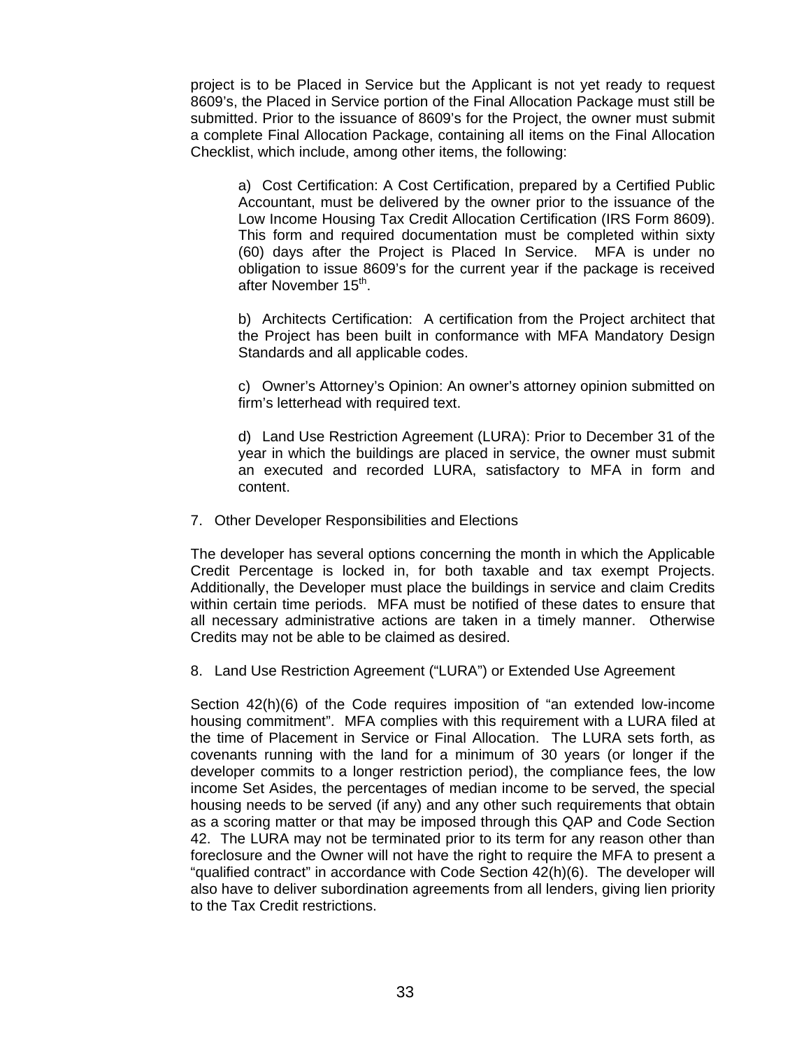project is to be Placed in Service but the Applicant is not yet ready to request 8609's, the Placed in Service portion of the Final Allocation Package must still be submitted. Prior to the issuance of 8609's for the Project, the owner must submit a complete Final Allocation Package, containing all items on the Final Allocation Checklist, which include, among other items, the following:

a) Cost Certification: A Cost Certification, prepared by a Certified Public Accountant, must be delivered by the owner prior to the issuance of the Low Income Housing Tax Credit Allocation Certification (IRS Form 8609). This form and required documentation must be completed within sixty (60) days after the Project is Placed In Service. MFA is under no obligation to issue 8609's for the current year if the package is received after November 15th.

b) Architects Certification: A certification from the Project architect that the Project has been built in conformance with MFA Mandatory Design Standards and all applicable codes.

c) Owner's Attorney's Opinion: An owner's attorney opinion submitted on firm's letterhead with required text.

d) Land Use Restriction Agreement (LURA): Prior to December 31 of the year in which the buildings are placed in service, the owner must submit an executed and recorded LURA, satisfactory to MFA in form and content.

7. Other Developer Responsibilities and Elections

The developer has several options concerning the month in which the Applicable Credit Percentage is locked in, for both taxable and tax exempt Projects. Additionally, the Developer must place the buildings in service and claim Credits within certain time periods. MFA must be notified of these dates to ensure that all necessary administrative actions are taken in a timely manner. Otherwise Credits may not be able to be claimed as desired.

8. Land Use Restriction Agreement ("LURA") or Extended Use Agreement

Section 42(h)(6) of the Code requires imposition of "an extended low-income housing commitment". MFA complies with this requirement with a LURA filed at the time of Placement in Service or Final Allocation. The LURA sets forth, as covenants running with the land for a minimum of 30 years (or longer if the developer commits to a longer restriction period), the compliance fees, the low income Set Asides, the percentages of median income to be served, the special housing needs to be served (if any) and any other such requirements that obtain as a scoring matter or that may be imposed through this QAP and Code Section 42. The LURA may not be terminated prior to its term for any reason other than foreclosure and the Owner will not have the right to require the MFA to present a "qualified contract" in accordance with Code Section 42(h)(6). The developer will also have to deliver subordination agreements from all lenders, giving lien priority to the Tax Credit restrictions.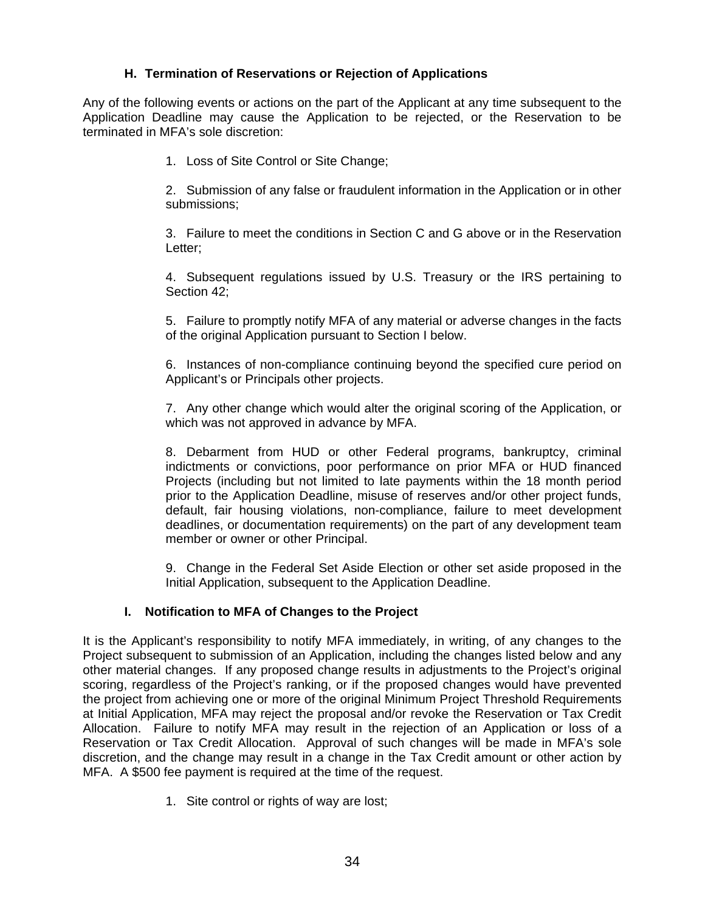### H. Termination of Reservations or Rejection of Applications

Any of the following events or actions on the part of the Applicant at any time subsequent to the Application Deadline may cause the Application to be rejected, or the Reservation to be terminated in MFA's sole discretion:

1. Loss of Site Control or Site Change;

2. Submission of any false or fraudulent information in the Application or in other submissions;

3. Failure to meet the conditions in Section C and G above or in the Reservation Letter;

4. Subsequent regulations issued by U.S. Treasury or the IRS pertaining to Section 42;

5. Failure to promptly notify MFA of any material or adverse changes in the facts of the original Application pursuant to Section I below.

6. Instances of non-compliance continuing beyond the specified cure period on Applicant's or Principals other projects.

7. Any other change which would alter the original scoring of the Application, or which was not approved in advance by MFA.

8. Debarment from HUD or other Federal programs, bankruptcy, criminal indictments or convictions, poor performance on prior MFA or HUD financed Projects (including but not limited to late payments within the 18 month period prior to the Application Deadline, misuse of reserves and/or other project funds, default, fair housing violations, non-compliance, failure to meet development deadlines, or documentation requirements) on the part of any development team member or owner or other Principal.

9. Change in the Federal Set Aside Election or other set aside proposed in the Initial Application, subsequent to the Application Deadline.

### I. Notification to MFA of Changes to the Project

It is the Applicant's responsibility to notify MFA immediately, in writing, of any changes to the Project subsequent to submission of an Application, including the changes listed below and any other material changes. If any proposed change results in adjustments to the Project's original scoring, regardless of the Project's ranking, or if the proposed changes would have prevented the project from achieving one or more of the original Minimum Project Threshold Requirements at Initial Application, MFA may reject the proposal and/or revoke the Reservation or Tax Credit Allocation. Failure to notify MFA may result in the rejection of an Application or loss of a Reservation or Tax Credit Allocation. Approval of such changes will be made in MFA's sole discretion, and the change may result in a change in the Tax Credit amount or other action by MFA. A $500 fee payment is required at the time of the request.

1. Site control or rights of way are lost;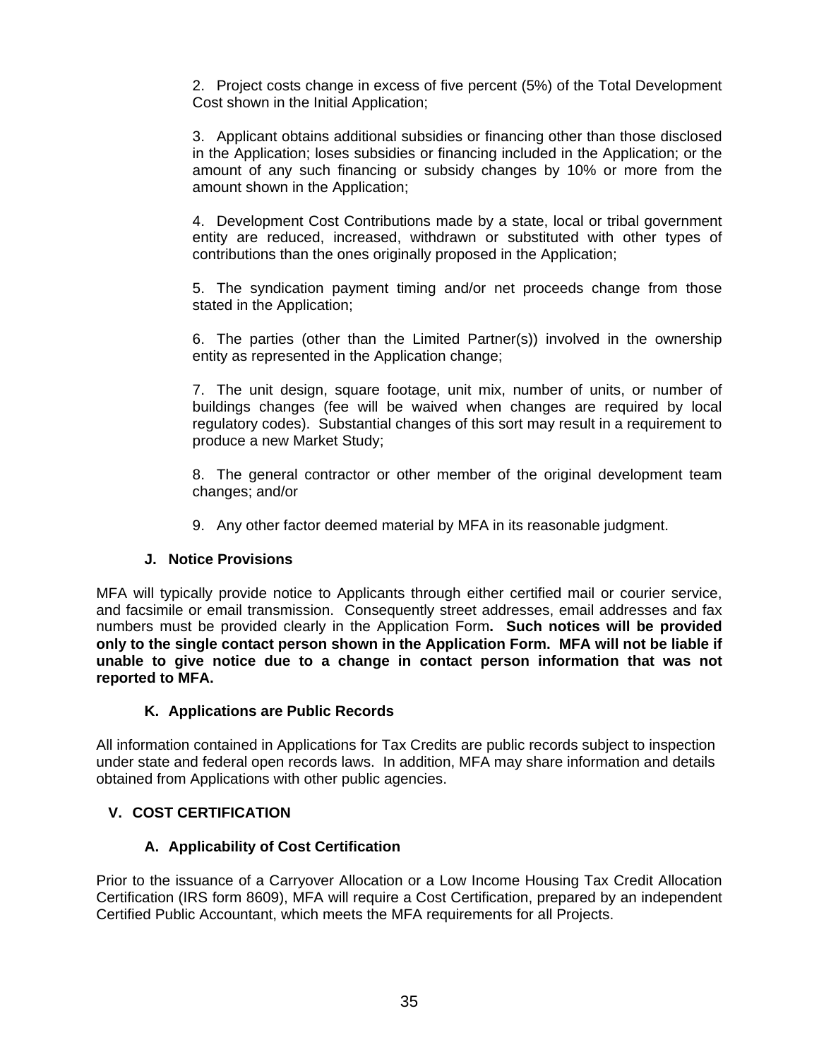2. Project costs change in excess of five percent (5%) of the Total Development Cost shown in the Initial Application;

3. Applicant obtains additional subsidies or financing other than those disclosed in the Application; loses subsidies or financing included in the Application; or the amount of any such financing or subsidy changes by 10% or more from the amount shown in the Application;

4. Development Cost Contributions made by a state, local or tribal government entity are reduced, increased, withdrawn or substituted with other types of contributions than the ones originally proposed in the Application;

5. The syndication payment timing and/or net proceeds change from those stated in the Application;

6. The parties (other than the Limited Partner(s)) involved in the ownership entity as represented in the Application change;

7. The unit design, square footage, unit mix, number of units, or number of buildings changes (fee will be waived when changes are required by local regulatory codes). Substantial changes of this sort may result in a requirement to produce a new Market Study;

8. The general contractor or other member of the original development team changes; and/or

9. Any other factor deemed material by MFA in its reasonable judgment.

### J. Notice Provisions

MFA will typically provide notice to Applicants through either certified mail or courier service, and facsimile or email transmission. Consequently street addresses, email addresses and fax numbers must be provided clearly in the Application Form**. Such notices will be provided only to the single contact person shown in the Application Form. MFA will not be liable if unable to give notice due to a change in contact person information that was not reported to MFA.**

### K. Applications are Public Records

All information contained in Applications for Tax Credits are public records subject to inspection under state and federal open records laws. In addition, MFA may share information and details obtained from Applications with other public agencies.

## V. COST CERTIFICATION

### A. Applicability of Cost Certification

Prior to the issuance of a Carryover Allocation or a Low Income Housing Tax Credit Allocation Certification (IRS form 8609), MFA will require a Cost Certification, prepared by an independent Certified Public Accountant, which meets the MFA requirements for all Projects.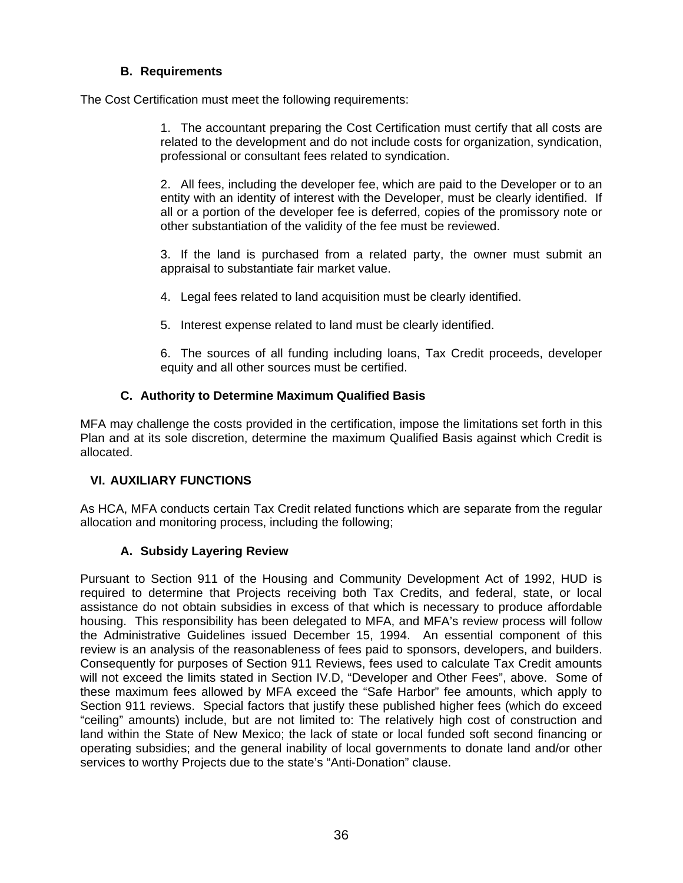### B. Requirements

The Cost Certification must meet the following requirements:

1. The accountant preparing the Cost Certification must certify that all costs are related to the development and do not include costs for organization, syndication, professional or consultant fees related to syndication.

2. All fees, including the developer fee, which are paid to the Developer or to an entity with an identity of interest with the Developer, must be clearly identified. If all or a portion of the developer fee is deferred, copies of the promissory note or other substantiation of the validity of the fee must be reviewed.

3. If the land is purchased from a related party, the owner must submit an appraisal to substantiate fair market value.

4. Legal fees related to land acquisition must be clearly identified.

5. Interest expense related to land must be clearly identified.

6. The sources of all funding including loans, Tax Credit proceeds, developer equity and all other sources must be certified.

### C. Authority to Determine Maximum Qualified Basis

MFA may challenge the costs provided in the certification, impose the limitations set forth in this Plan and at its sole discretion, determine the maximum Qualified Basis against which Credit is allocated.

## VI. AUXILIARY FUNCTIONS

As HCA, MFA conducts certain Tax Credit related functions which are separate from the regular allocation and monitoring process, including the following;

### A. Subsidy Layering Review

Pursuant to Section 911 of the Housing and Community Development Act of 1992, HUD is required to determine that Projects receiving both Tax Credits, and federal, state, or local assistance do not obtain subsidies in excess of that which is necessary to produce affordable housing. This responsibility has been delegated to MFA, and MFA's review process will follow the Administrative Guidelines issued December 15, 1994. An essential component of this review is an analysis of the reasonableness of fees paid to sponsors, developers, and builders. Consequently for purposes of Section 911 Reviews, fees used to calculate Tax Credit amounts will not exceed the limits stated in Section IV.D, "Developer and Other Fees", above. Some of these maximum fees allowed by MFA exceed the "Safe Harbor" fee amounts, which apply to Section 911 reviews. Special factors that justify these published higher fees (which do exceed "ceiling" amounts) include, but are not limited to: The relatively high cost of construction and land within the State of New Mexico; the lack of state or local funded soft second financing or operating subsidies; and the general inability of local governments to donate land and/or other services to worthy Projects due to the state's "Anti-Donation" clause.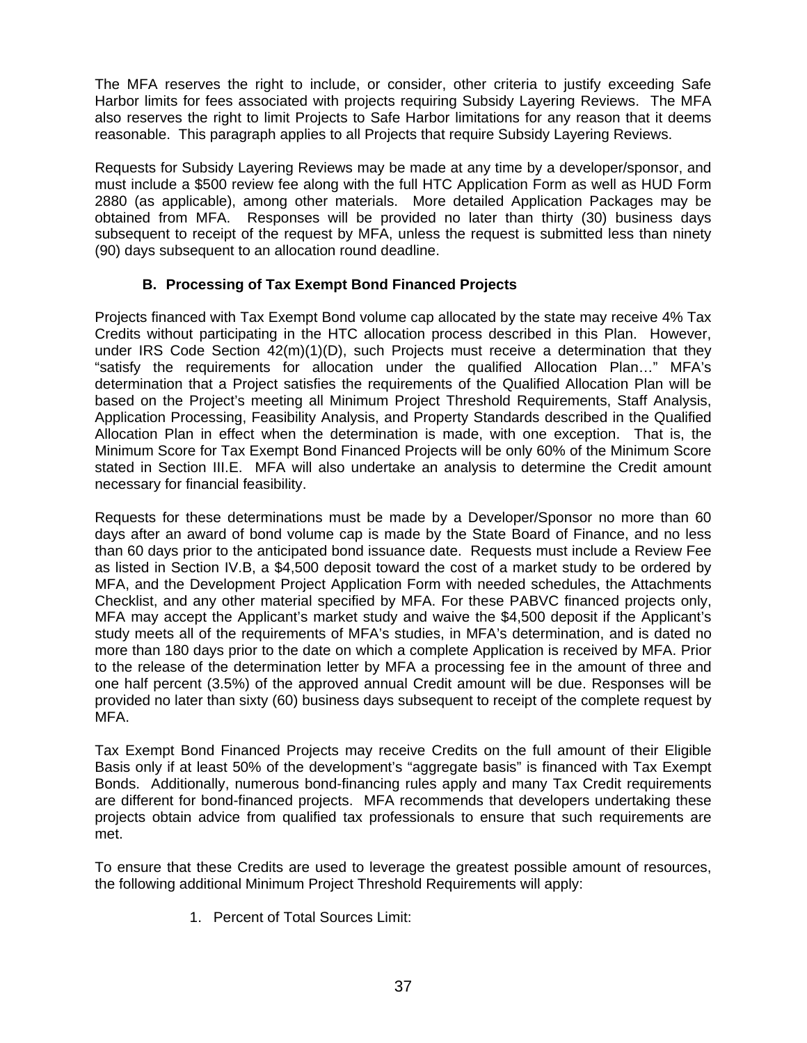The MFA reserves the right to include, or consider, other criteria to justify exceeding Safe Harbor limits for fees associated with projects requiring Subsidy Layering Reviews. The MFA also reserves the right to limit Projects to Safe Harbor limitations for any reason that it deems reasonable. This paragraph applies to all Projects that require Subsidy Layering Reviews.

Requests for Subsidy Layering Reviews may be made at any time by a developer/sponsor, and must include a $500 review fee along with the full HTC Application Form as well as HUD Form 2880 (as applicable), among other materials. More detailed Application Packages may be obtained from MFA. Responses will be provided no later than thirty (30) business days subsequent to receipt of the request by MFA, unless the request is submitted less than ninety (90) days subsequent to an allocation round deadline.

### B. Processing of Tax Exempt Bond Financed Projects

Projects financed with Tax Exempt Bond volume cap allocated by the state may receive 4% Tax Credits without participating in the HTC allocation process described in this Plan. However, under IRS Code Section 42(m)(1)(D), such Projects must receive a determination that they "satisfy the requirements for allocation under the qualified Allocation Plan…" MFA's determination that a Project satisfies the requirements of the Qualified Allocation Plan will be based on the Project's meeting all Minimum Project Threshold Requirements, Staff Analysis, Application Processing, Feasibility Analysis, and Property Standards described in the Qualified Allocation Plan in effect when the determination is made, with one exception. That is, the Minimum Score for Tax Exempt Bond Financed Projects will be only 60% of the Minimum Score stated in Section III.E. MFA will also undertake an analysis to determine the Credit amount necessary for financial feasibility.

Requests for these determinations must be made by a Developer/Sponsor no more than 60 days after an award of bond volume cap is made by the State Board of Finance, and no less than 60 days prior to the anticipated bond issuance date. Requests must include a Review Fee as listed in Section IV.B, a $4,500 deposit toward the cost of a market study to be ordered by MFA, and the Development Project Application Form with needed schedules, the Attachments Checklist, and any other material specified by MFA. For these PABVC financed projects only, MFA may accept the Applicant's market study and waive the $4,500 deposit if the Applicant's study meets all of the requirements of MFA's studies, in MFA's determination, and is dated no more than 180 days prior to the date on which a complete Application is received by MFA. Prior to the release of the determination letter by MFA a processing fee in the amount of three and one half percent (3.5%) of the approved annual Credit amount will be due. Responses will be provided no later than sixty (60) business days subsequent to receipt of the complete request by MFA.

Tax Exempt Bond Financed Projects may receive Credits on the full amount of their Eligible Basis only if at least 50% of the development's "aggregate basis" is financed with Tax Exempt Bonds. Additionally, numerous bond-financing rules apply and many Tax Credit requirements are different for bond-financed projects. MFA recommends that developers undertaking these projects obtain advice from qualified tax professionals to ensure that such requirements are met.

To ensure that these Credits are used to leverage the greatest possible amount of resources, the following additional Minimum Project Threshold Requirements will apply:

1. Percent of Total Sources Limit: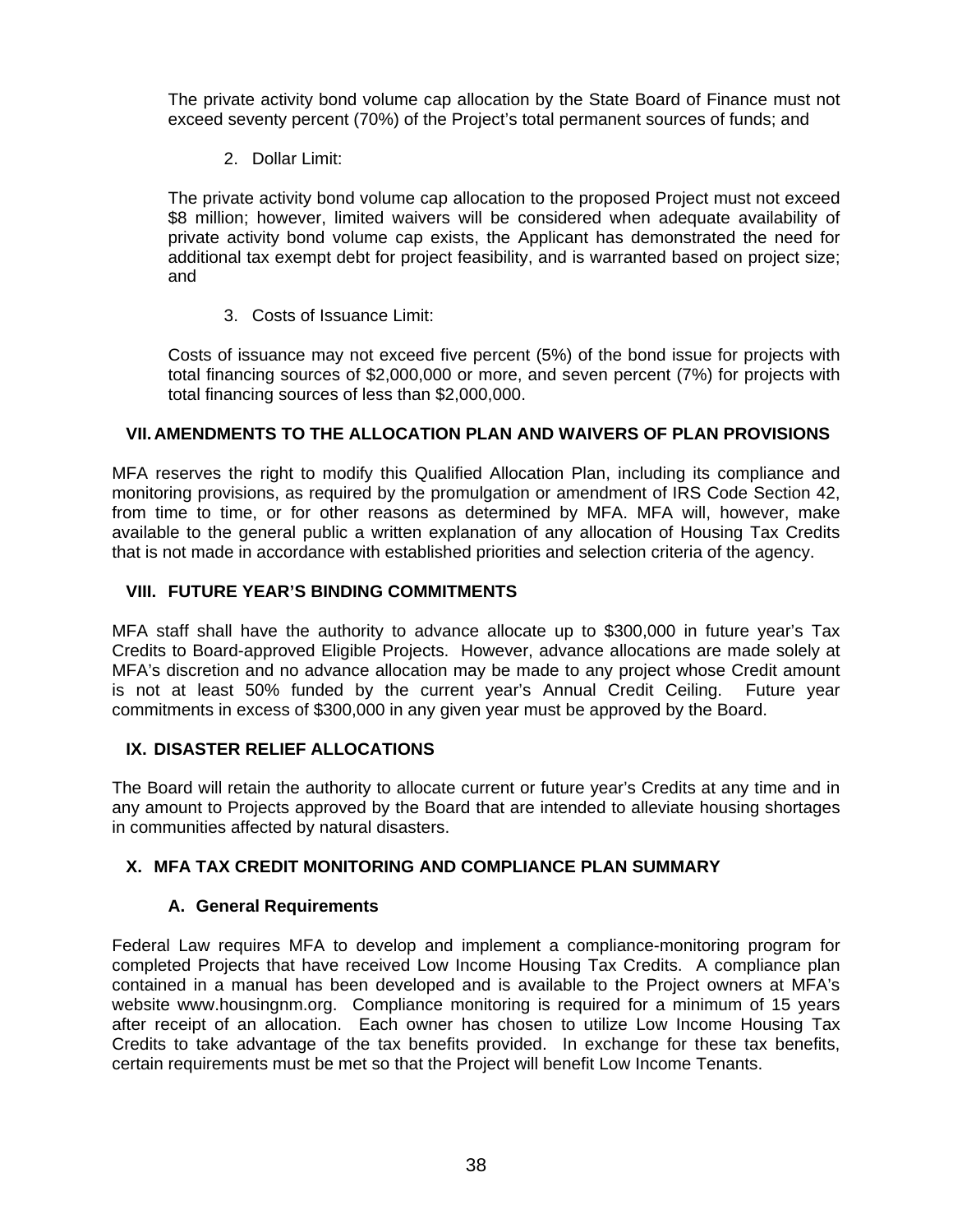The private activity bond volume cap allocation by the State Board of Finance must not exceed seventy percent (70%) of the Project's total permanent sources of funds; and

2. Dollar Limit:

The private activity bond volume cap allocation to the proposed Project must not exceed $8 million; however, limited waivers will be considered when adequate availability of private activity bond volume cap exists, the Applicant has demonstrated the need for additional tax exempt debt for project feasibility, and is warranted based on project size; and

3. Costs of Issuance Limit:

Costs of issuance may not exceed five percent (5%) of the bond issue for projects with total financing sources of $2,000,000 or more, and seven percent (7%) for projects with total financing sources of less than $2,000,000.

## VII. AMENDMENTS TO THE ALLOCATION PLAN AND WAIVERS OF PLAN PROVISIONS

MFA reserves the right to modify this Qualified Allocation Plan, including its compliance and monitoring provisions, as required by the promulgation or amendment of IRS Code Section 42, from time to time, or for other reasons as determined by MFA. MFA will, however, make available to the general public a written explanation of any allocation of Housing Tax Credits that is not made in accordance with established priorities and selection criteria of the agency.

## VIII. FUTURE YEAR'S BINDING COMMITMENTS

MFA staff shall have the authority to advance allocate up to $300,000 in future year's Tax Credits to Board-approved Eligible Projects. However, advance allocations are made solely at MFA's discretion and no advance allocation may be made to any project whose Credit amount is not at least 50% funded by the current year's Annual Credit Ceiling. Future year commitments in excess of $300,000 in any given year must be approved by the Board.

## IX. DISASTER RELIEF ALLOCATIONS

The Board will retain the authority to allocate current or future year's Credits at any time and in any amount to Projects approved by the Board that are intended to alleviate housing shortages in communities affected by natural disasters.

## X. MFA TAX CREDIT MONITORING AND COMPLIANCE PLAN SUMMARY

### A. General Requirements

Federal Law requires MFA to develop and implement a compliance-monitoring program for completed Projects that have received Low Income Housing Tax Credits. A compliance plan contained in a manual has been developed and is available to the Project owners at MFA's website www.housingnm.org. Compliance monitoring is required for a minimum of 15 years after receipt of an allocation. Each owner has chosen to utilize Low Income Housing Tax Credits to take advantage of the tax benefits provided. In exchange for these tax benefits, certain requirements must be met so that the Project will benefit Low Income Tenants.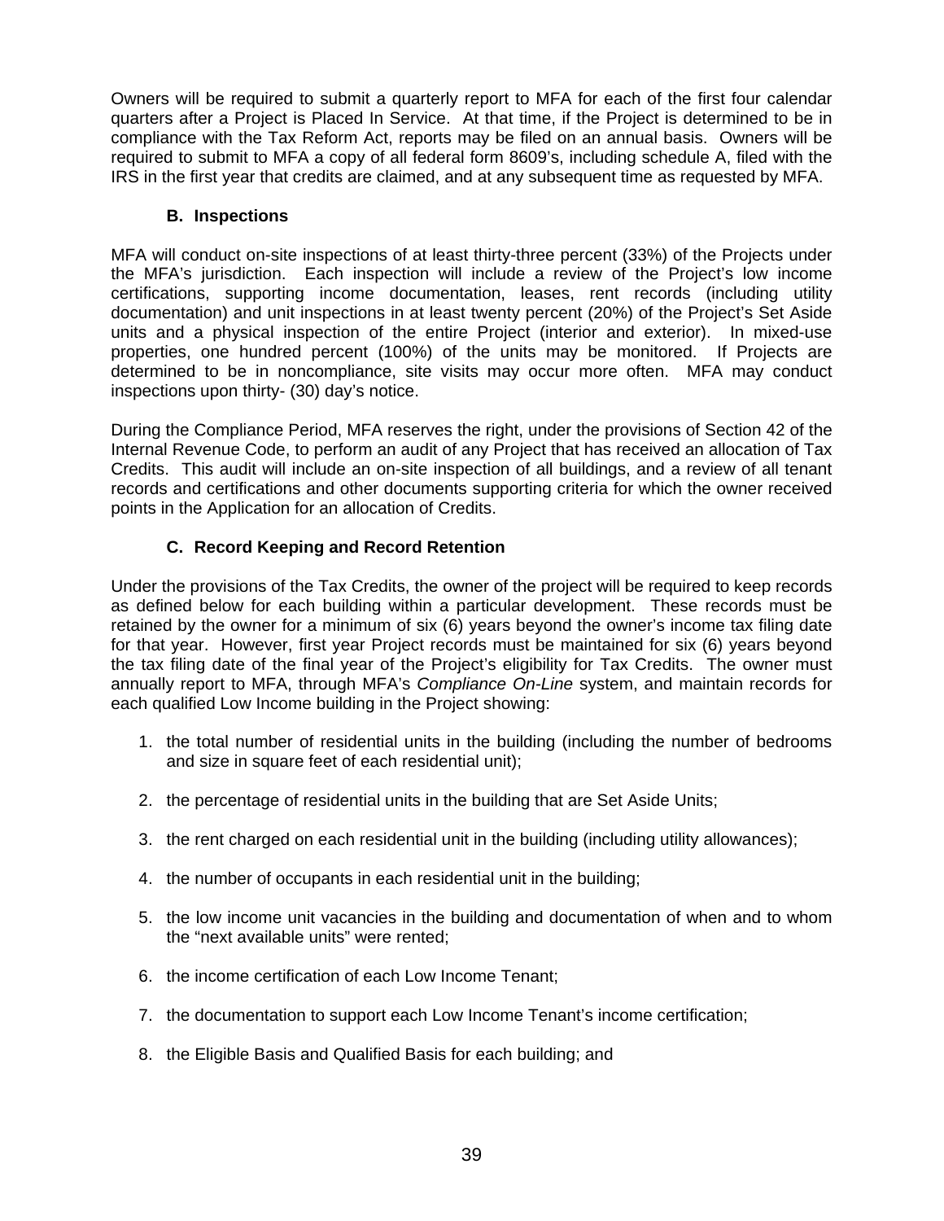Owners will be required to submit a quarterly report to MFA for each of the first four calendar quarters after a Project is Placed In Service. At that time, if the Project is determined to be in compliance with the Tax Reform Act, reports may be filed on an annual basis. Owners will be required to submit to MFA a copy of all federal form 8609's, including schedule A, filed with the IRS in the first year that credits are claimed, and at any subsequent time as requested by MFA.

### B. Inspections

MFA will conduct on-site inspections of at least thirty-three percent (33%) of the Projects under the MFA's jurisdiction. Each inspection will include a review of the Project's low income certifications, supporting income documentation, leases, rent records (including utility documentation) and unit inspections in at least twenty percent (20%) of the Project's Set Aside units and a physical inspection of the entire Project (interior and exterior). In mixed-use properties, one hundred percent (100%) of the units may be monitored. If Projects are determined to be in noncompliance, site visits may occur more often. MFA may conduct inspections upon thirty- (30) day's notice.

During the Compliance Period, MFA reserves the right, under the provisions of Section 42 of the Internal Revenue Code, to perform an audit of any Project that has received an allocation of Tax Credits. This audit will include an on-site inspection of all buildings, and a review of all tenant records and certifications and other documents supporting criteria for which the owner received points in the Application for an allocation of Credits.

### C. Record Keeping and Record Retention

Under the provisions of the Tax Credits, the owner of the project will be required to keep records as defined below for each building within a particular development. These records must be retained by the owner for a minimum of six (6) years beyond the owner's income tax filing date for that year. However, first year Project records must be maintained for six (6) years beyond the tax filing date of the final year of the Project's eligibility for Tax Credits. The owner must annually report to MFA, through MFA's *Compliance On-Line* system, and maintain records for each qualified Low Income building in the Project showing:

1. the total number of residential units in the building (including the number of bedrooms and size in square feet of each residential unit);
2. the percentage of residential units in the building that are Set Aside Units;
3. the rent charged on each residential unit in the building (including utility allowances);
4. the number of occupants in each residential unit in the building;
5. the low income unit vacancies in the building and documentation of when and to whom the "next available units" were rented;
6. the income certification of each Low Income Tenant;
7. the documentation to support each Low Income Tenant's income certification;
8. the Eligible Basis and Qualified Basis for each building; and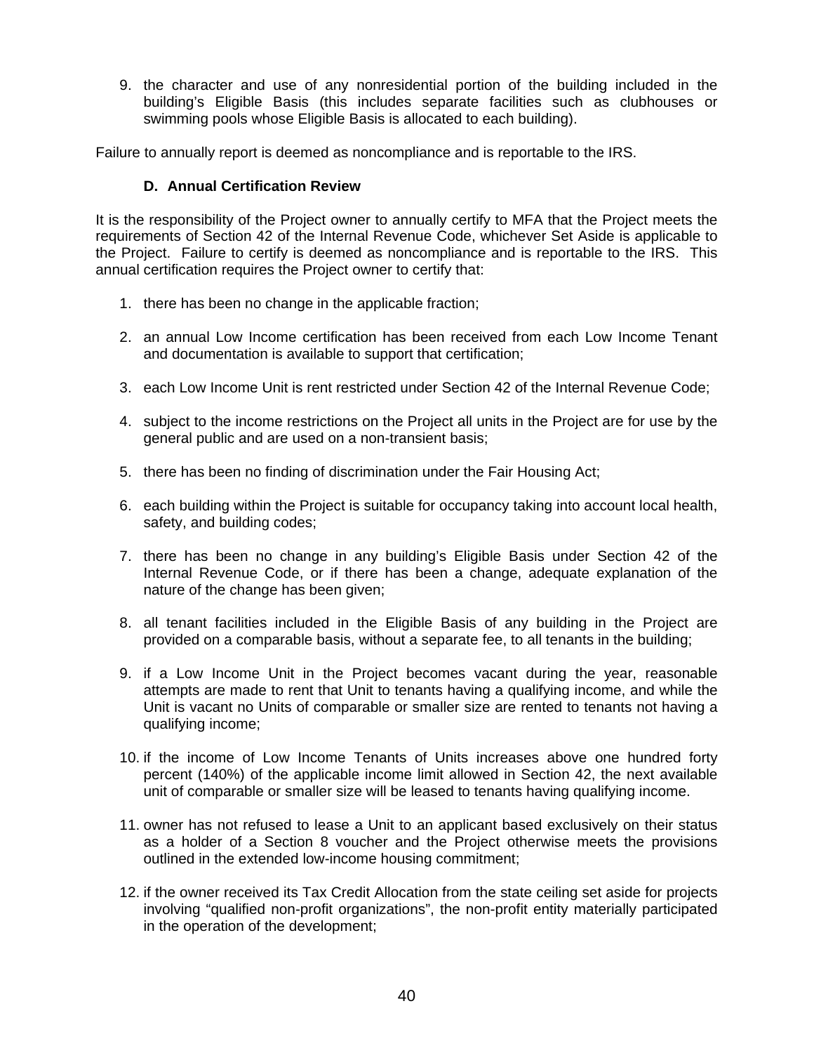9. the character and use of any nonresidential portion of the building included in the building's Eligible Basis (this includes separate facilities such as clubhouses or swimming pools whose Eligible Basis is allocated to each building).

Failure to annually report is deemed as noncompliance and is reportable to the IRS.

### D. Annual Certification Review

It is the responsibility of the Project owner to annually certify to MFA that the Project meets the requirements of Section 42 of the Internal Revenue Code, whichever Set Aside is applicable to the Project. Failure to certify is deemed as noncompliance and is reportable to the IRS. This annual certification requires the Project owner to certify that:

1. there has been no change in the applicable fraction;

2. an annual Low Income certification has been received from each Low Income Tenant and documentation is available to support that certification;

3. each Low Income Unit is rent restricted under Section 42 of the Internal Revenue Code;

4. subject to the income restrictions on the Project all units in the Project are for use by the general public and are used on a non-transient basis;

5. there has been no finding of discrimination under the Fair Housing Act;

6. each building within the Project is suitable for occupancy taking into account local health, safety, and building codes;

7. there has been no change in any building's Eligible Basis under Section 42 of the Internal Revenue Code, or if there has been a change, adequate explanation of the nature of the change has been given;

8. all tenant facilities included in the Eligible Basis of any building in the Project are provided on a comparable basis, without a separate fee, to all tenants in the building;

9. if a Low Income Unit in the Project becomes vacant during the year, reasonable attempts are made to rent that Unit to tenants having a qualifying income, and while the Unit is vacant no Units of comparable or smaller size are rented to tenants not having a qualifying income;

10. if the income of Low Income Tenants of Units increases above one hundred forty percent (140%) of the applicable income limit allowed in Section 42, the next available unit of comparable or smaller size will be leased to tenants having qualifying income.

11. owner has not refused to lease a Unit to an applicant based exclusively on their status as a holder of a Section 8 voucher and the Project otherwise meets the provisions outlined in the extended low-income housing commitment;

12. if the owner received its Tax Credit Allocation from the state ceiling set aside for projects involving "qualified non-profit organizations", the non-profit entity materially participated in the operation of the development;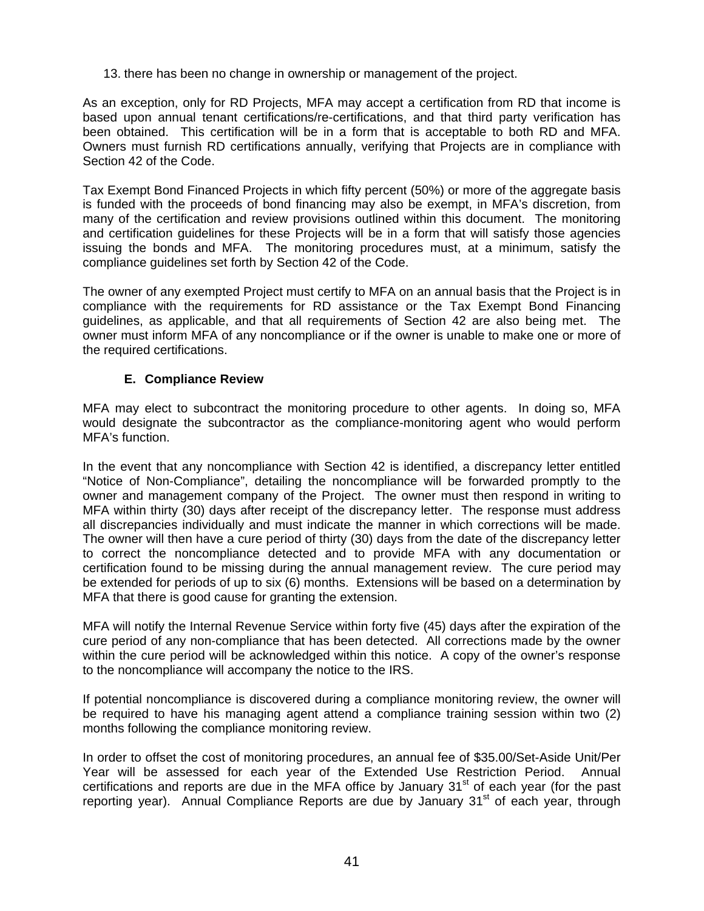13. there has been no change in ownership or management of the project.

As an exception, only for RD Projects, MFA may accept a certification from RD that income is based upon annual tenant certifications/re-certifications, and that third party verification has been obtained. This certification will be in a form that is acceptable to both RD and MFA. Owners must furnish RD certifications annually, verifying that Projects are in compliance with Section 42 of the Code.

Tax Exempt Bond Financed Projects in which fifty percent (50%) or more of the aggregate basis is funded with the proceeds of bond financing may also be exempt, in MFA's discretion, from many of the certification and review provisions outlined within this document. The monitoring and certification guidelines for these Projects will be in a form that will satisfy those agencies issuing the bonds and MFA. The monitoring procedures must, at a minimum, satisfy the compliance guidelines set forth by Section 42 of the Code.

The owner of any exempted Project must certify to MFA on an annual basis that the Project is in compliance with the requirements for RD assistance or the Tax Exempt Bond Financing guidelines, as applicable, and that all requirements of Section 42 are also being met. The owner must inform MFA of any noncompliance or if the owner is unable to make one or more of the required certifications.

### E. Compliance Review

MFA may elect to subcontract the monitoring procedure to other agents. In doing so, MFA would designate the subcontractor as the compliance-monitoring agent who would perform MFA's function.

In the event that any noncompliance with Section 42 is identified, a discrepancy letter entitled "Notice of Non-Compliance", detailing the noncompliance will be forwarded promptly to the owner and management company of the Project. The owner must then respond in writing to MFA within thirty (30) days after receipt of the discrepancy letter. The response must address all discrepancies individually and must indicate the manner in which corrections will be made. The owner will then have a cure period of thirty (30) days from the date of the discrepancy letter to correct the noncompliance detected and to provide MFA with any documentation or certification found to be missing during the annual management review. The cure period may be extended for periods of up to six (6) months. Extensions will be based on a determination by MFA that there is good cause for granting the extension.

MFA will notify the Internal Revenue Service within forty five (45) days after the expiration of the cure period of any non-compliance that has been detected. All corrections made by the owner within the cure period will be acknowledged within this notice. A copy of the owner's response to the noncompliance will accompany the notice to the IRS.

If potential noncompliance is discovered during a compliance monitoring review, the owner will be required to have his managing agent attend a compliance training session within two (2) months following the compliance monitoring review.

In order to offset the cost of monitoring procedures, an annual fee of $35.00/Set-Aside Unit/Per Year will be assessed for each year of the Extended Use Restriction Period. Annual certifications and reports are due in the MFA office by January 31st of each year (for the past reporting year). Annual Compliance Reports are due by January 31st of each year, through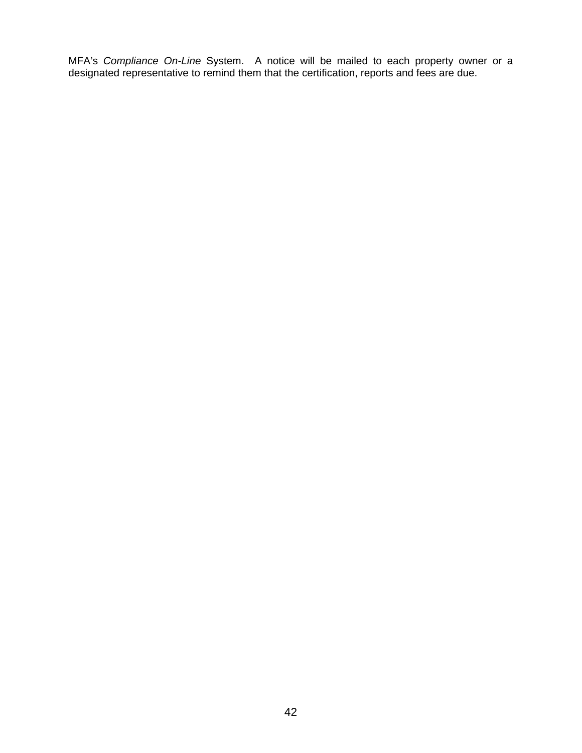MFA's *Compliance On-Line* System. A notice will be mailed to each property owner or a designated representative to remind them that the certification, reports and fees are due.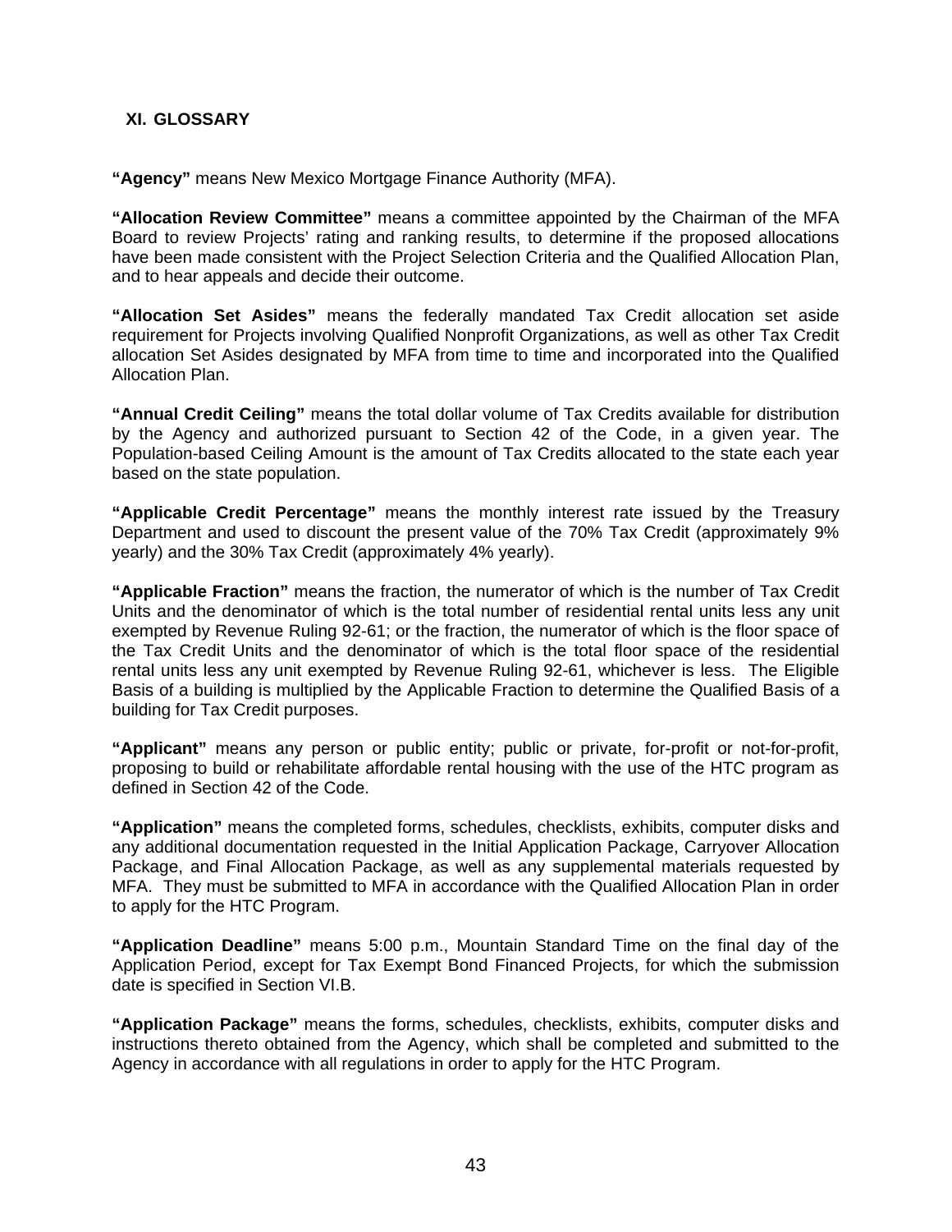## XI. GLOSSARY

**"Agency"** means New Mexico Mortgage Finance Authority (MFA).

**"Allocation Review Committee"** means a committee appointed by the Chairman of the MFA Board to review Projects' rating and ranking results, to determine if the proposed allocations have been made consistent with the Project Selection Criteria and the Qualified Allocation Plan, and to hear appeals and decide their outcome.

**"Allocation Set Asides"** means the federally mandated Tax Credit allocation set aside requirement for Projects involving Qualified Nonprofit Organizations, as well as other Tax Credit allocation Set Asides designated by MFA from time to time and incorporated into the Qualified Allocation Plan.

**"Annual Credit Ceiling"** means the total dollar volume of Tax Credits available for distribution by the Agency and authorized pursuant to Section 42 of the Code, in a given year. The Population-based Ceiling Amount is the amount of Tax Credits allocated to the state each year based on the state population.

**"Applicable Credit Percentage"** means the monthly interest rate issued by the Treasury Department and used to discount the present value of the 70% Tax Credit (approximately 9% yearly) and the 30% Tax Credit (approximately 4% yearly).

**"Applicable Fraction"** means the fraction, the numerator of which is the number of Tax Credit Units and the denominator of which is the total number of residential rental units less any unit exempted by Revenue Ruling 92-61; or the fraction, the numerator of which is the floor space of the Tax Credit Units and the denominator of which is the total floor space of the residential rental units less any unit exempted by Revenue Ruling 92-61, whichever is less. The Eligible Basis of a building is multiplied by the Applicable Fraction to determine the Qualified Basis of a building for Tax Credit purposes.

**"Applicant"** means any person or public entity; public or private, for-profit or not-for-profit, proposing to build or rehabilitate affordable rental housing with the use of the HTC program as defined in Section 42 of the Code.

**"Application"** means the completed forms, schedules, checklists, exhibits, computer disks and any additional documentation requested in the Initial Application Package, Carryover Allocation Package, and Final Allocation Package, as well as any supplemental materials requested by MFA. They must be submitted to MFA in accordance with the Qualified Allocation Plan in order to apply for the HTC Program.

**"Application Deadline"** means 5:00 p.m., Mountain Standard Time on the final day of the Application Period, except for Tax Exempt Bond Financed Projects, for which the submission date is specified in Section VI.B.

**"Application Package"** means the forms, schedules, checklists, exhibits, computer disks and instructions thereto obtained from the Agency, which shall be completed and submitted to the Agency in accordance with all regulations in order to apply for the HTC Program.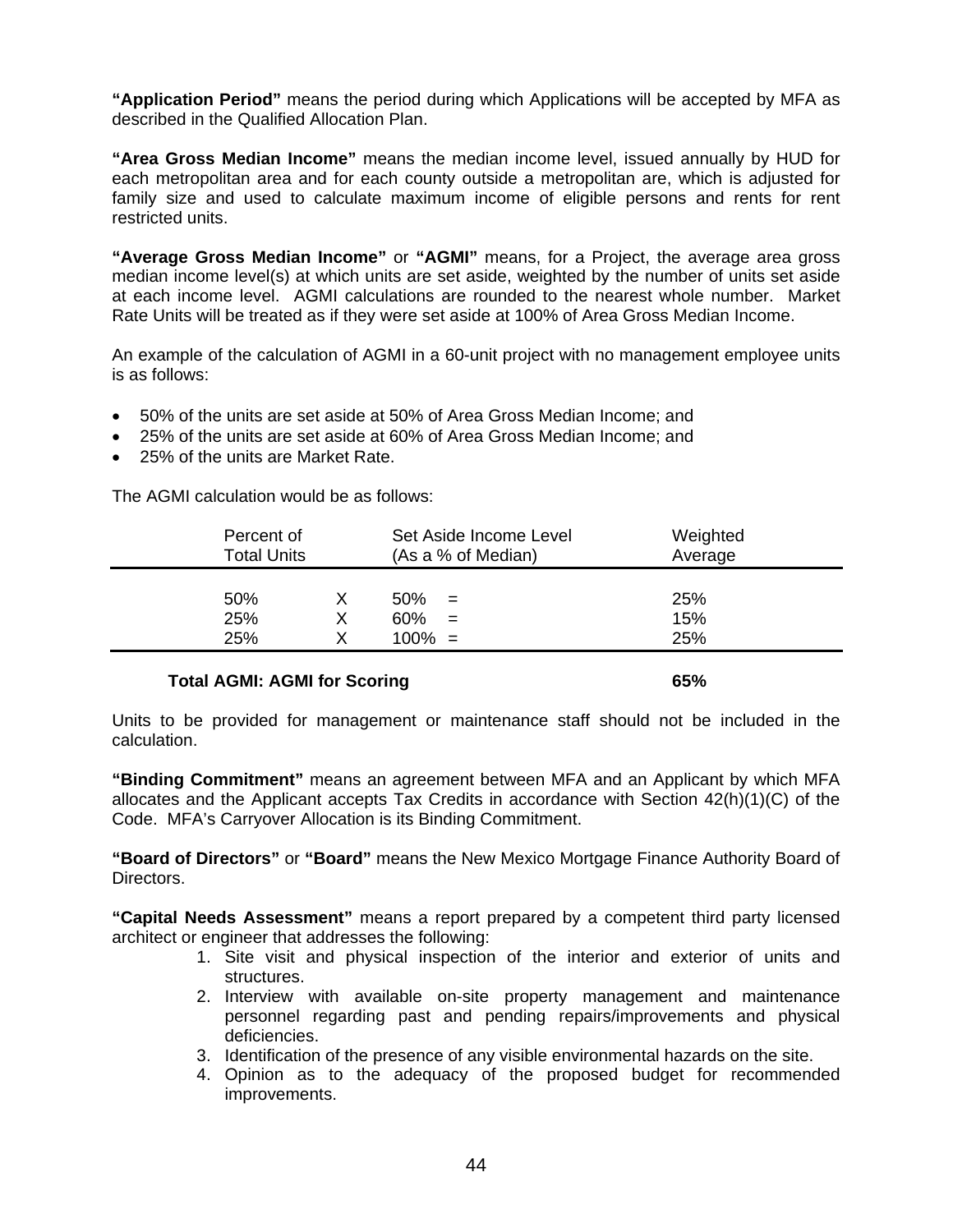**"Application Period"** means the period during which Applications will be accepted by MFA as described in the Qualified Allocation Plan.

**"Area Gross Median Income"** means the median income level, issued annually by HUD for each metropolitan area and for each county outside a metropolitan are, which is adjusted for family size and used to calculate maximum income of eligible persons and rents for rent restricted units.

**"Average Gross Median Income"** or **"AGMI"** means, for a Project, the average area gross median income level(s) at which units are set aside, weighted by the number of units set aside at each income level. AGMI calculations are rounded to the nearest whole number. Market Rate Units will be treated as if they were set aside at 100% of Area Gross Median Income.

An example of the calculation of AGMI in a 60-unit project with no management employee units is as follows:

- 50% of the units are set aside at 50% of Area Gross Median Income; and
- 25% of the units are set aside at 60% of Area Gross Median Income; and
- 25% of the units are Market Rate.

The AGMI calculation would be as follows:

| Percent of Total Units | | Set Aside Income Level (As a % of Median) | Weighted Average |
|---|---|---|---|
| 50% | X | 50% = | 25% |
| 25% | X | 60% = | 15% |
| 25% | X | 100% = | 25% |
| **Total AGMI: AGMI for Scoring** | | | **65%** |

Units to be provided for management or maintenance staff should not be included in the calculation.

**"Binding Commitment"** means an agreement between MFA and an Applicant by which MFA allocates and the Applicant accepts Tax Credits in accordance with Section 42(h)(1)(C) of the Code. MFA's Carryover Allocation is its Binding Commitment.

**"Board of Directors"** or **"Board"** means the New Mexico Mortgage Finance Authority Board of Directors.

**"Capital Needs Assessment"** means a report prepared by a competent third party licensed architect or engineer that addresses the following:

1. Site visit and physical inspection of the interior and exterior of units and structures.
2. Interview with available on-site property management and maintenance personnel regarding past and pending repairs/improvements and physical deficiencies.
3. Identification of the presence of any visible environmental hazards on the site.
4. Opinion as to the adequacy of the proposed budget for recommended improvements.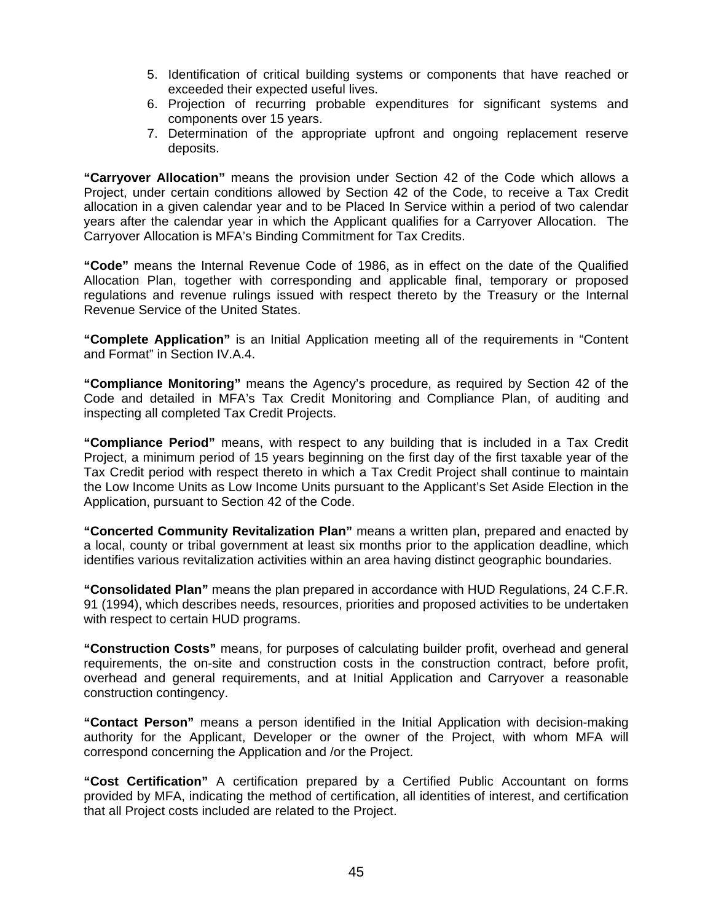5. Identification of critical building systems or components that have reached or exceeded their expected useful lives.
6. Projection of recurring probable expenditures for significant systems and components over 15 years.
7. Determination of the appropriate upfront and ongoing replacement reserve deposits.

**"Carryover Allocation"** means the provision under Section 42 of the Code which allows a Project, under certain conditions allowed by Section 42 of the Code, to receive a Tax Credit allocation in a given calendar year and to be Placed In Service within a period of two calendar years after the calendar year in which the Applicant qualifies for a Carryover Allocation. The Carryover Allocation is MFA's Binding Commitment for Tax Credits.

**"Code"** means the Internal Revenue Code of 1986, as in effect on the date of the Qualified Allocation Plan, together with corresponding and applicable final, temporary or proposed regulations and revenue rulings issued with respect thereto by the Treasury or the Internal Revenue Service of the United States.

**"Complete Application"** is an Initial Application meeting all of the requirements in "Content and Format" in Section IV.A.4.

**"Compliance Monitoring"** means the Agency's procedure, as required by Section 42 of the Code and detailed in MFA's Tax Credit Monitoring and Compliance Plan, of auditing and inspecting all completed Tax Credit Projects.

**"Compliance Period"** means, with respect to any building that is included in a Tax Credit Project, a minimum period of 15 years beginning on the first day of the first taxable year of the Tax Credit period with respect thereto in which a Tax Credit Project shall continue to maintain the Low Income Units as Low Income Units pursuant to the Applicant's Set Aside Election in the Application, pursuant to Section 42 of the Code.

**"Concerted Community Revitalization Plan"** means a written plan, prepared and enacted by a local, county or tribal government at least six months prior to the application deadline, which identifies various revitalization activities within an area having distinct geographic boundaries.

**"Consolidated Plan"** means the plan prepared in accordance with HUD Regulations, 24 C.F.R. 91 (1994), which describes needs, resources, priorities and proposed activities to be undertaken with respect to certain HUD programs.

**"Construction Costs"** means, for purposes of calculating builder profit, overhead and general requirements, the on-site and construction costs in the construction contract, before profit, overhead and general requirements, and at Initial Application and Carryover a reasonable construction contingency.

**"Contact Person"** means a person identified in the Initial Application with decision-making authority for the Applicant, Developer or the owner of the Project, with whom MFA will correspond concerning the Application and /or the Project.

**"Cost Certification"** A certification prepared by a Certified Public Accountant on forms provided by MFA, indicating the method of certification, all identities of interest, and certification that all Project costs included are related to the Project.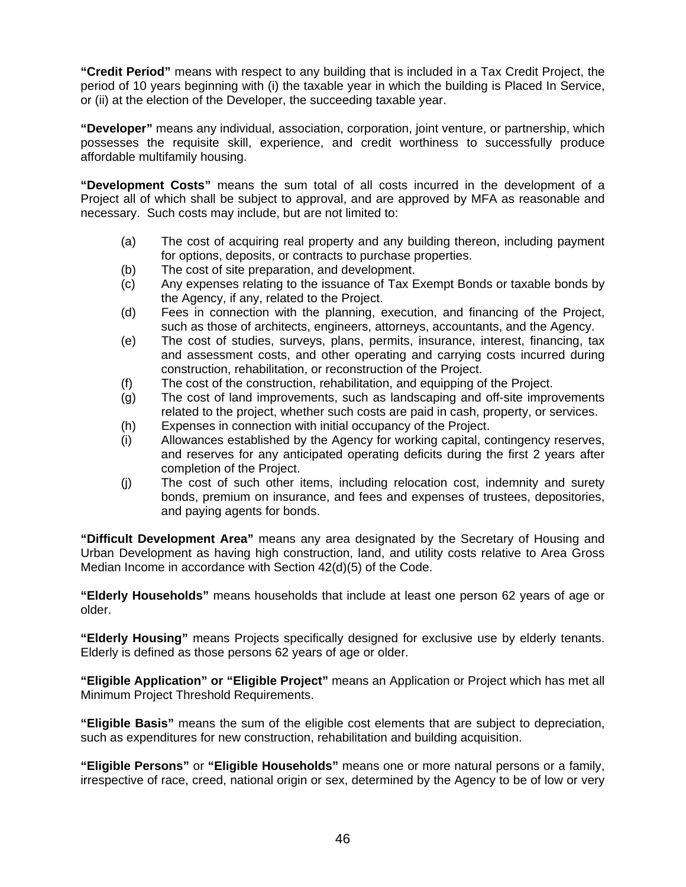**"Credit Period"** means with respect to any building that is included in a Tax Credit Project, the period of 10 years beginning with (i) the taxable year in which the building is Placed In Service, or (ii) at the election of the Developer, the succeeding taxable year.

**"Developer"** means any individual, association, corporation, joint venture, or partnership, which possesses the requisite skill, experience, and credit worthiness to successfully produce affordable multifamily housing.

**"Development Costs"** means the sum total of all costs incurred in the development of a Project all of which shall be subject to approval, and are approved by MFA as reasonable and necessary. Such costs may include, but are not limited to:

- (a) The cost of acquiring real property and any building thereon, including payment for options, deposits, or contracts to purchase properties.
- (b) The cost of site preparation, and development.
- (c) Any expenses relating to the issuance of Tax Exempt Bonds or taxable bonds by the Agency, if any, related to the Project.
- (d) Fees in connection with the planning, execution, and financing of the Project, such as those of architects, engineers, attorneys, accountants, and the Agency.
- (e) The cost of studies, surveys, plans, permits, insurance, interest, financing, tax and assessment costs, and other operating and carrying costs incurred during construction, rehabilitation, or reconstruction of the Project.
- (f) The cost of the construction, rehabilitation, and equipping of the Project.
- (g) The cost of land improvements, such as landscaping and off-site improvements related to the project, whether such costs are paid in cash, property, or services.
- (h) Expenses in connection with initial occupancy of the Project.
- (i) Allowances established by the Agency for working capital, contingency reserves, and reserves for any anticipated operating deficits during the first 2 years after completion of the Project.
- (j) The cost of such other items, including relocation cost, indemnity and surety bonds, premium on insurance, and fees and expenses of trustees, depositories, and paying agents for bonds.

**"Difficult Development Area"** means any area designated by the Secretary of Housing and Urban Development as having high construction, land, and utility costs relative to Area Gross Median Income in accordance with Section 42(d)(5) of the Code.

**"Elderly Households"** means households that include at least one person 62 years of age or older.

**"Elderly Housing"** means Projects specifically designed for exclusive use by elderly tenants. Elderly is defined as those persons 62 years of age or older.

**"Eligible Application" or "Eligible Project"** means an Application or Project which has met all Minimum Project Threshold Requirements.

**"Eligible Basis"** means the sum of the eligible cost elements that are subject to depreciation, such as expenditures for new construction, rehabilitation and building acquisition.

**"Eligible Persons"** or **"Eligible Households"** means one or more natural persons or a family, irrespective of race, creed, national origin or sex, determined by the Agency to be of low or very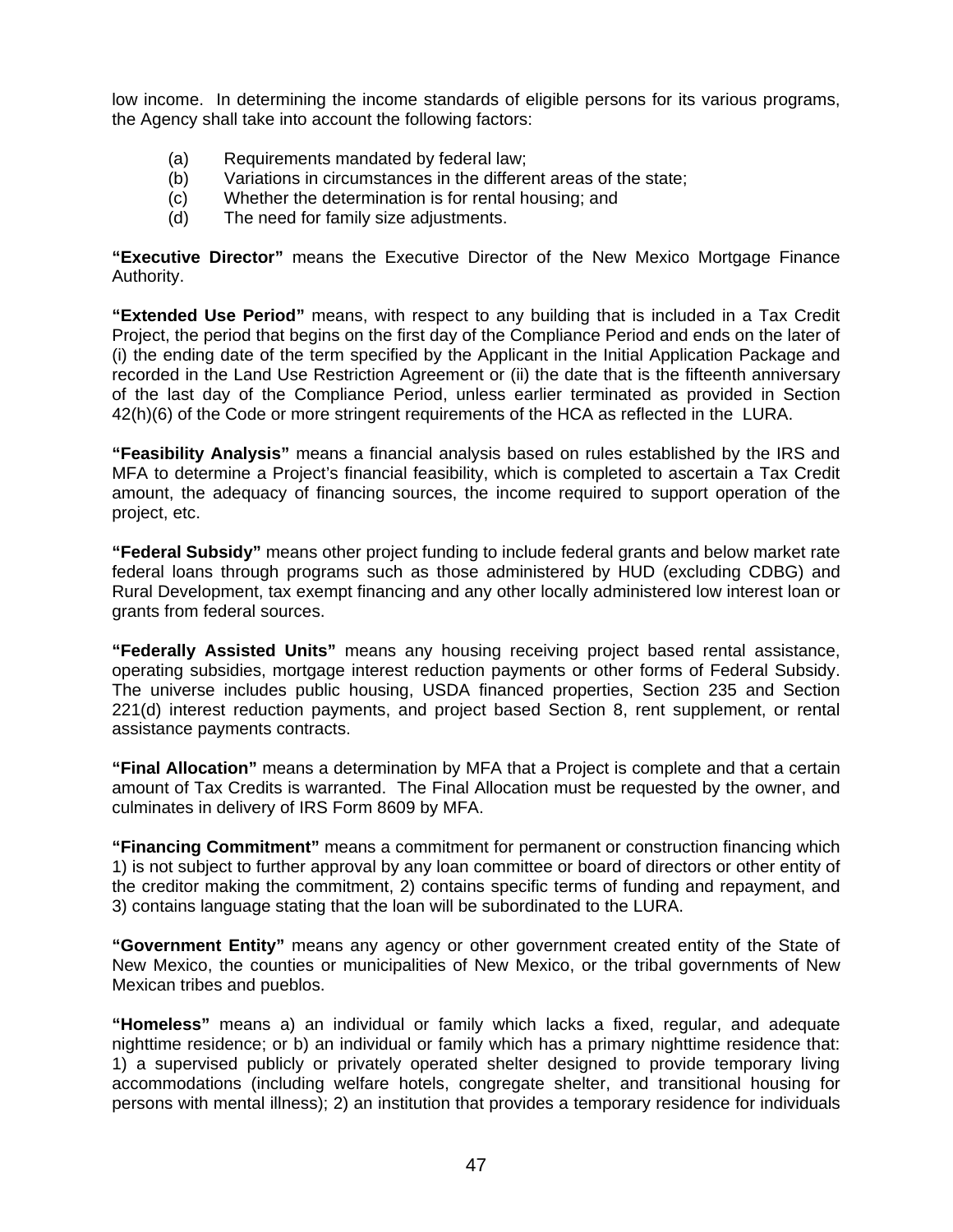low income. In determining the income standards of eligible persons for its various programs, the Agency shall take into account the following factors:

- (a) Requirements mandated by federal law;
- (b) Variations in circumstances in the different areas of the state;
- (c) Whether the determination is for rental housing; and
- (d) The need for family size adjustments.

**"Executive Director"** means the Executive Director of the New Mexico Mortgage Finance Authority.

**"Extended Use Period"** means, with respect to any building that is included in a Tax Credit Project, the period that begins on the first day of the Compliance Period and ends on the later of (i) the ending date of the term specified by the Applicant in the Initial Application Package and recorded in the Land Use Restriction Agreement or (ii) the date that is the fifteenth anniversary of the last day of the Compliance Period, unless earlier terminated as provided in Section 42(h)(6) of the Code or more stringent requirements of the HCA as reflected in the LURA.

**"Feasibility Analysis"** means a financial analysis based on rules established by the IRS and MFA to determine a Project's financial feasibility, which is completed to ascertain a Tax Credit amount, the adequacy of financing sources, the income required to support operation of the project, etc.

**"Federal Subsidy"** means other project funding to include federal grants and below market rate federal loans through programs such as those administered by HUD (excluding CDBG) and Rural Development, tax exempt financing and any other locally administered low interest loan or grants from federal sources.

**"Federally Assisted Units"** means any housing receiving project based rental assistance, operating subsidies, mortgage interest reduction payments or other forms of Federal Subsidy. The universe includes public housing, USDA financed properties, Section 235 and Section 221(d) interest reduction payments, and project based Section 8, rent supplement, or rental assistance payments contracts.

**"Final Allocation"** means a determination by MFA that a Project is complete and that a certain amount of Tax Credits is warranted. The Final Allocation must be requested by the owner, and culminates in delivery of IRS Form 8609 by MFA.

**"Financing Commitment"** means a commitment for permanent or construction financing which 1) is not subject to further approval by any loan committee or board of directors or other entity of the creditor making the commitment, 2) contains specific terms of funding and repayment, and 3) contains language stating that the loan will be subordinated to the LURA.

**"Government Entity"** means any agency or other government created entity of the State of New Mexico, the counties or municipalities of New Mexico, or the tribal governments of New Mexican tribes and pueblos.

**"Homeless"** means a) an individual or family which lacks a fixed, regular, and adequate nighttime residence; or b) an individual or family which has a primary nighttime residence that: 1) a supervised publicly or privately operated shelter designed to provide temporary living accommodations (including welfare hotels, congregate shelter, and transitional housing for persons with mental illness); 2) an institution that provides a temporary residence for individuals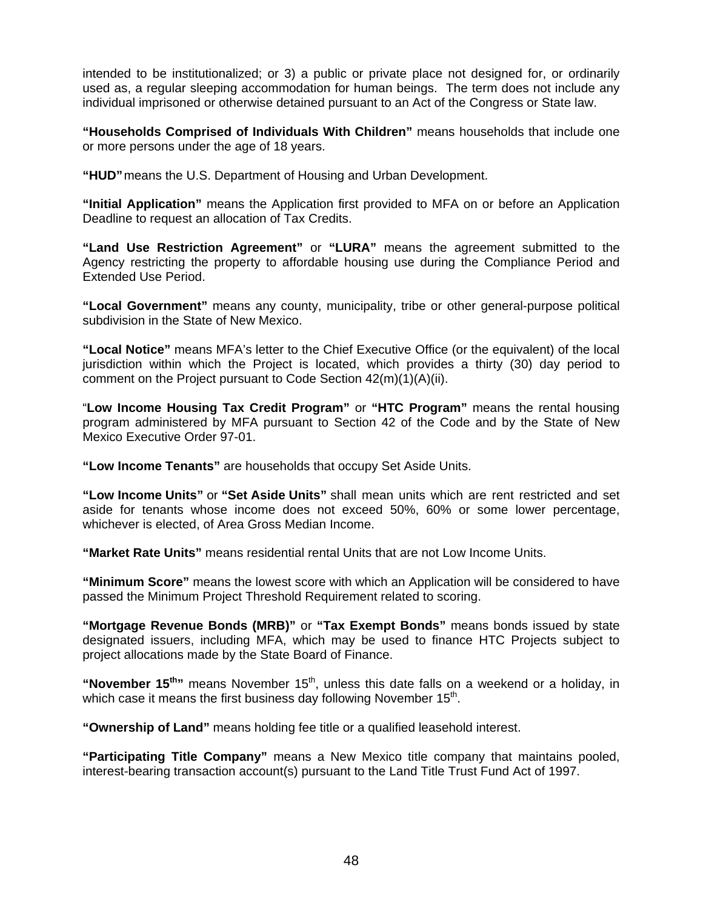intended to be institutionalized; or 3) a public or private place not designed for, or ordinarily used as, a regular sleeping accommodation for human beings. The term does not include any individual imprisoned or otherwise detained pursuant to an Act of the Congress or State law.

**"Households Comprised of Individuals With Children"** means households that include one or more persons under the age of 18 years.

**"HUD"** means the U.S. Department of Housing and Urban Development.

**"Initial Application"** means the Application first provided to MFA on or before an Application Deadline to request an allocation of Tax Credits.

**"Land Use Restriction Agreement"** or **"LURA"** means the agreement submitted to the Agency restricting the property to affordable housing use during the Compliance Period and Extended Use Period.

**"Local Government"** means any county, municipality, tribe or other general-purpose political subdivision in the State of New Mexico.

**"Local Notice"** means MFA's letter to the Chief Executive Office (or the equivalent) of the local jurisdiction within which the Project is located, which provides a thirty (30) day period to comment on the Project pursuant to Code Section 42(m)(1)(A)(ii).

"**Low Income Housing Tax Credit Program"** or **"HTC Program"** means the rental housing program administered by MFA pursuant to Section 42 of the Code and by the State of New Mexico Executive Order 97-01.

**"Low Income Tenants"** are households that occupy Set Aside Units.

**"Low Income Units"** or **"Set Aside Units"** shall mean units which are rent restricted and set aside for tenants whose income does not exceed 50%, 60% or some lower percentage, whichever is elected, of Area Gross Median Income.

**"Market Rate Units"** means residential rental Units that are not Low Income Units.

**"Minimum Score"** means the lowest score with which an Application will be considered to have passed the Minimum Project Threshold Requirement related to scoring.

**"Mortgage Revenue Bonds (MRB)"** or **"Tax Exempt Bonds"** means bonds issued by state designated issuers, including MFA, which may be used to finance HTC Projects subject to project allocations made by the State Board of Finance.

**"November 15th"** means November 15th, unless this date falls on a weekend or a holiday, in which case it means the first business day following November 15th.

**"Ownership of Land"** means holding fee title or a qualified leasehold interest.

**"Participating Title Company"** means a New Mexico title company that maintains pooled, interest-bearing transaction account(s) pursuant to the Land Title Trust Fund Act of 1997.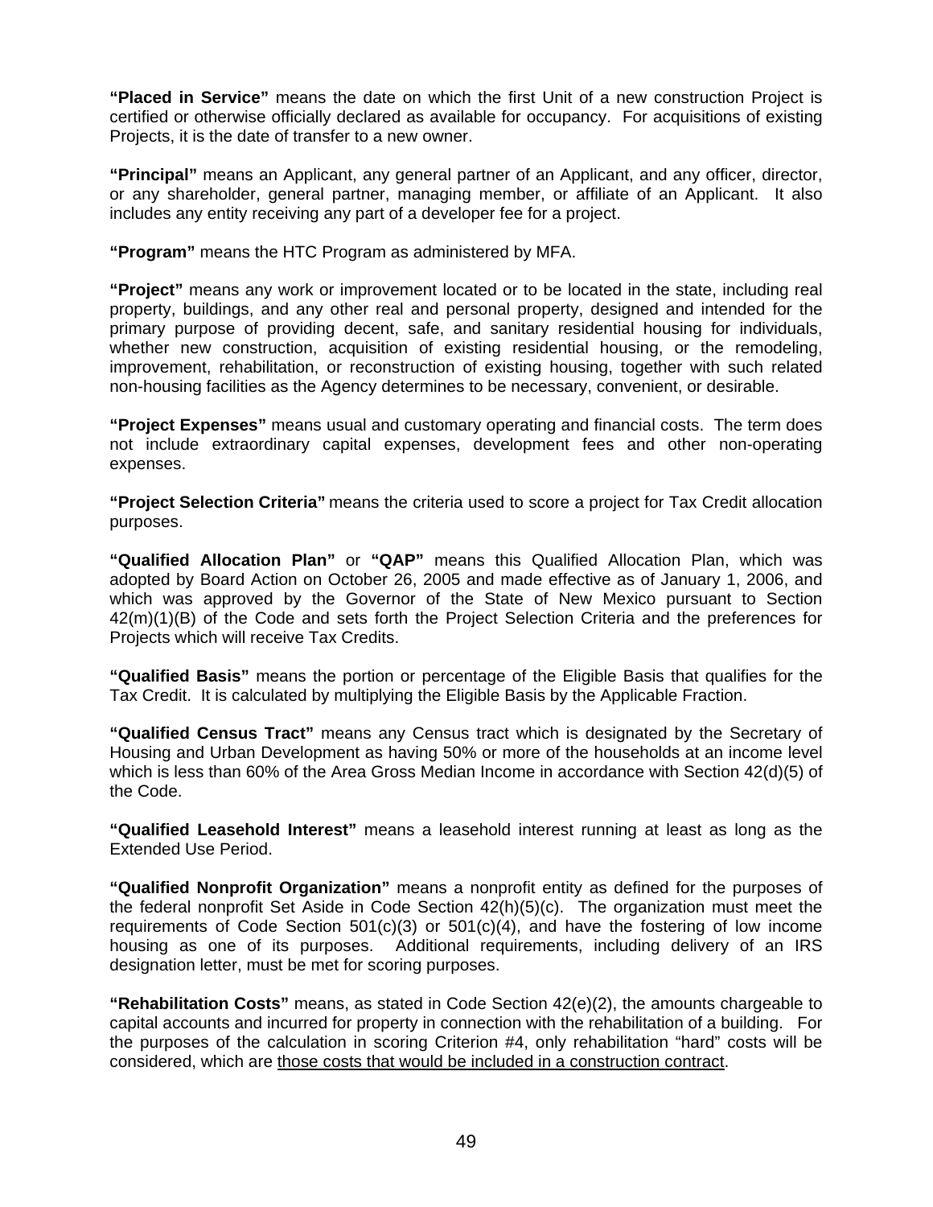**"Placed in Service"** means the date on which the first Unit of a new construction Project is certified or otherwise officially declared as available for occupancy. For acquisitions of existing Projects, it is the date of transfer to a new owner.

**"Principal"** means an Applicant, any general partner of an Applicant, and any officer, director, or any shareholder, general partner, managing member, or affiliate of an Applicant. It also includes any entity receiving any part of a developer fee for a project.

**"Program"** means the HTC Program as administered by MFA.

**"Project"** means any work or improvement located or to be located in the state, including real property, buildings, and any other real and personal property, designed and intended for the primary purpose of providing decent, safe, and sanitary residential housing for individuals, whether new construction, acquisition of existing residential housing, or the remodeling, improvement, rehabilitation, or reconstruction of existing housing, together with such related non-housing facilities as the Agency determines to be necessary, convenient, or desirable.

**"Project Expenses"** means usual and customary operating and financial costs. The term does not include extraordinary capital expenses, development fees and other non-operating expenses.

**"Project Selection Criteria"** means the criteria used to score a project for Tax Credit allocation purposes.

**"Qualified Allocation Plan"** or **"QAP"** means this Qualified Allocation Plan, which was adopted by Board Action on October 26, 2005 and made effective as of January 1, 2006, and which was approved by the Governor of the State of New Mexico pursuant to Section 42(m)(1)(B) of the Code and sets forth the Project Selection Criteria and the preferences for Projects which will receive Tax Credits.

**"Qualified Basis"** means the portion or percentage of the Eligible Basis that qualifies for the Tax Credit. It is calculated by multiplying the Eligible Basis by the Applicable Fraction.

**"Qualified Census Tract"** means any Census tract which is designated by the Secretary of Housing and Urban Development as having 50% or more of the households at an income level which is less than 60% of the Area Gross Median Income in accordance with Section 42(d)(5) of the Code.

**"Qualified Leasehold Interest"** means a leasehold interest running at least as long as the Extended Use Period.

**"Qualified Nonprofit Organization"** means a nonprofit entity as defined for the purposes of the federal nonprofit Set Aside in Code Section 42(h)(5)(c). The organization must meet the requirements of Code Section 501(c)(3) or 501(c)(4), and have the fostering of low income housing as one of its purposes. Additional requirements, including delivery of an IRS designation letter, must be met for scoring purposes.

**"Rehabilitation Costs"** means, as stated in Code Section 42(e)(2), the amounts chargeable to capital accounts and incurred for property in connection with the rehabilitation of a building. For the purposes of the calculation in scoring Criterion #4, only rehabilitation "hard" costs will be considered, which are <u>those costs that would be included in a construction contract</u>.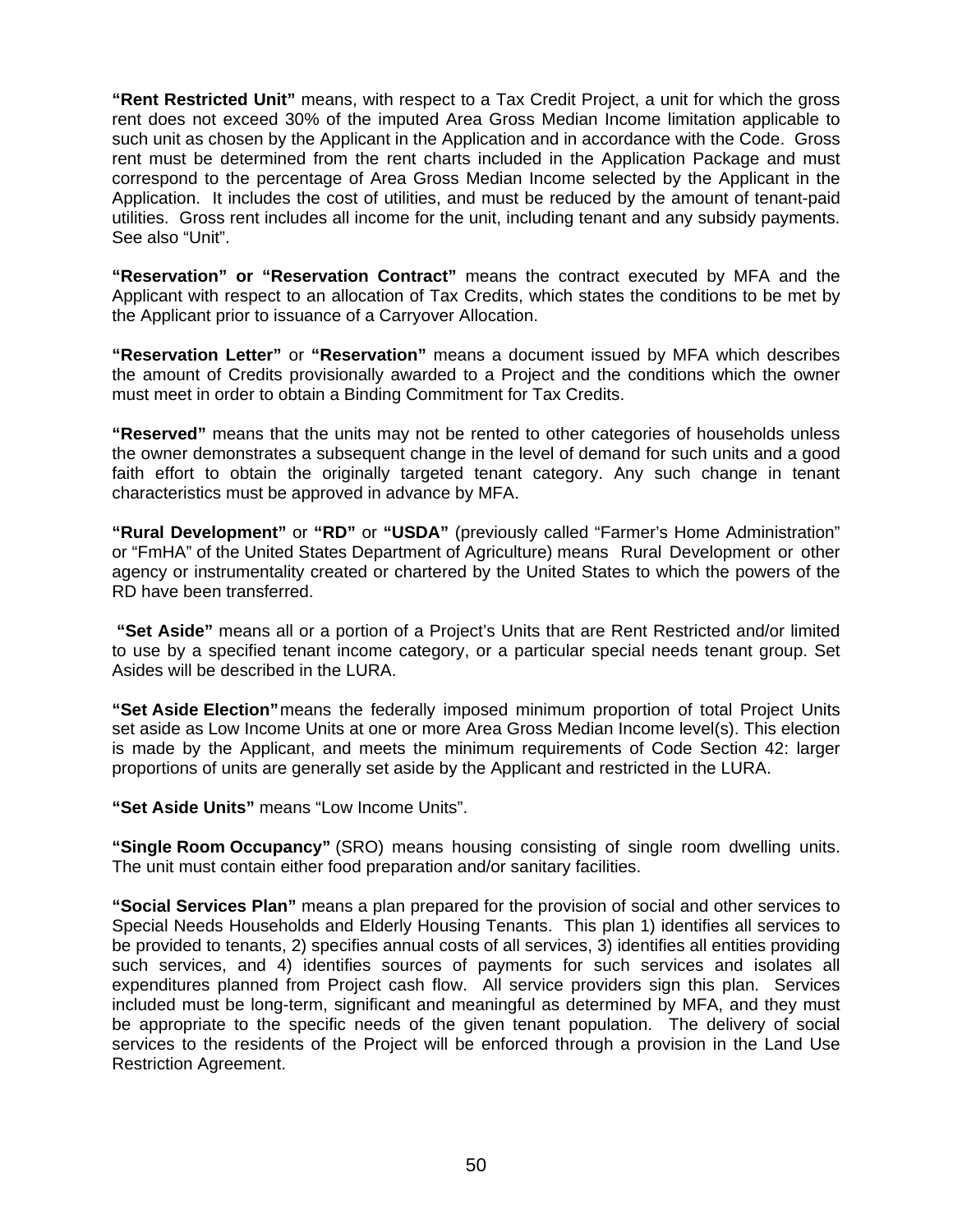**"Rent Restricted Unit"** means, with respect to a Tax Credit Project, a unit for which the gross rent does not exceed 30% of the imputed Area Gross Median Income limitation applicable to such unit as chosen by the Applicant in the Application and in accordance with the Code. Gross rent must be determined from the rent charts included in the Application Package and must correspond to the percentage of Area Gross Median Income selected by the Applicant in the Application. It includes the cost of utilities, and must be reduced by the amount of tenant-paid utilities. Gross rent includes all income for the unit, including tenant and any subsidy payments. See also "Unit".

**"Reservation" or "Reservation Contract"** means the contract executed by MFA and the Applicant with respect to an allocation of Tax Credits, which states the conditions to be met by the Applicant prior to issuance of a Carryover Allocation.

**"Reservation Letter"** or **"Reservation"** means a document issued by MFA which describes the amount of Credits provisionally awarded to a Project and the conditions which the owner must meet in order to obtain a Binding Commitment for Tax Credits.

**"Reserved"** means that the units may not be rented to other categories of households unless the owner demonstrates a subsequent change in the level of demand for such units and a good faith effort to obtain the originally targeted tenant category. Any such change in tenant characteristics must be approved in advance by MFA.

**"Rural Development"** or **"RD"** or **"USDA"** (previously called "Farmer's Home Administration" or "FmHA" of the United States Department of Agriculture) means Rural Development or other agency or instrumentality created or chartered by the United States to which the powers of the RD have been transferred.

**"Set Aside"** means all or a portion of a Project's Units that are Rent Restricted and/or limited to use by a specified tenant income category, or a particular special needs tenant group. Set Asides will be described in the LURA.

**"Set Aside Election"** means the federally imposed minimum proportion of total Project Units set aside as Low Income Units at one or more Area Gross Median Income level(s). This election is made by the Applicant, and meets the minimum requirements of Code Section 42: larger proportions of units are generally set aside by the Applicant and restricted in the LURA.

**"Set Aside Units"** means "Low Income Units".

**"Single Room Occupancy"** (SRO) means housing consisting of single room dwelling units. The unit must contain either food preparation and/or sanitary facilities.

**"Social Services Plan"** means a plan prepared for the provision of social and other services to Special Needs Households and Elderly Housing Tenants. This plan 1) identifies all services to be provided to tenants, 2) specifies annual costs of all services, 3) identifies all entities providing such services, and 4) identifies sources of payments for such services and isolates all expenditures planned from Project cash flow. All service providers sign this plan. Services included must be long-term, significant and meaningful as determined by MFA, and they must be appropriate to the specific needs of the given tenant population. The delivery of social services to the residents of the Project will be enforced through a provision in the Land Use Restriction Agreement.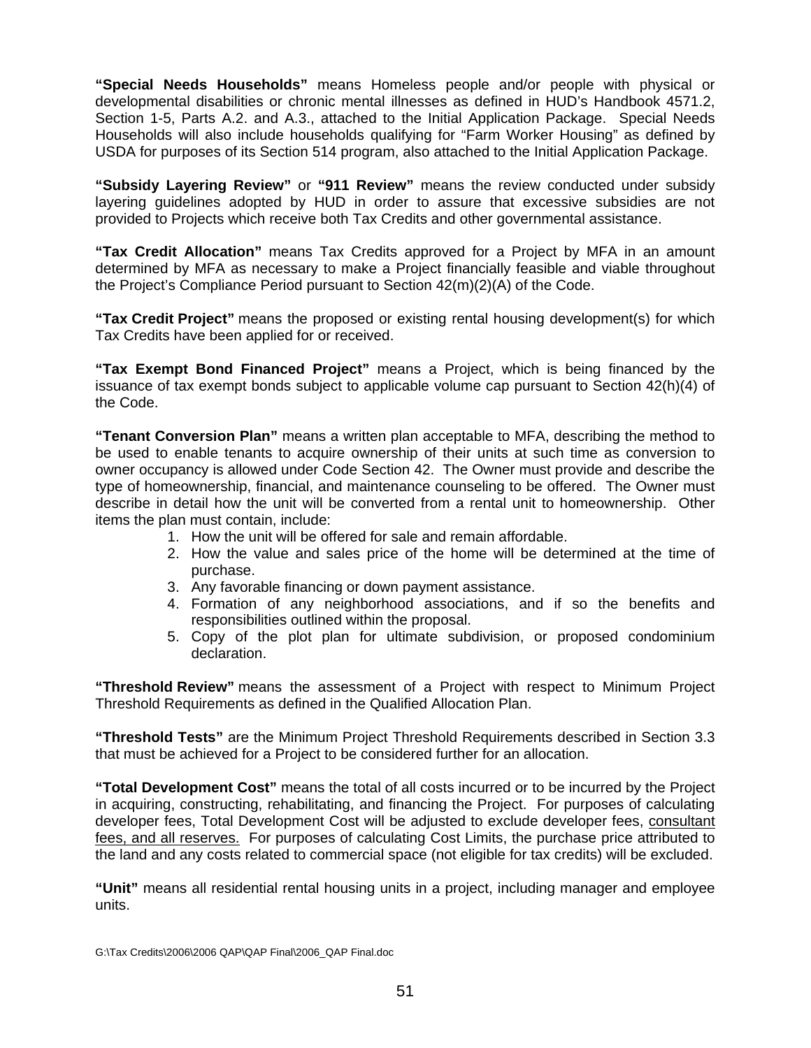**"Special Needs Households"** means Homeless people and/or people with physical or developmental disabilities or chronic mental illnesses as defined in HUD's Handbook 4571.2, Section 1-5, Parts A.2. and A.3., attached to the Initial Application Package. Special Needs Households will also include households qualifying for "Farm Worker Housing" as defined by USDA for purposes of its Section 514 program, also attached to the Initial Application Package.

**"Subsidy Layering Review"** or **"911 Review"** means the review conducted under subsidy layering guidelines adopted by HUD in order to assure that excessive subsidies are not provided to Projects which receive both Tax Credits and other governmental assistance.

**"Tax Credit Allocation"** means Tax Credits approved for a Project by MFA in an amount determined by MFA as necessary to make a Project financially feasible and viable throughout the Project's Compliance Period pursuant to Section 42(m)(2)(A) of the Code.

**"Tax Credit Project"** means the proposed or existing rental housing development(s) for which Tax Credits have been applied for or received.

**"Tax Exempt Bond Financed Project"** means a Project, which is being financed by the issuance of tax exempt bonds subject to applicable volume cap pursuant to Section 42(h)(4) of the Code.

**"Tenant Conversion Plan"** means a written plan acceptable to MFA, describing the method to be used to enable tenants to acquire ownership of their units at such time as conversion to owner occupancy is allowed under Code Section 42. The Owner must provide and describe the type of homeownership, financial, and maintenance counseling to be offered. The Owner must describe in detail how the unit will be converted from a rental unit to homeownership. Other items the plan must contain, include:

1. How the unit will be offered for sale and remain affordable.
2. How the value and sales price of the home will be determined at the time of purchase.
3. Any favorable financing or down payment assistance.
4. Formation of any neighborhood associations, and if so the benefits and responsibilities outlined within the proposal.
5. Copy of the plot plan for ultimate subdivision, or proposed condominium declaration.

**"Threshold Review"** means the assessment of a Project with respect to Minimum Project Threshold Requirements as defined in the Qualified Allocation Plan.

**"Threshold Tests"** are the Minimum Project Threshold Requirements described in Section 3.3 that must be achieved for a Project to be considered further for an allocation.

**"Total Development Cost"** means the total of all costs incurred or to be incurred by the Project in acquiring, constructing, rehabilitating, and financing the Project. For purposes of calculating developer fees, Total Development Cost will be adjusted to exclude developer fees, <u>consultant fees, and all reserves.</u> For purposes of calculating Cost Limits, the purchase price attributed to the land and any costs related to commercial space (not eligible for tax credits) will be excluded.

**"Unit"** means all residential rental housing units in a project, including manager and employee units.

G:\Tax Credits\2006\2006 QAP\QAP Final\2006_QAP Final.doc